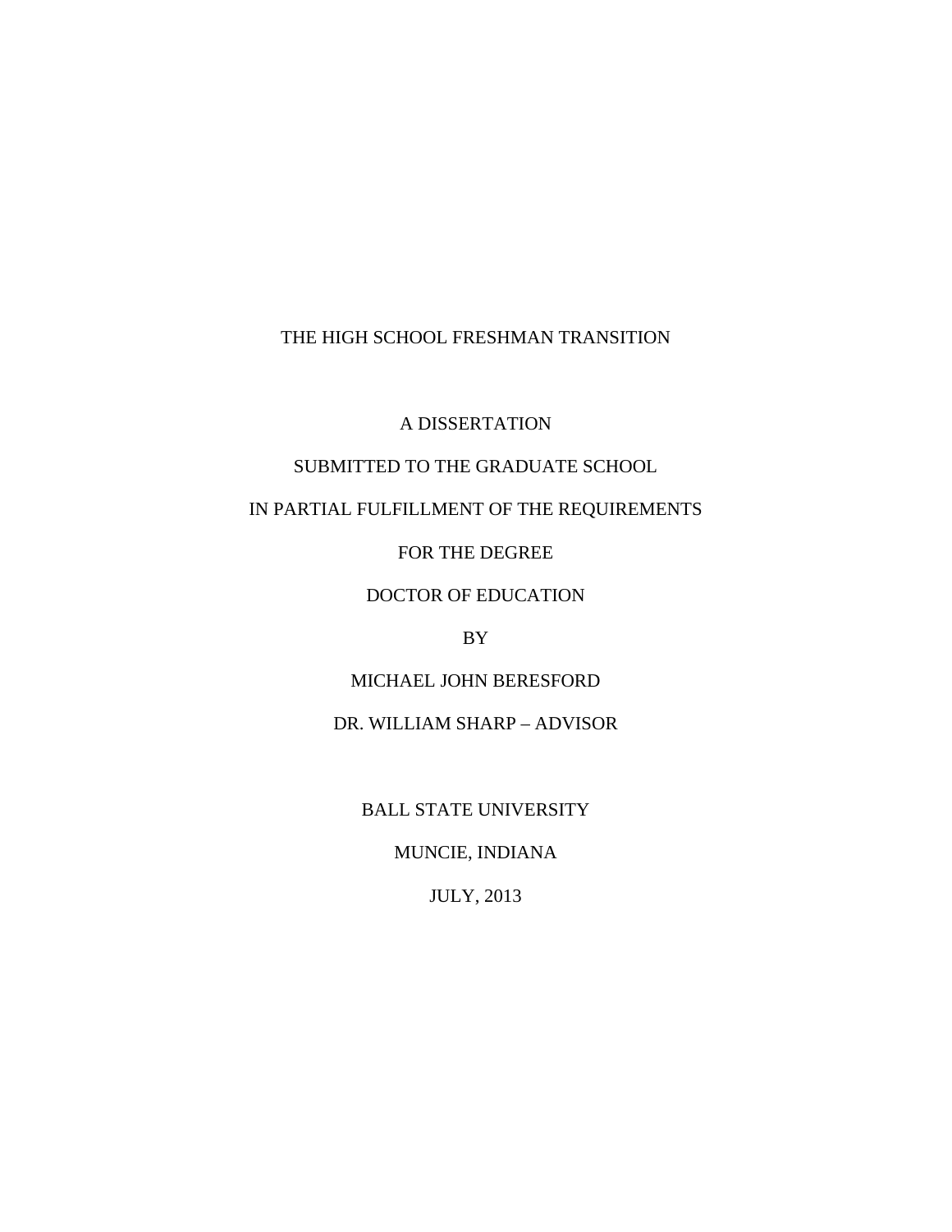# THE HIGH SCHOOL FRESHMAN TRANSITION

A DISSERTATION

SUBMITTED TO THE GRADUATE SCHOOL

IN PARTIAL FULFILLMENT OF THE REQUIREMENTS

FOR THE DEGREE

DOCTOR OF EDUCATION

BY

MICHAEL JOHN BERESFORD

DR. WILLIAM SHARP – ADVISOR

BALL STATE UNIVERSITY

MUNCIE, INDIANA

JULY, 2013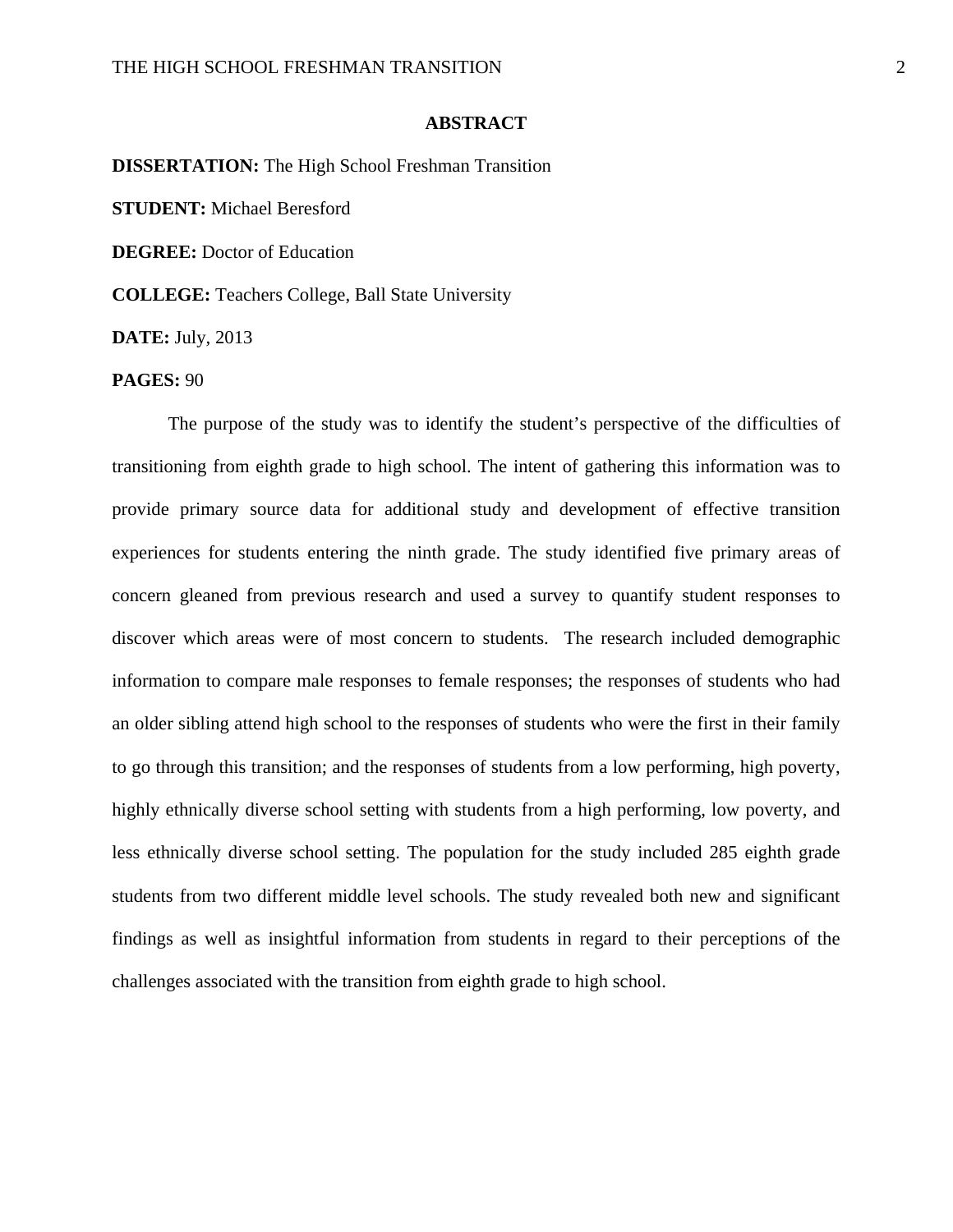## ABSTRACT

**DISSERTATION:** The High School Freshman Transition

**STUDENT:** Michael Beresford

**DEGREE:** Doctor of Education

**COLLEGE:** Teachers College, Ball State University

**DATE:** July, 2013

**PAGES:** 90

The purpose of the study was to identify the student's perspective of the difficulties of transitioning from eighth grade to high school. The intent of gathering this information was to provide primary source data for additional study and development of effective transition experiences for students entering the ninth grade. The study identified five primary areas of concern gleaned from previous research and used a survey to quantify student responses to discover which areas were of most concern to students. The research included demographic information to compare male responses to female responses; the responses of students who had an older sibling attend high school to the responses of students who were the first in their family to go through this transition; and the responses of students from a low performing, high poverty, highly ethnically diverse school setting with students from a high performing, low poverty, and less ethnically diverse school setting. The population for the study included 285 eighth grade students from two different middle level schools. The study revealed both new and significant findings as well as insightful information from students in regard to their perceptions of the challenges associated with the transition from eighth grade to high school.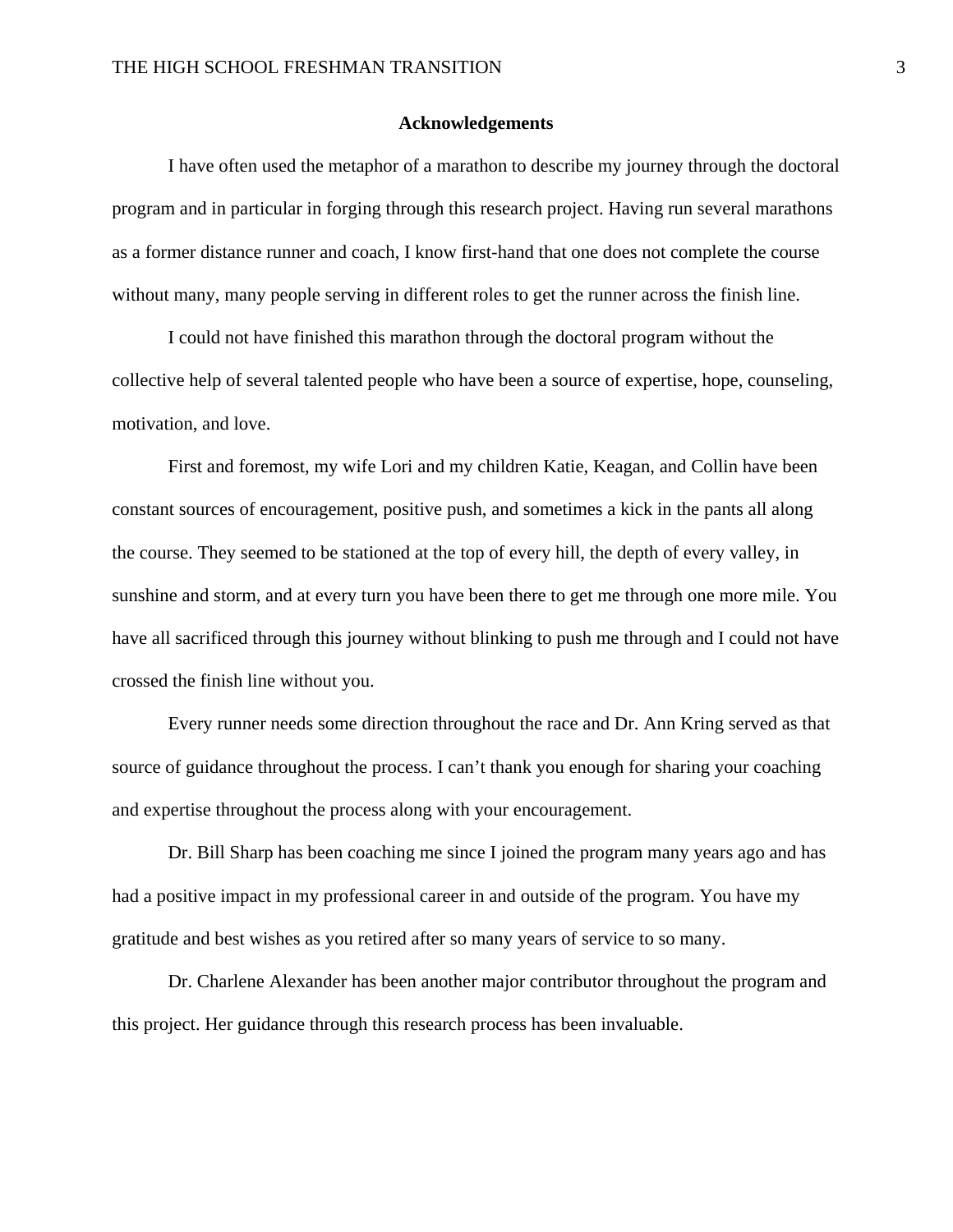## Acknowledgements

I have often used the metaphor of a marathon to describe my journey through the doctoral program and in particular in forging through this research project. Having run several marathons as a former distance runner and coach, I know first-hand that one does not complete the course without many, many people serving in different roles to get the runner across the finish line.

I could not have finished this marathon through the doctoral program without the collective help of several talented people who have been a source of expertise, hope, counseling, motivation, and love.

First and foremost, my wife Lori and my children Katie, Keagan, and Collin have been constant sources of encouragement, positive push, and sometimes a kick in the pants all along the course. They seemed to be stationed at the top of every hill, the depth of every valley, in sunshine and storm, and at every turn you have been there to get me through one more mile. You have all sacrificed through this journey without blinking to push me through and I could not have crossed the finish line without you.

Every runner needs some direction throughout the race and Dr. Ann Kring served as that source of guidance throughout the process. I can't thank you enough for sharing your coaching and expertise throughout the process along with your encouragement.

Dr. Bill Sharp has been coaching me since I joined the program many years ago and has had a positive impact in my professional career in and outside of the program. You have my gratitude and best wishes as you retired after so many years of service to so many.

Dr. Charlene Alexander has been another major contributor throughout the program and this project. Her guidance through this research process has been invaluable.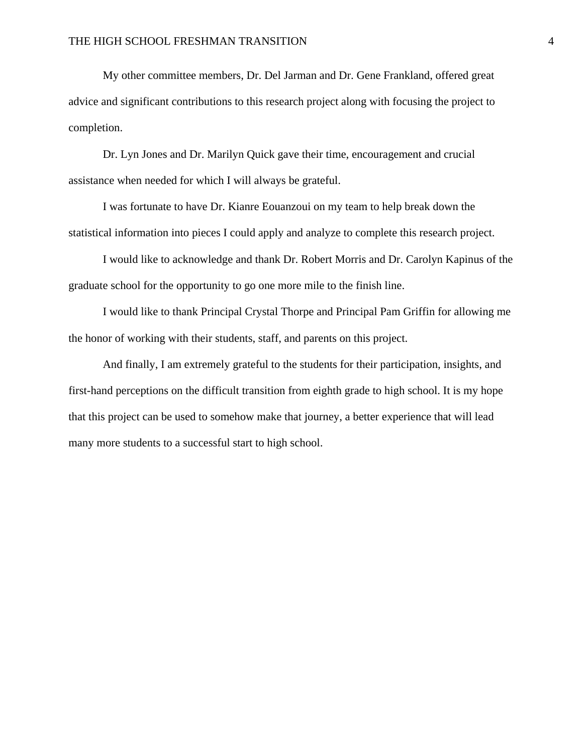My other committee members, Dr. Del Jarman and Dr. Gene Frankland, offered great advice and significant contributions to this research project along with focusing the project to completion.

Dr. Lyn Jones and Dr. Marilyn Quick gave their time, encouragement and crucial assistance when needed for which I will always be grateful.

I was fortunate to have Dr. Kianre Eouanzoui on my team to help break down the statistical information into pieces I could apply and analyze to complete this research project.

I would like to acknowledge and thank Dr. Robert Morris and Dr. Carolyn Kapinus of the graduate school for the opportunity to go one more mile to the finish line.

I would like to thank Principal Crystal Thorpe and Principal Pam Griffin for allowing me the honor of working with their students, staff, and parents on this project.

And finally, I am extremely grateful to the students for their participation, insights, and first-hand perceptions on the difficult transition from eighth grade to high school. It is my hope that this project can be used to somehow make that journey, a better experience that will lead many more students to a successful start to high school.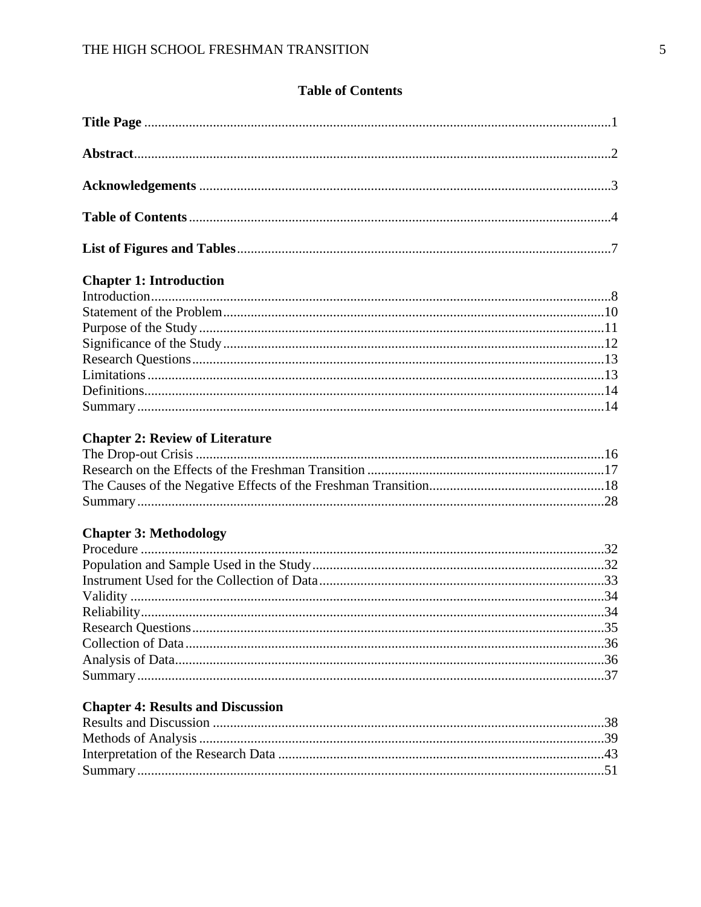# Table of Contents

**Title Page** ....................................................................................................................1

**Abstract**........................................................................................................................2

**Acknowledgements** ......................................................................................................3

**Table of Contents**..........................................................................................................4

**List of Figures and Tables**............................................................................................7

**Chapter 1: Introduction**

Introduction....................................................................................................................8
Statement of the Problem..............................................................................................10
Purpose of the Study.....................................................................................................11
Significance of the Study..............................................................................................12
Research Questions.......................................................................................................13
Limitations....................................................................................................................13
Definitions.....................................................................................................................14
Summary.......................................................................................................................14

**Chapter 2: Review of Literature**

The Drop-out Crisis ......................................................................................................16
Research on the Effects of the Freshman Transition ....................................................17
The Causes of the Negative Effects of the Freshman Transition..................................18
Summary.......................................................................................................................28

**Chapter 3: Methodology**

Procedure ......................................................................................................................32
Population and Sample Used in the Study....................................................................32
Instrument Used for the Collection of Data..................................................................33
Validity .........................................................................................................................34
Reliability......................................................................................................................34
Research Questions.......................................................................................................35
Collection of Data.........................................................................................................36
Analysis of Data............................................................................................................36
Summary.......................................................................................................................37

**Chapter 4: Results and Discussion**

Results and Discussion .................................................................................................38
Methods of Analysis .....................................................................................................39
Interpretation of the Research Data ..............................................................................43
Summary.......................................................................................................................51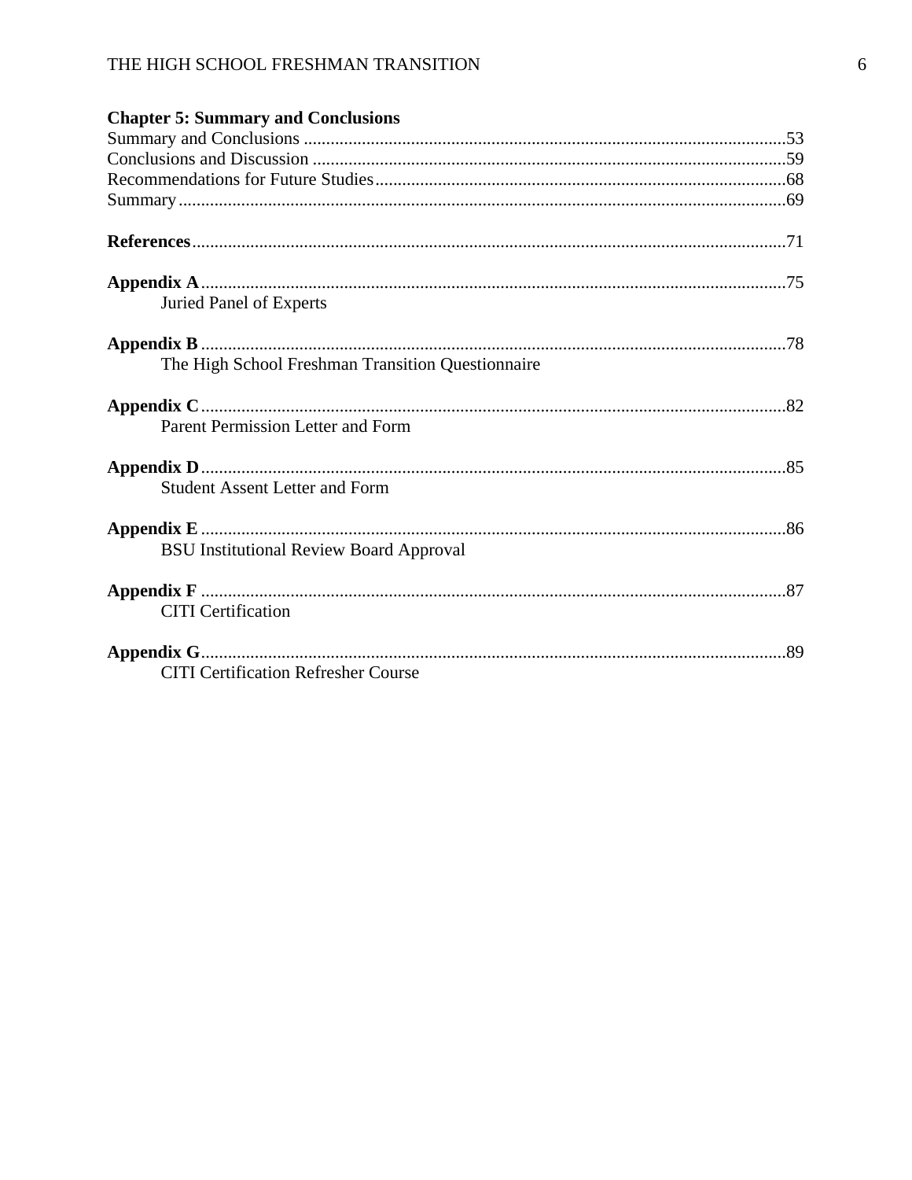**Chapter 5: Summary and Conclusions**

Summary and Conclusions ........................................................................................................53
Conclusions and Discussion ....................................................................................................59
Recommendations for Future Studies......................................................................................68
Summary...................................................................................................................................69

**References**..............................................................................................................................71

**Appendix A**.............................................................................................................................75
Juried Panel of Experts

**Appendix B**.............................................................................................................................78
The High School Freshman Transition Questionnaire

**Appendix C**.............................................................................................................................82
Parent Permission Letter and Form

**Appendix D**.............................................................................................................................85
Student Assent Letter and Form

**Appendix E**.............................................................................................................................86
BSU Institutional Review Board Approval

**Appendix F**.............................................................................................................................87
CITI Certification

**Appendix G**.............................................................................................................................89
CITI Certification Refresher Course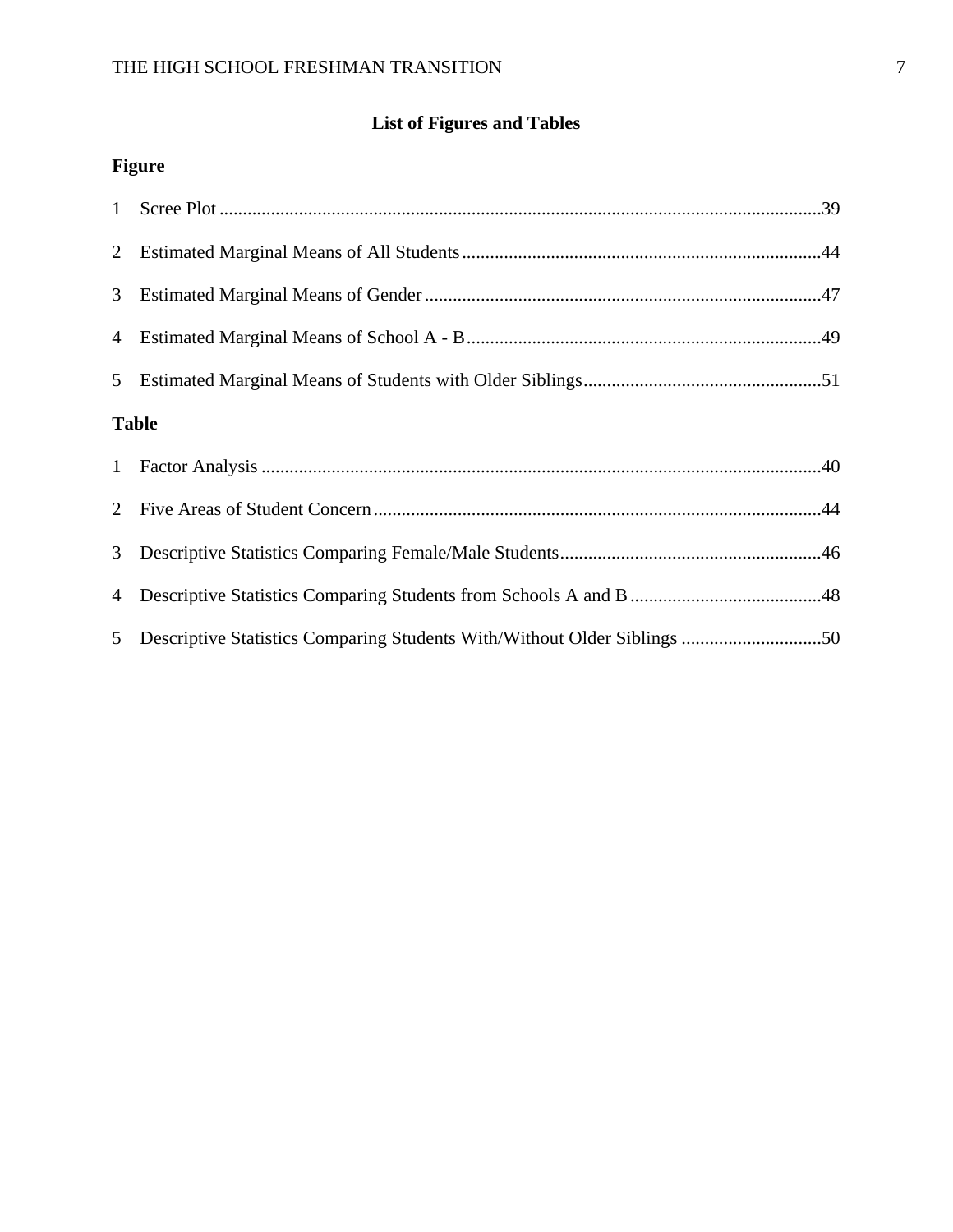# List of Figures and Tables

**Figure**

1 Scree Plot ....................................................................................................................39

2 Estimated Marginal Means of All Students ............................................................................44

3 Estimated Marginal Means of Gender ....................................................................................47

4 Estimated Marginal Means of School A - B ............................................................................49

5 Estimated Marginal Means of Students with Older Siblings ..................................................51

**Table**

1 Factor Analysis .......................................................................................................................40

2 Five Areas of Student Concern ...............................................................................................44

3 Descriptive Statistics Comparing Female/Male Students .......................................................46

4 Descriptive Statistics Comparing Students from Schools A and B .........................................48

5 Descriptive Statistics Comparing Students With/Without Older Siblings ..............................50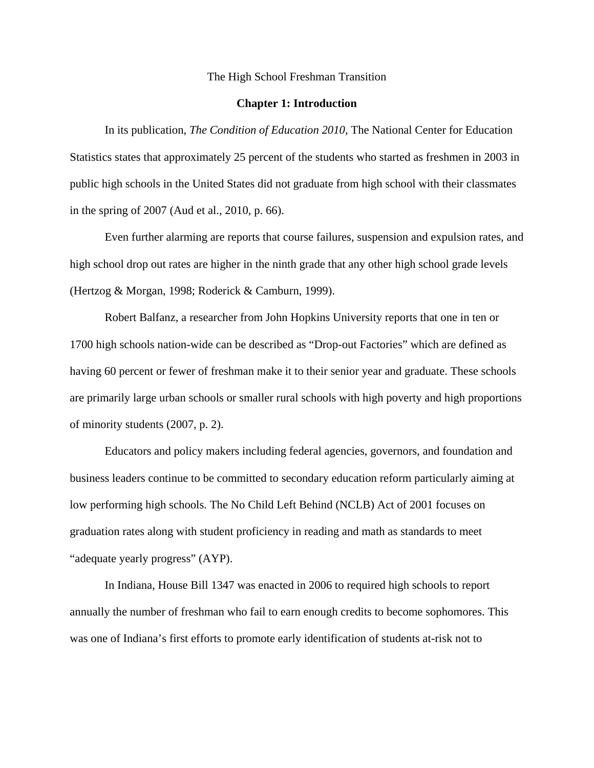The High School Freshman Transition

## Chapter 1: Introduction

In its publication, *The Condition of Education 2010*, The National Center for Education Statistics states that approximately 25 percent of the students who started as freshmen in 2003 in public high schools in the United States did not graduate from high school with their classmates in the spring of 2007 (Aud et al., 2010, p. 66).

Even further alarming are reports that course failures, suspension and expulsion rates, and high school drop out rates are higher in the ninth grade that any other high school grade levels (Hertzog & Morgan, 1998; Roderick & Camburn, 1999).

Robert Balfanz, a researcher from John Hopkins University reports that one in ten or 1700 high schools nation-wide can be described as “Drop-out Factories” which are defined as having 60 percent or fewer of freshman make it to their senior year and graduate. These schools are primarily large urban schools or smaller rural schools with high poverty and high proportions of minority students (2007, p. 2).

Educators and policy makers including federal agencies, governors, and foundation and business leaders continue to be committed to secondary education reform particularly aiming at low performing high schools. The No Child Left Behind (NCLB) Act of 2001 focuses on graduation rates along with student proficiency in reading and math as standards to meet “adequate yearly progress” (AYP).

In Indiana, House Bill 1347 was enacted in 2006 to required high schools to report annually the number of freshman who fail to earn enough credits to become sophomores. This was one of Indiana’s first efforts to promote early identification of students at-risk not to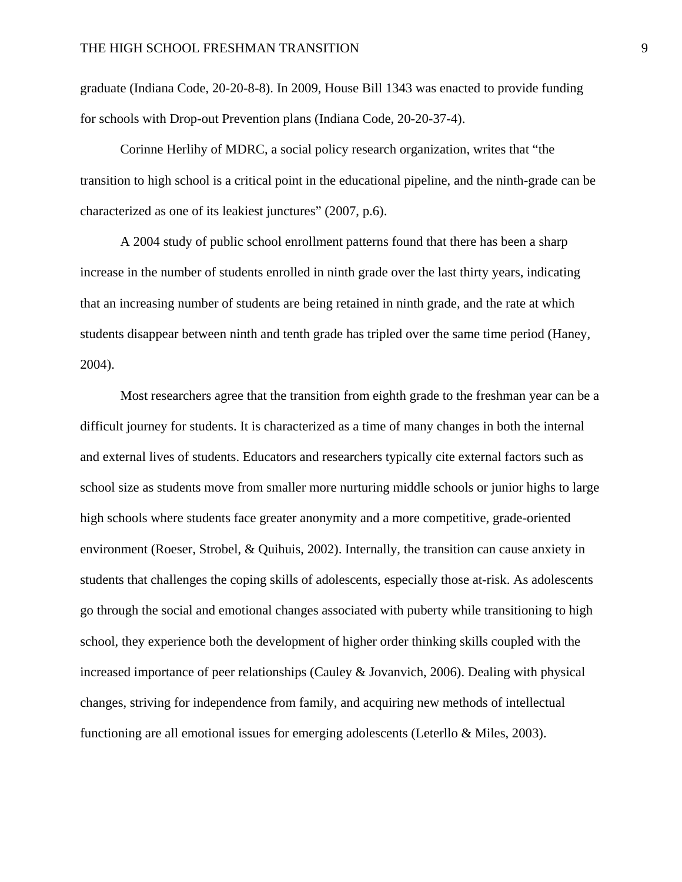graduate (Indiana Code, 20-20-8-8). In 2009, House Bill 1343 was enacted to provide funding for schools with Drop-out Prevention plans (Indiana Code, 20-20-37-4).

Corinne Herlihy of MDRC, a social policy research organization, writes that "the transition to high school is a critical point in the educational pipeline, and the ninth-grade can be characterized as one of its leakiest junctures" (2007, p.6).

A 2004 study of public school enrollment patterns found that there has been a sharp increase in the number of students enrolled in ninth grade over the last thirty years, indicating that an increasing number of students are being retained in ninth grade, and the rate at which students disappear between ninth and tenth grade has tripled over the same time period (Haney, 2004).

Most researchers agree that the transition from eighth grade to the freshman year can be a difficult journey for students. It is characterized as a time of many changes in both the internal and external lives of students. Educators and researchers typically cite external factors such as school size as students move from smaller more nurturing middle schools or junior highs to large high schools where students face greater anonymity and a more competitive, grade-oriented environment (Roeser, Strobel, & Quihuis, 2002). Internally, the transition can cause anxiety in students that challenges the coping skills of adolescents, especially those at-risk. As adolescents go through the social and emotional changes associated with puberty while transitioning to high school, they experience both the development of higher order thinking skills coupled with the increased importance of peer relationships (Cauley & Jovanvich, 2006). Dealing with physical changes, striving for independence from family, and acquiring new methods of intellectual functioning are all emotional issues for emerging adolescents (Leterllo & Miles, 2003).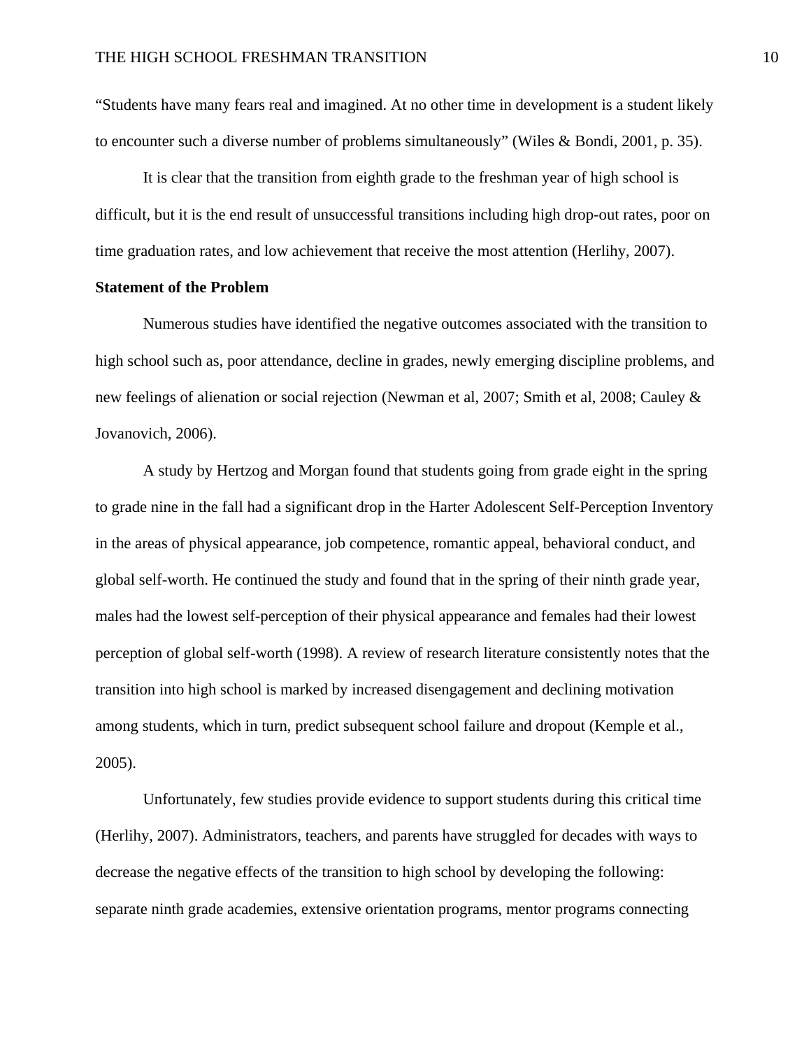"Students have many fears real and imagined. At no other time in development is a student likely to encounter such a diverse number of problems simultaneously" (Wiles & Bondi, 2001, p. 35).

It is clear that the transition from eighth grade to the freshman year of high school is difficult, but it is the end result of unsuccessful transitions including high drop-out rates, poor on time graduation rates, and low achievement that receive the most attention (Herlihy, 2007).

**Statement of the Problem**

Numerous studies have identified the negative outcomes associated with the transition to high school such as, poor attendance, decline in grades, newly emerging discipline problems, and new feelings of alienation or social rejection (Newman et al, 2007; Smith et al, 2008; Cauley & Jovanovich, 2006).

A study by Hertzog and Morgan found that students going from grade eight in the spring to grade nine in the fall had a significant drop in the Harter Adolescent Self-Perception Inventory in the areas of physical appearance, job competence, romantic appeal, behavioral conduct, and global self-worth. He continued the study and found that in the spring of their ninth grade year, males had the lowest self-perception of their physical appearance and females had their lowest perception of global self-worth (1998). A review of research literature consistently notes that the transition into high school is marked by increased disengagement and declining motivation among students, which in turn, predict subsequent school failure and dropout (Kemple et al., 2005).

Unfortunately, few studies provide evidence to support students during this critical time (Herlihy, 2007). Administrators, teachers, and parents have struggled for decades with ways to decrease the negative effects of the transition to high school by developing the following: separate ninth grade academies, extensive orientation programs, mentor programs connecting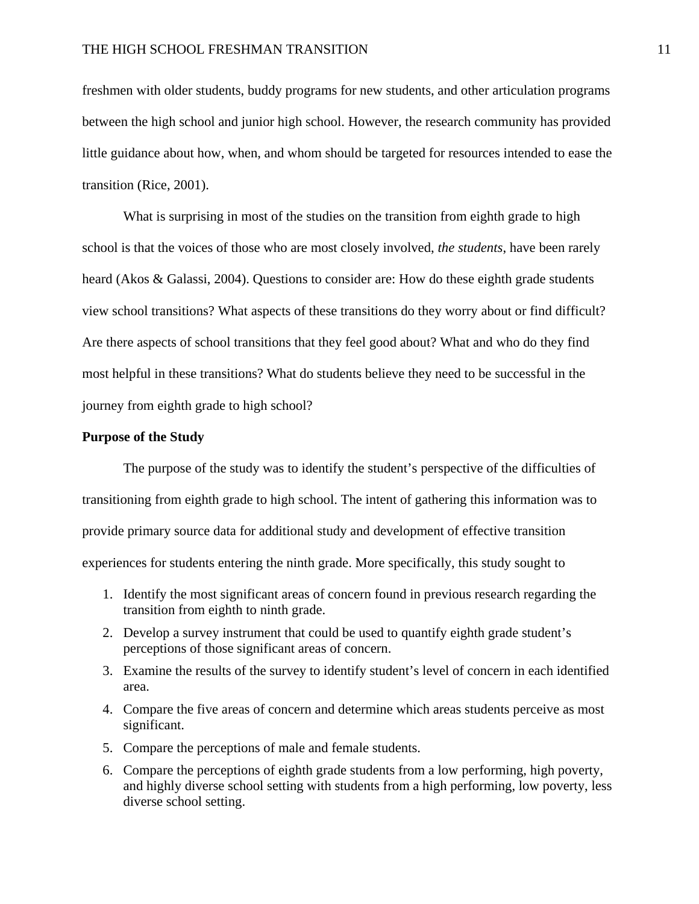freshmen with older students, buddy programs for new students, and other articulation programs between the high school and junior high school. However, the research community has provided little guidance about how, when, and whom should be targeted for resources intended to ease the transition (Rice, 2001).

What is surprising in most of the studies on the transition from eighth grade to high school is that the voices of those who are most closely involved, *the students*, have been rarely heard (Akos & Galassi, 2004). Questions to consider are: How do these eighth grade students view school transitions? What aspects of these transitions do they worry about or find difficult? Are there aspects of school transitions that they feel good about? What and who do they find most helpful in these transitions? What do students believe they need to be successful in the journey from eighth grade to high school?

**Purpose of the Study**

The purpose of the study was to identify the student's perspective of the difficulties of transitioning from eighth grade to high school. The intent of gathering this information was to provide primary source data for additional study and development of effective transition experiences for students entering the ninth grade. More specifically, this study sought to

1. Identify the most significant areas of concern found in previous research regarding the transition from eighth to ninth grade.
2. Develop a survey instrument that could be used to quantify eighth grade student's perceptions of those significant areas of concern.
3. Examine the results of the survey to identify student's level of concern in each identified area.
4. Compare the five areas of concern and determine which areas students perceive as most significant.
5. Compare the perceptions of male and female students.
6. Compare the perceptions of eighth grade students from a low performing, high poverty, and highly diverse school setting with students from a high performing, low poverty, less diverse school setting.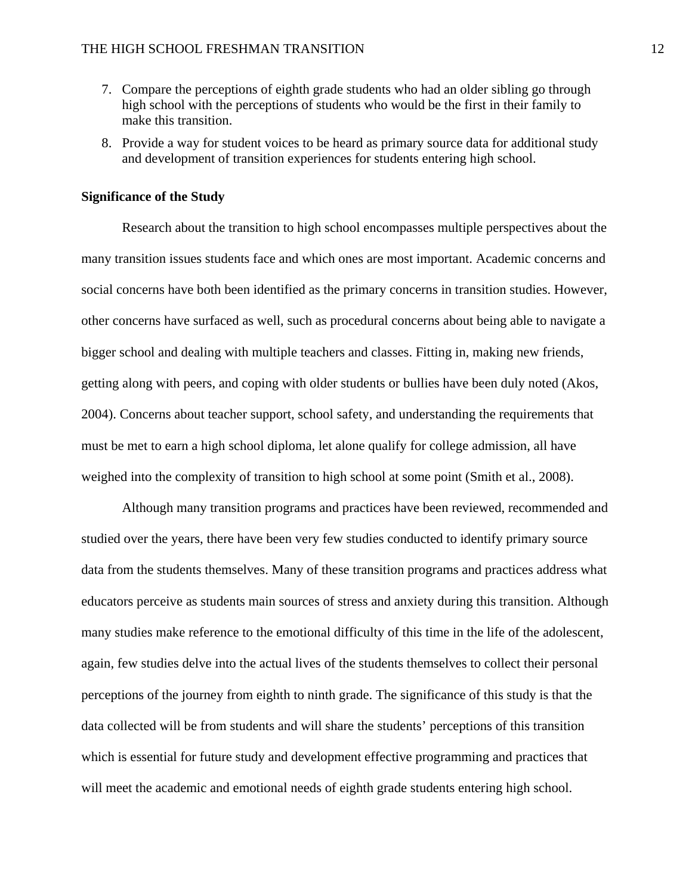7. Compare the perceptions of eighth grade students who had an older sibling go through high school with the perceptions of students who would be the first in their family to make this transition.
8. Provide a way for student voices to be heard as primary source data for additional study and development of transition experiences for students entering high school.

**Significance of the Study**

Research about the transition to high school encompasses multiple perspectives about the many transition issues students face and which ones are most important. Academic concerns and social concerns have both been identified as the primary concerns in transition studies. However, other concerns have surfaced as well, such as procedural concerns about being able to navigate a bigger school and dealing with multiple teachers and classes. Fitting in, making new friends, getting along with peers, and coping with older students or bullies have been duly noted (Akos, 2004). Concerns about teacher support, school safety, and understanding the requirements that must be met to earn a high school diploma, let alone qualify for college admission, all have weighed into the complexity of transition to high school at some point (Smith et al., 2008).

Although many transition programs and practices have been reviewed, recommended and studied over the years, there have been very few studies conducted to identify primary source data from the students themselves. Many of these transition programs and practices address what educators perceive as students main sources of stress and anxiety during this transition. Although many studies make reference to the emotional difficulty of this time in the life of the adolescent, again, few studies delve into the actual lives of the students themselves to collect their personal perceptions of the journey from eighth to ninth grade. The significance of this study is that the data collected will be from students and will share the students' perceptions of this transition which is essential for future study and development effective programming and practices that will meet the academic and emotional needs of eighth grade students entering high school.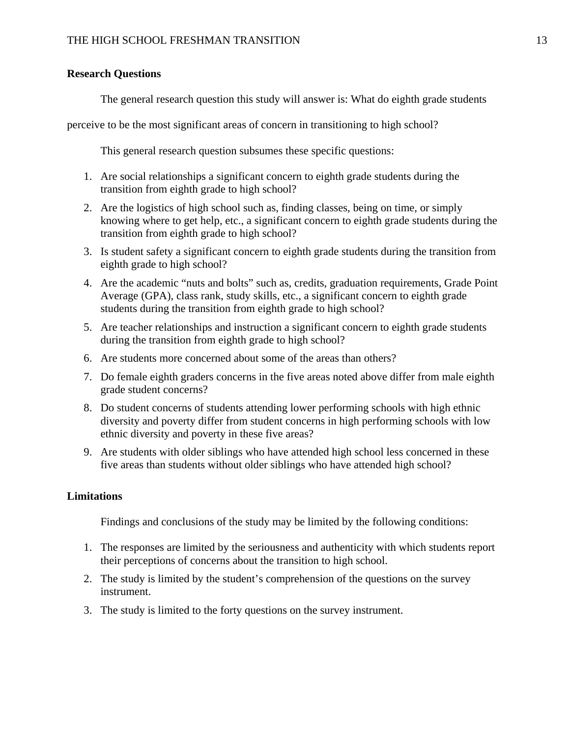## Research Questions

The general research question this study will answer is: What do eighth grade students perceive to be the most significant areas of concern in transitioning to high school?

This general research question subsumes these specific questions:

1. Are social relationships a significant concern to eighth grade students during the transition from eighth grade to high school?
2. Are the logistics of high school such as, finding classes, being on time, or simply knowing where to get help, etc., a significant concern to eighth grade students during the transition from eighth grade to high school?
3. Is student safety a significant concern to eighth grade students during the transition from eighth grade to high school?
4. Are the academic "nuts and bolts" such as, credits, graduation requirements, Grade Point Average (GPA), class rank, study skills, etc., a significant concern to eighth grade students during the transition from eighth grade to high school?
5. Are teacher relationships and instruction a significant concern to eighth grade students during the transition from eighth grade to high school?
6. Are students more concerned about some of the areas than others?
7. Do female eighth graders concerns in the five areas noted above differ from male eighth grade student concerns?
8. Do student concerns of students attending lower performing schools with high ethnic diversity and poverty differ from student concerns in high performing schools with low ethnic diversity and poverty in these five areas?
9. Are students with older siblings who have attended high school less concerned in these five areas than students without older siblings who have attended high school?

## Limitations

Findings and conclusions of the study may be limited by the following conditions:

1. The responses are limited by the seriousness and authenticity with which students report their perceptions of concerns about the transition to high school.
2. The study is limited by the student's comprehension of the questions on the survey instrument.
3. The study is limited to the forty questions on the survey instrument.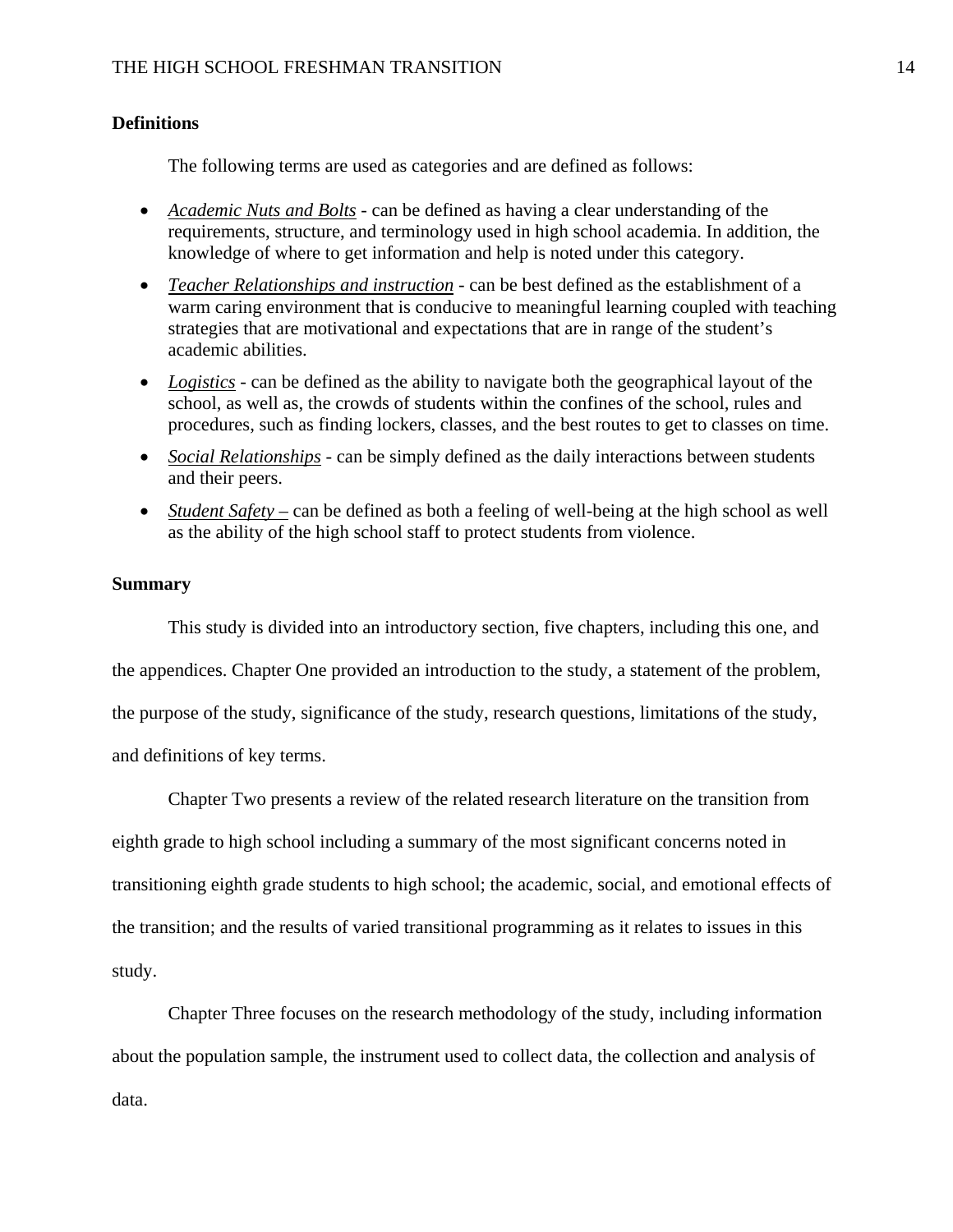## Definitions

The following terms are used as categories and are defined as follows:

- *Academic Nuts and Bolts* - can be defined as having a clear understanding of the requirements, structure, and terminology used in high school academia. In addition, the knowledge of where to get information and help is noted under this category.
- *Teacher Relationships and instruction* - can be best defined as the establishment of a warm caring environment that is conducive to meaningful learning coupled with teaching strategies that are motivational and expectations that are in range of the student's academic abilities.
- *Logistics* - can be defined as the ability to navigate both the geographical layout of the school, as well as, the crowds of students within the confines of the school, rules and procedures, such as finding lockers, classes, and the best routes to get to classes on time.
- *Social Relationships* - can be simply defined as the daily interactions between students and their peers.
- *Student Safety –* can be defined as both a feeling of well-being at the high school as well as the ability of the high school staff to protect students from violence.

## Summary

This study is divided into an introductory section, five chapters, including this one, and the appendices. Chapter One provided an introduction to the study, a statement of the problem, the purpose of the study, significance of the study, research questions, limitations of the study, and definitions of key terms.

Chapter Two presents a review of the related research literature on the transition from eighth grade to high school including a summary of the most significant concerns noted in transitioning eighth grade students to high school; the academic, social, and emotional effects of the transition; and the results of varied transitional programming as it relates to issues in this study.

Chapter Three focuses on the research methodology of the study, including information about the population sample, the instrument used to collect data, the collection and analysis of data.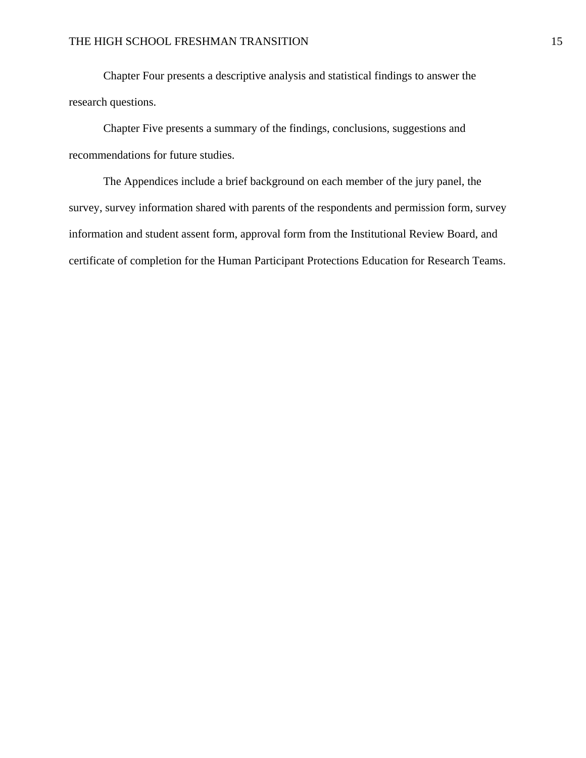Chapter Four presents a descriptive analysis and statistical findings to answer the research questions.

Chapter Five presents a summary of the findings, conclusions, suggestions and recommendations for future studies.

The Appendices include a brief background on each member of the jury panel, the survey, survey information shared with parents of the respondents and permission form, survey information and student assent form, approval form from the Institutional Review Board, and certificate of completion for the Human Participant Protections Education for Research Teams.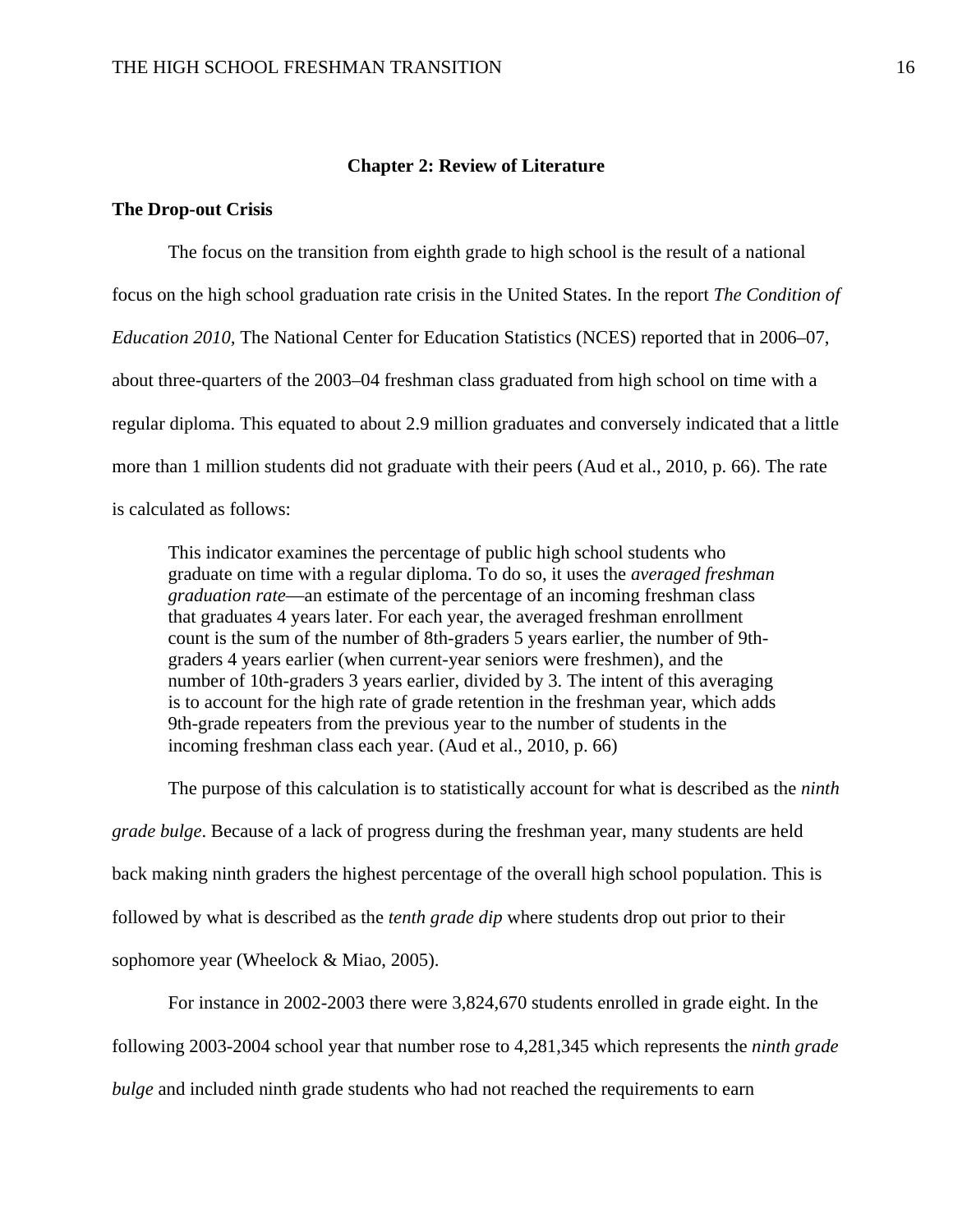## Chapter 2: Review of Literature

### The Drop-out Crisis

The focus on the transition from eighth grade to high school is the result of a national focus on the high school graduation rate crisis in the United States. In the report *The Condition of Education 2010*, The National Center for Education Statistics (NCES) reported that in 2006–07, about three-quarters of the 2003–04 freshman class graduated from high school on time with a regular diploma. This equated to about 2.9 million graduates and conversely indicated that a little more than 1 million students did not graduate with their peers (Aud et al., 2010, p. 66). The rate is calculated as follows:

> This indicator examines the percentage of public high school students who graduate on time with a regular diploma. To do so, it uses the *averaged freshman graduation rate*—an estimate of the percentage of an incoming freshman class that graduates 4 years later. For each year, the averaged freshman enrollment count is the sum of the number of 8th-graders 5 years earlier, the number of 9th-graders 4 years earlier (when current-year seniors were freshmen), and the number of 10th-graders 3 years earlier, divided by 3. The intent of this averaging is to account for the high rate of grade retention in the freshman year, which adds 9th-grade repeaters from the previous year to the number of students in the incoming freshman class each year. (Aud et al., 2010, p. 66)

The purpose of this calculation is to statistically account for what is described as the *ninth grade bulge*. Because of a lack of progress during the freshman year, many students are held back making ninth graders the highest percentage of the overall high school population. This is followed by what is described as the *tenth grade dip* where students drop out prior to their sophomore year (Wheelock & Miao, 2005).

For instance in 2002-2003 there were 3,824,670 students enrolled in grade eight. In the following 2003-2004 school year that number rose to 4,281,345 which represents the *ninth grade bulge* and included ninth grade students who had not reached the requirements to earn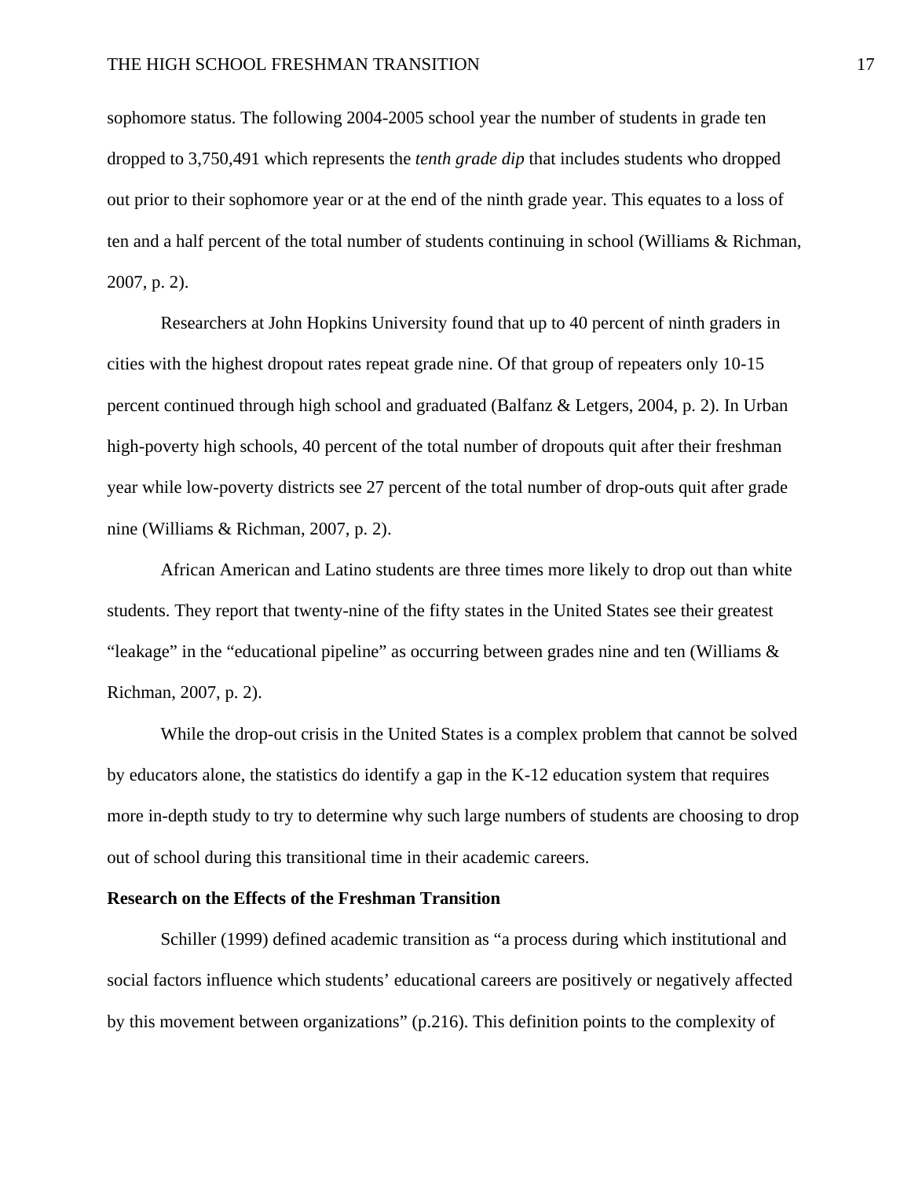sophomore status. The following 2004-2005 school year the number of students in grade ten dropped to 3,750,491 which represents the *tenth grade dip* that includes students who dropped out prior to their sophomore year or at the end of the ninth grade year. This equates to a loss of ten and a half percent of the total number of students continuing in school (Williams & Richman, 2007, p. 2).

Researchers at John Hopkins University found that up to 40 percent of ninth graders in cities with the highest dropout rates repeat grade nine. Of that group of repeaters only 10-15 percent continued through high school and graduated (Balfanz & Letgers, 2004, p. 2). In Urban high-poverty high schools, 40 percent of the total number of dropouts quit after their freshman year while low-poverty districts see 27 percent of the total number of drop-outs quit after grade nine (Williams & Richman, 2007, p. 2).

African American and Latino students are three times more likely to drop out than white students. They report that twenty-nine of the fifty states in the United States see their greatest "leakage" in the "educational pipeline" as occurring between grades nine and ten (Williams & Richman, 2007, p. 2).

While the drop-out crisis in the United States is a complex problem that cannot be solved by educators alone, the statistics do identify a gap in the K-12 education system that requires more in-depth study to try to determine why such large numbers of students are choosing to drop out of school during this transitional time in their academic careers.

**Research on the Effects of the Freshman Transition**

Schiller (1999) defined academic transition as "a process during which institutional and social factors influence which students' educational careers are positively or negatively affected by this movement between organizations" (p.216). This definition points to the complexity of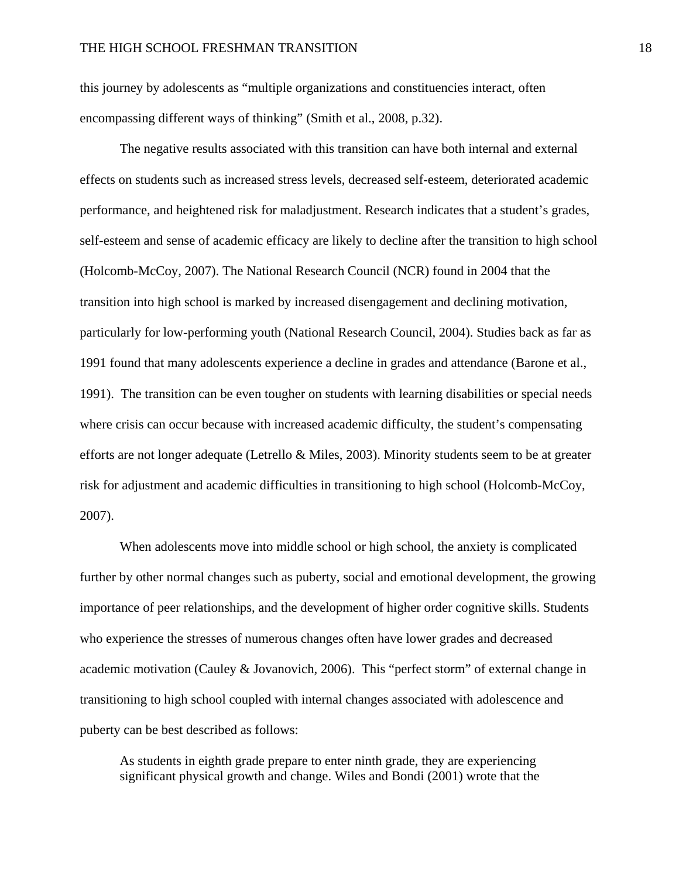this journey by adolescents as "multiple organizations and constituencies interact, often encompassing different ways of thinking" (Smith et al., 2008, p.32).

The negative results associated with this transition can have both internal and external effects on students such as increased stress levels, decreased self-esteem, deteriorated academic performance, and heightened risk for maladjustment. Research indicates that a student's grades, self-esteem and sense of academic efficacy are likely to decline after the transition to high school (Holcomb-McCoy, 2007). The National Research Council (NCR) found in 2004 that the transition into high school is marked by increased disengagement and declining motivation, particularly for low-performing youth (National Research Council, 2004). Studies back as far as 1991 found that many adolescents experience a decline in grades and attendance (Barone et al., 1991). The transition can be even tougher on students with learning disabilities or special needs where crisis can occur because with increased academic difficulty, the student's compensating efforts are not longer adequate (Letrello & Miles, 2003). Minority students seem to be at greater risk for adjustment and academic difficulties in transitioning to high school (Holcomb-McCoy, 2007).

When adolescents move into middle school or high school, the anxiety is complicated further by other normal changes such as puberty, social and emotional development, the growing importance of peer relationships, and the development of higher order cognitive skills. Students who experience the stresses of numerous changes often have lower grades and decreased academic motivation (Cauley & Jovanovich, 2006). This "perfect storm" of external change in transitioning to high school coupled with internal changes associated with adolescence and puberty can be best described as follows:

> As students in eighth grade prepare to enter ninth grade, they are experiencing significant physical growth and change. Wiles and Bondi (2001) wrote that the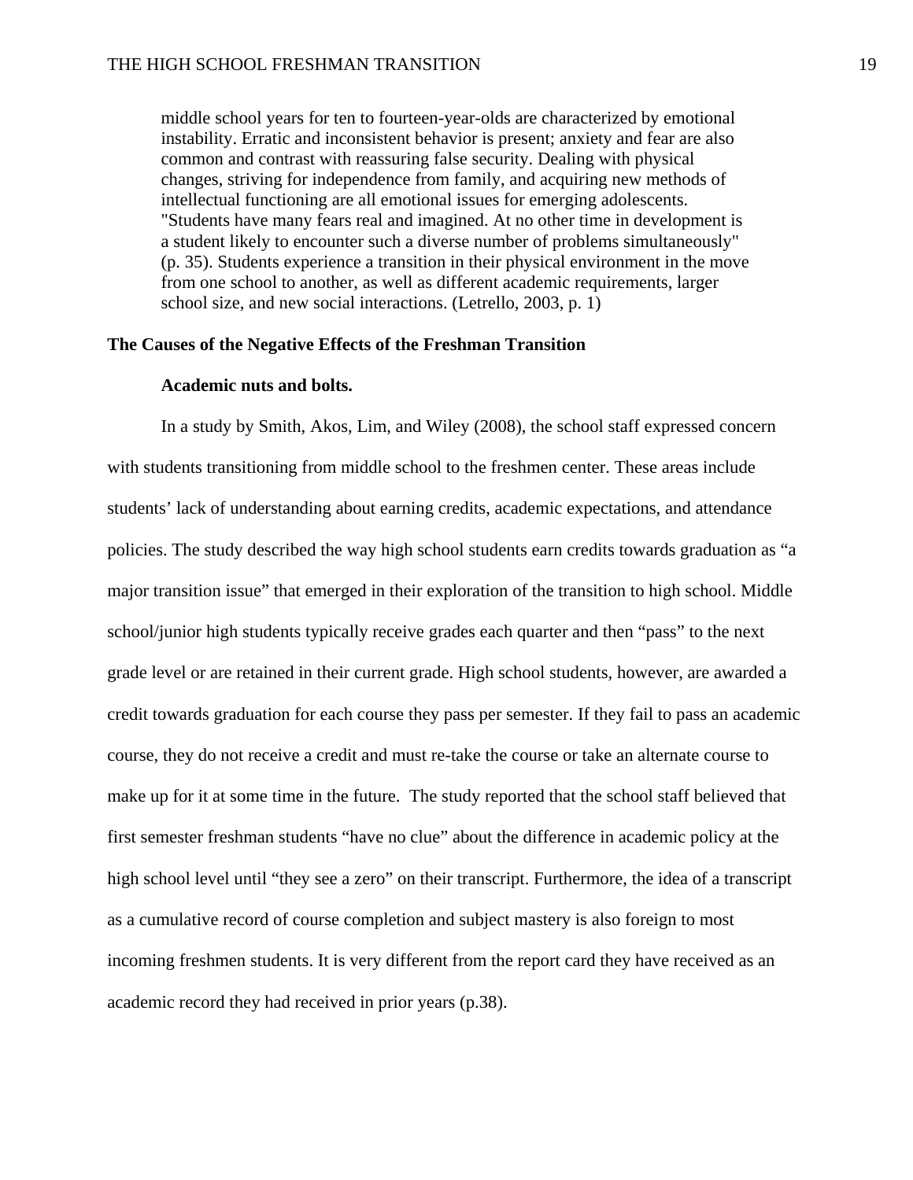> middle school years for ten to fourteen-year-olds are characterized by emotional instability. Erratic and inconsistent behavior is present; anxiety and fear are also common and contrast with reassuring false security. Dealing with physical changes, striving for independence from family, and acquiring new methods of intellectual functioning are all emotional issues for emerging adolescents. "Students have many fears real and imagined. At no other time in development is a student likely to encounter such a diverse number of problems simultaneously" (p. 35). Students experience a transition in their physical environment in the move from one school to another, as well as different academic requirements, larger school size, and new social interactions. (Letrello, 2003, p. 1)

## The Causes of the Negative Effects of the Freshman Transition

### Academic nuts and bolts.

In a study by Smith, Akos, Lim, and Wiley (2008), the school staff expressed concern with students transitioning from middle school to the freshmen center. These areas include students' lack of understanding about earning credits, academic expectations, and attendance policies. The study described the way high school students earn credits towards graduation as "a major transition issue" that emerged in their exploration of the transition to high school. Middle school/junior high students typically receive grades each quarter and then "pass" to the next grade level or are retained in their current grade. High school students, however, are awarded a credit towards graduation for each course they pass per semester. If they fail to pass an academic course, they do not receive a credit and must re-take the course or take an alternate course to make up for it at some time in the future. The study reported that the school staff believed that first semester freshman students "have no clue" about the difference in academic policy at the high school level until "they see a zero" on their transcript. Furthermore, the idea of a transcript as a cumulative record of course completion and subject mastery is also foreign to most incoming freshmen students. It is very different from the report card they have received as an academic record they had received in prior years (p.38).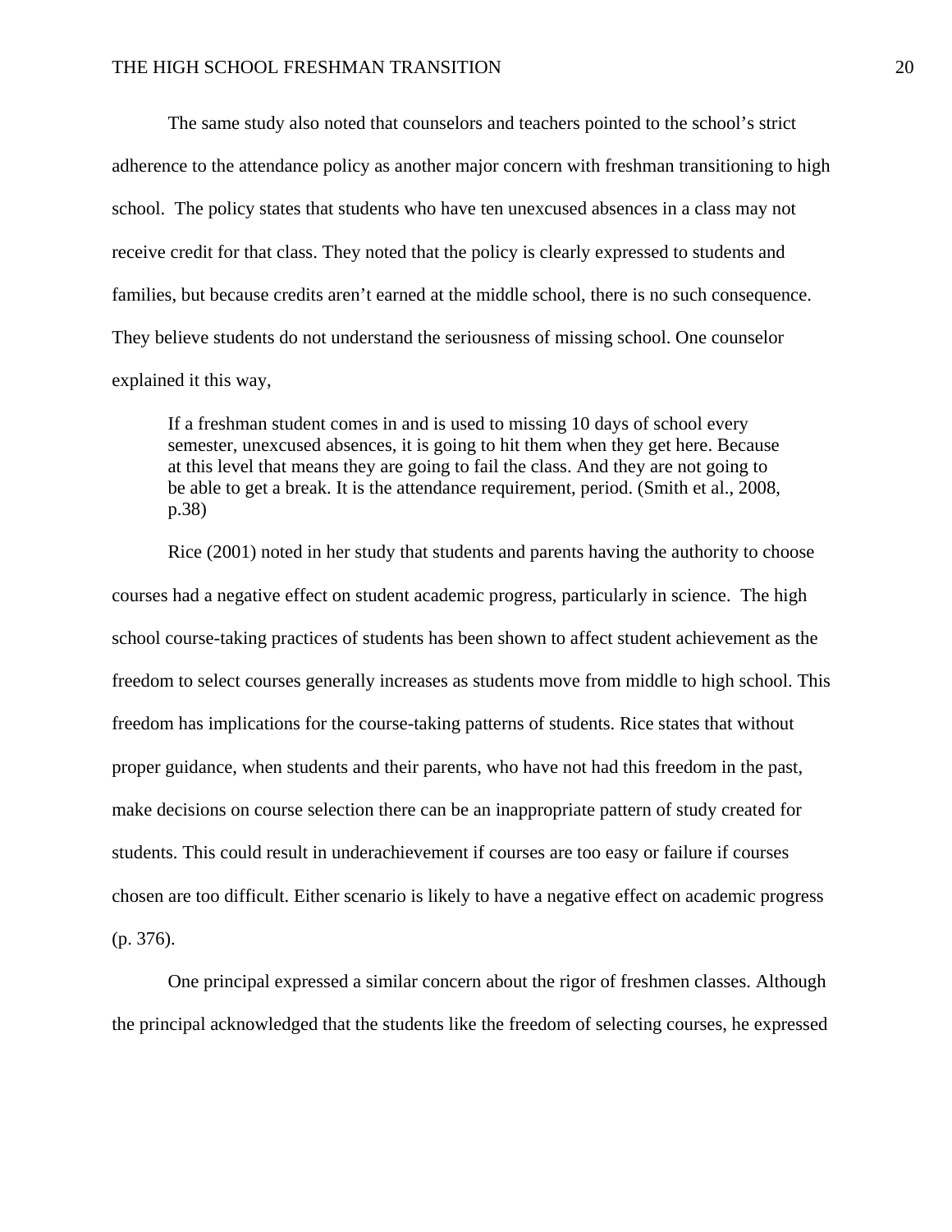The same study also noted that counselors and teachers pointed to the school's strict adherence to the attendance policy as another major concern with freshman transitioning to high school. The policy states that students who have ten unexcused absences in a class may not receive credit for that class. They noted that the policy is clearly expressed to students and families, but because credits aren't earned at the middle school, there is no such consequence. They believe students do not understand the seriousness of missing school. One counselor explained it this way,

> If a freshman student comes in and is used to missing 10 days of school every semester, unexcused absences, it is going to hit them when they get here. Because at this level that means they are going to fail the class. And they are not going to be able to get a break. It is the attendance requirement, period. (Smith et al., 2008, p.38)

Rice (2001) noted in her study that students and parents having the authority to choose courses had a negative effect on student academic progress, particularly in science. The high school course-taking practices of students has been shown to affect student achievement as the freedom to select courses generally increases as students move from middle to high school. This freedom has implications for the course-taking patterns of students. Rice states that without proper guidance, when students and their parents, who have not had this freedom in the past, make decisions on course selection there can be an inappropriate pattern of study created for students. This could result in underachievement if courses are too easy or failure if courses chosen are too difficult. Either scenario is likely to have a negative effect on academic progress (p. 376).

One principal expressed a similar concern about the rigor of freshmen classes. Although the principal acknowledged that the students like the freedom of selecting courses, he expressed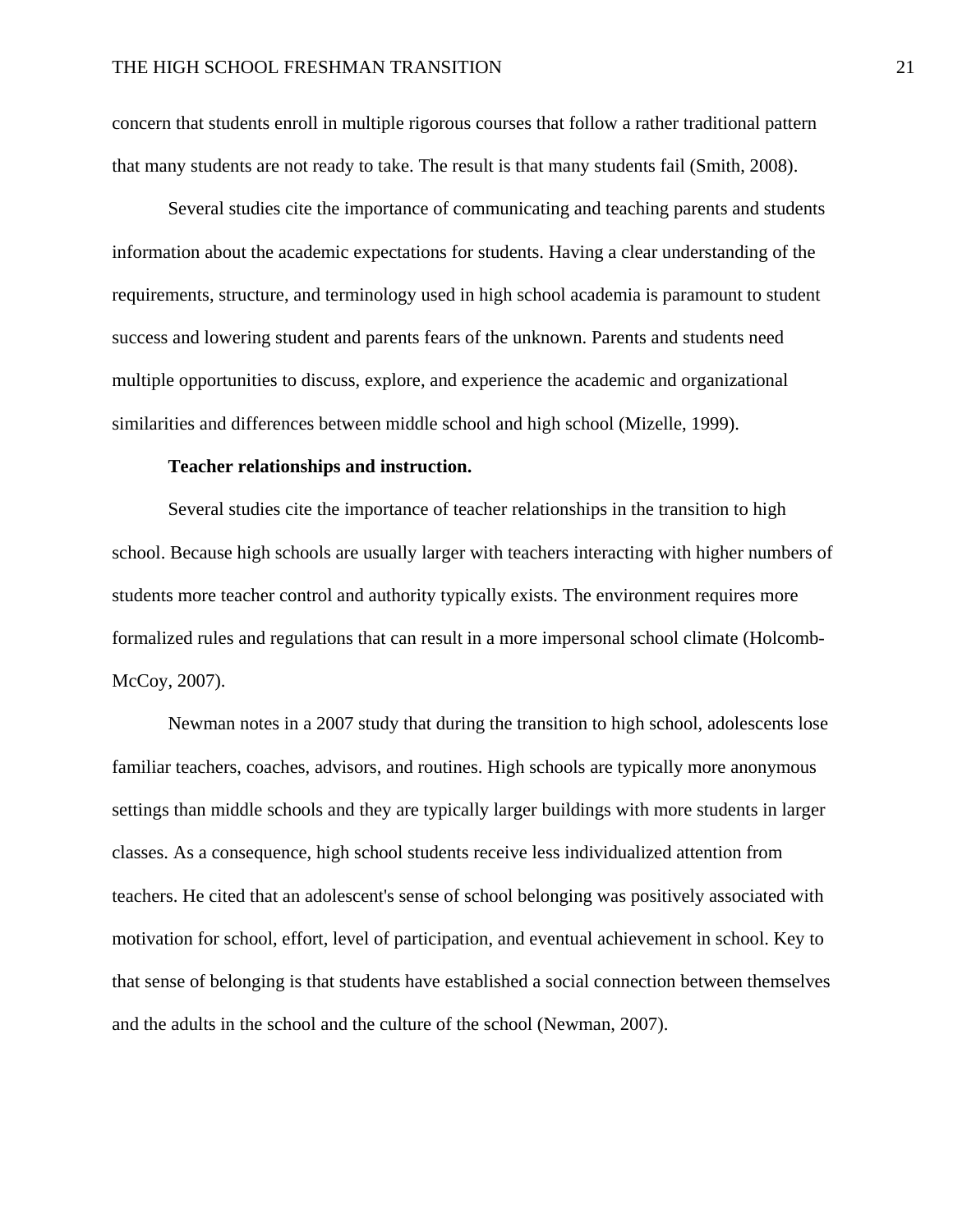concern that students enroll in multiple rigorous courses that follow a rather traditional pattern that many students are not ready to take. The result is that many students fail (Smith, 2008).

Several studies cite the importance of communicating and teaching parents and students information about the academic expectations for students. Having a clear understanding of the requirements, structure, and terminology used in high school academia is paramount to student success and lowering student and parents fears of the unknown. Parents and students need multiple opportunities to discuss, explore, and experience the academic and organizational similarities and differences between middle school and high school (Mizelle, 1999).

**Teacher relationships and instruction.**

Several studies cite the importance of teacher relationships in the transition to high school. Because high schools are usually larger with teachers interacting with higher numbers of students more teacher control and authority typically exists. The environment requires more formalized rules and regulations that can result in a more impersonal school climate (Holcomb-McCoy, 2007).

Newman notes in a 2007 study that during the transition to high school, adolescents lose familiar teachers, coaches, advisors, and routines. High schools are typically more anonymous settings than middle schools and they are typically larger buildings with more students in larger classes. As a consequence, high school students receive less individualized attention from teachers. He cited that an adolescent's sense of school belonging was positively associated with motivation for school, effort, level of participation, and eventual achievement in school. Key to that sense of belonging is that students have established a social connection between themselves and the adults in the school and the culture of the school (Newman, 2007).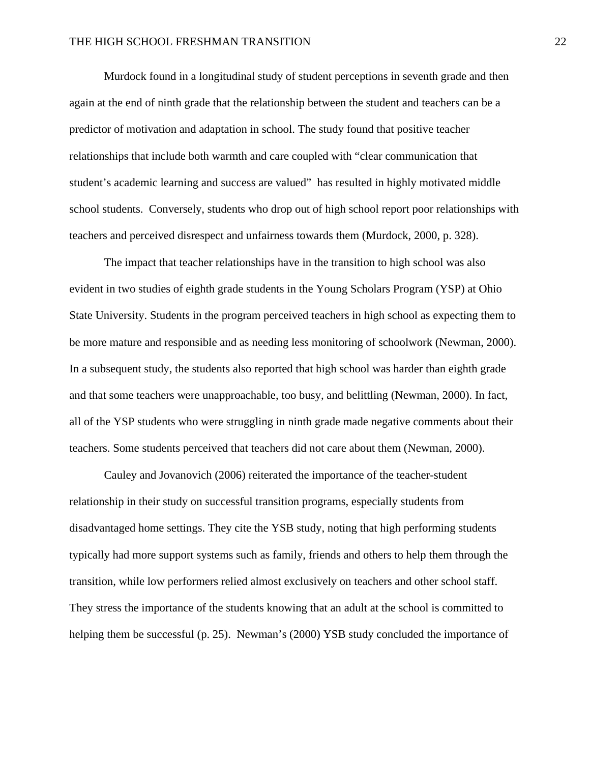Murdock found in a longitudinal study of student perceptions in seventh grade and then again at the end of ninth grade that the relationship between the student and teachers can be a predictor of motivation and adaptation in school. The study found that positive teacher relationships that include both warmth and care coupled with "clear communication that student's academic learning and success are valued" has resulted in highly motivated middle school students. Conversely, students who drop out of high school report poor relationships with teachers and perceived disrespect and unfairness towards them (Murdock, 2000, p. 328).

The impact that teacher relationships have in the transition to high school was also evident in two studies of eighth grade students in the Young Scholars Program (YSP) at Ohio State University. Students in the program perceived teachers in high school as expecting them to be more mature and responsible and as needing less monitoring of schoolwork (Newman, 2000). In a subsequent study, the students also reported that high school was harder than eighth grade and that some teachers were unapproachable, too busy, and belittling (Newman, 2000). In fact, all of the YSP students who were struggling in ninth grade made negative comments about their teachers. Some students perceived that teachers did not care about them (Newman, 2000).

Cauley and Jovanovich (2006) reiterated the importance of the teacher-student relationship in their study on successful transition programs, especially students from disadvantaged home settings. They cite the YSB study, noting that high performing students typically had more support systems such as family, friends and others to help them through the transition, while low performers relied almost exclusively on teachers and other school staff. They stress the importance of the students knowing that an adult at the school is committed to helping them be successful (p. 25). Newman's (2000) YSB study concluded the importance of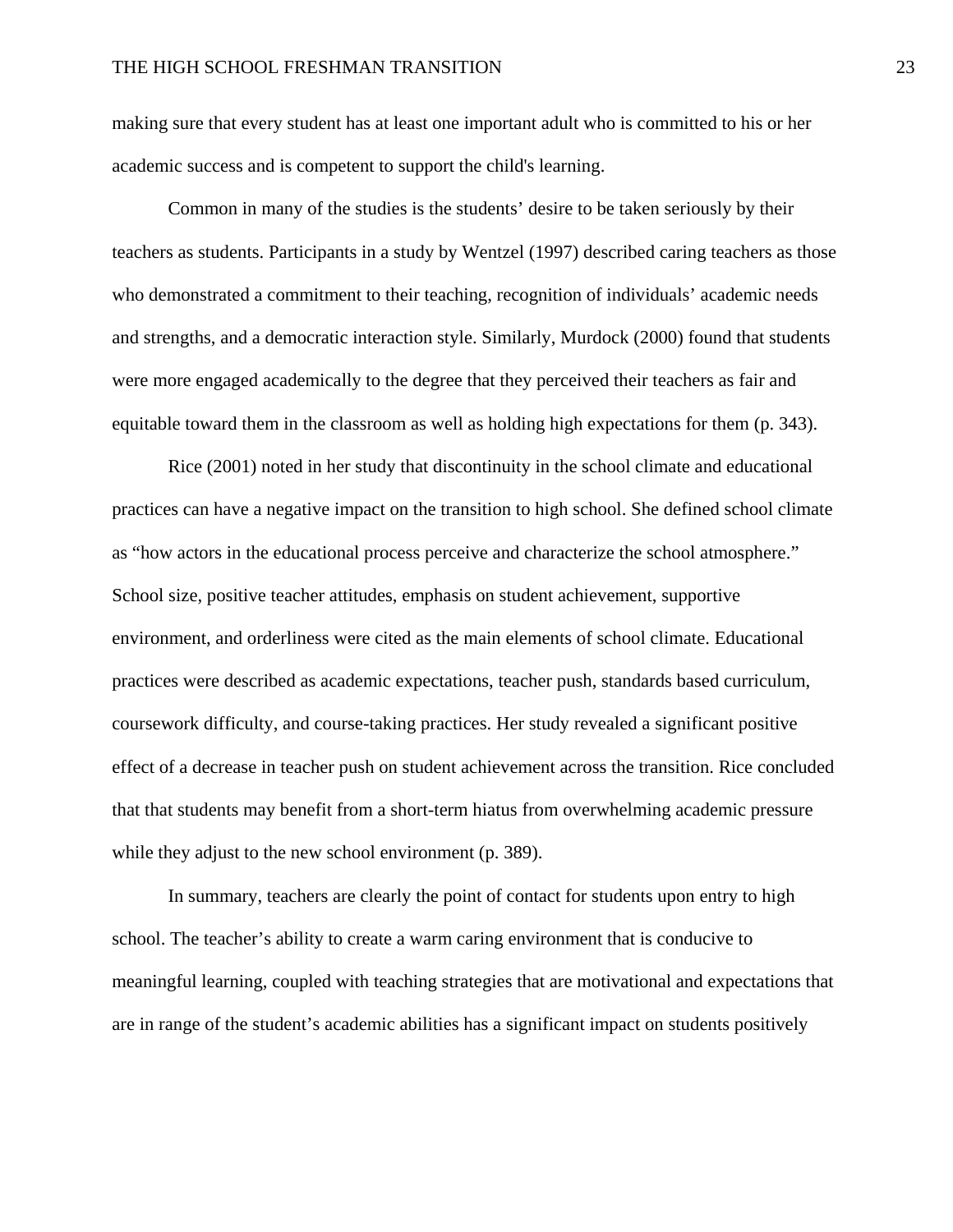making sure that every student has at least one important adult who is committed to his or her academic success and is competent to support the child's learning.

Common in many of the studies is the students' desire to be taken seriously by their teachers as students. Participants in a study by Wentzel (1997) described caring teachers as those who demonstrated a commitment to their teaching, recognition of individuals' academic needs and strengths, and a democratic interaction style. Similarly, Murdock (2000) found that students were more engaged academically to the degree that they perceived their teachers as fair and equitable toward them in the classroom as well as holding high expectations for them (p. 343).

Rice (2001) noted in her study that discontinuity in the school climate and educational practices can have a negative impact on the transition to high school. She defined school climate as "how actors in the educational process perceive and characterize the school atmosphere." School size, positive teacher attitudes, emphasis on student achievement, supportive environment, and orderliness were cited as the main elements of school climate. Educational practices were described as academic expectations, teacher push, standards based curriculum, coursework difficulty, and course-taking practices. Her study revealed a significant positive effect of a decrease in teacher push on student achievement across the transition. Rice concluded that that students may benefit from a short-term hiatus from overwhelming academic pressure while they adjust to the new school environment (p. 389).

In summary, teachers are clearly the point of contact for students upon entry to high school. The teacher's ability to create a warm caring environment that is conducive to meaningful learning, coupled with teaching strategies that are motivational and expectations that are in range of the student's academic abilities has a significant impact on students positively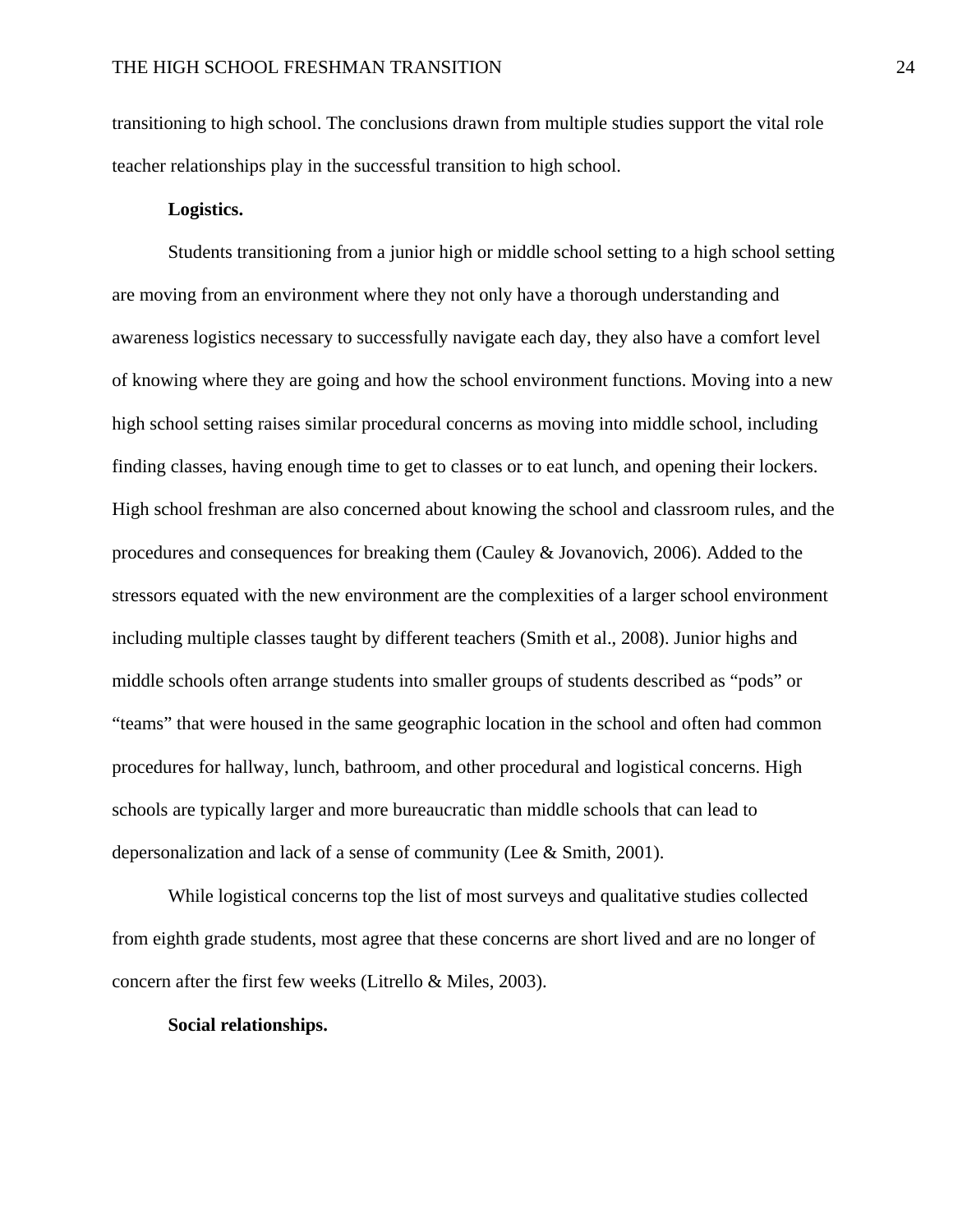transitioning to high school. The conclusions drawn from multiple studies support the vital role teacher relationships play in the successful transition to high school.

**Logistics.**

Students transitioning from a junior high or middle school setting to a high school setting are moving from an environment where they not only have a thorough understanding and awareness logistics necessary to successfully navigate each day, they also have a comfort level of knowing where they are going and how the school environment functions. Moving into a new high school setting raises similar procedural concerns as moving into middle school, including finding classes, having enough time to get to classes or to eat lunch, and opening their lockers. High school freshman are also concerned about knowing the school and classroom rules, and the procedures and consequences for breaking them (Cauley & Jovanovich, 2006). Added to the stressors equated with the new environment are the complexities of a larger school environment including multiple classes taught by different teachers (Smith et al., 2008). Junior highs and middle schools often arrange students into smaller groups of students described as “pods” or “teams” that were housed in the same geographic location in the school and often had common procedures for hallway, lunch, bathroom, and other procedural and logistical concerns. High schools are typically larger and more bureaucratic than middle schools that can lead to depersonalization and lack of a sense of community (Lee & Smith, 2001).

While logistical concerns top the list of most surveys and qualitative studies collected from eighth grade students, most agree that these concerns are short lived and are no longer of concern after the first few weeks (Litrello & Miles, 2003).

**Social relationships.**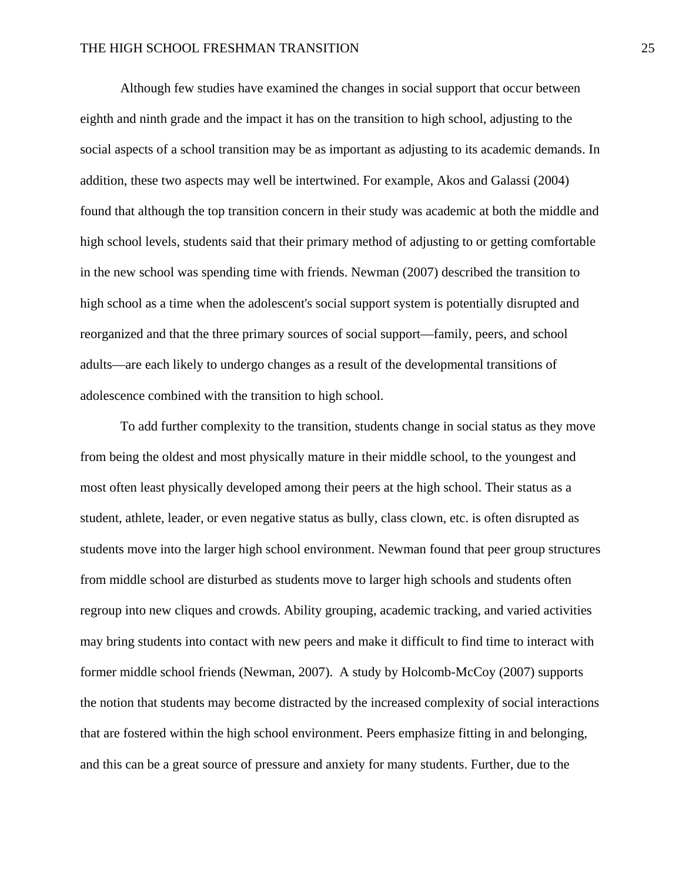Although few studies have examined the changes in social support that occur between eighth and ninth grade and the impact it has on the transition to high school, adjusting to the social aspects of a school transition may be as important as adjusting to its academic demands. In addition, these two aspects may well be intertwined. For example, Akos and Galassi (2004) found that although the top transition concern in their study was academic at both the middle and high school levels, students said that their primary method of adjusting to or getting comfortable in the new school was spending time with friends. Newman (2007) described the transition to high school as a time when the adolescent's social support system is potentially disrupted and reorganized and that the three primary sources of social support—family, peers, and school adults—are each likely to undergo changes as a result of the developmental transitions of adolescence combined with the transition to high school.

To add further complexity to the transition, students change in social status as they move from being the oldest and most physically mature in their middle school, to the youngest and most often least physically developed among their peers at the high school. Their status as a student, athlete, leader, or even negative status as bully, class clown, etc. is often disrupted as students move into the larger high school environment. Newman found that peer group structures from middle school are disturbed as students move to larger high schools and students often regroup into new cliques and crowds. Ability grouping, academic tracking, and varied activities may bring students into contact with new peers and make it difficult to find time to interact with former middle school friends (Newman, 2007). A study by Holcomb-McCoy (2007) supports the notion that students may become distracted by the increased complexity of social interactions that are fostered within the high school environment. Peers emphasize fitting in and belonging, and this can be a great source of pressure and anxiety for many students. Further, due to the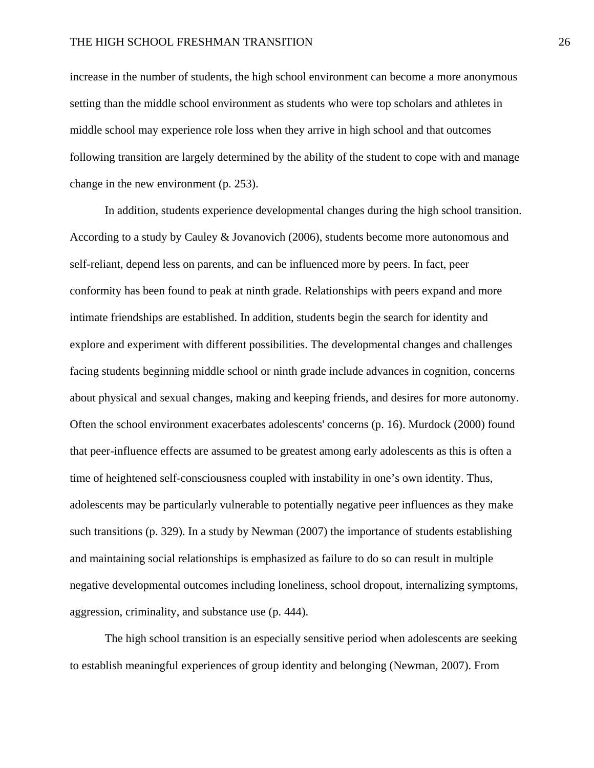increase in the number of students, the high school environment can become a more anonymous setting than the middle school environment as students who were top scholars and athletes in middle school may experience role loss when they arrive in high school and that outcomes following transition are largely determined by the ability of the student to cope with and manage change in the new environment (p. 253).

In addition, students experience developmental changes during the high school transition. According to a study by Cauley & Jovanovich (2006), students become more autonomous and self-reliant, depend less on parents, and can be influenced more by peers. In fact, peer conformity has been found to peak at ninth grade. Relationships with peers expand and more intimate friendships are established. In addition, students begin the search for identity and explore and experiment with different possibilities. The developmental changes and challenges facing students beginning middle school or ninth grade include advances in cognition, concerns about physical and sexual changes, making and keeping friends, and desires for more autonomy. Often the school environment exacerbates adolescents' concerns (p. 16). Murdock (2000) found that peer-influence effects are assumed to be greatest among early adolescents as this is often a time of heightened self-consciousness coupled with instability in one's own identity. Thus, adolescents may be particularly vulnerable to potentially negative peer influences as they make such transitions (p. 329). In a study by Newman (2007) the importance of students establishing and maintaining social relationships is emphasized as failure to do so can result in multiple negative developmental outcomes including loneliness, school dropout, internalizing symptoms, aggression, criminality, and substance use (p. 444).

The high school transition is an especially sensitive period when adolescents are seeking to establish meaningful experiences of group identity and belonging (Newman, 2007). From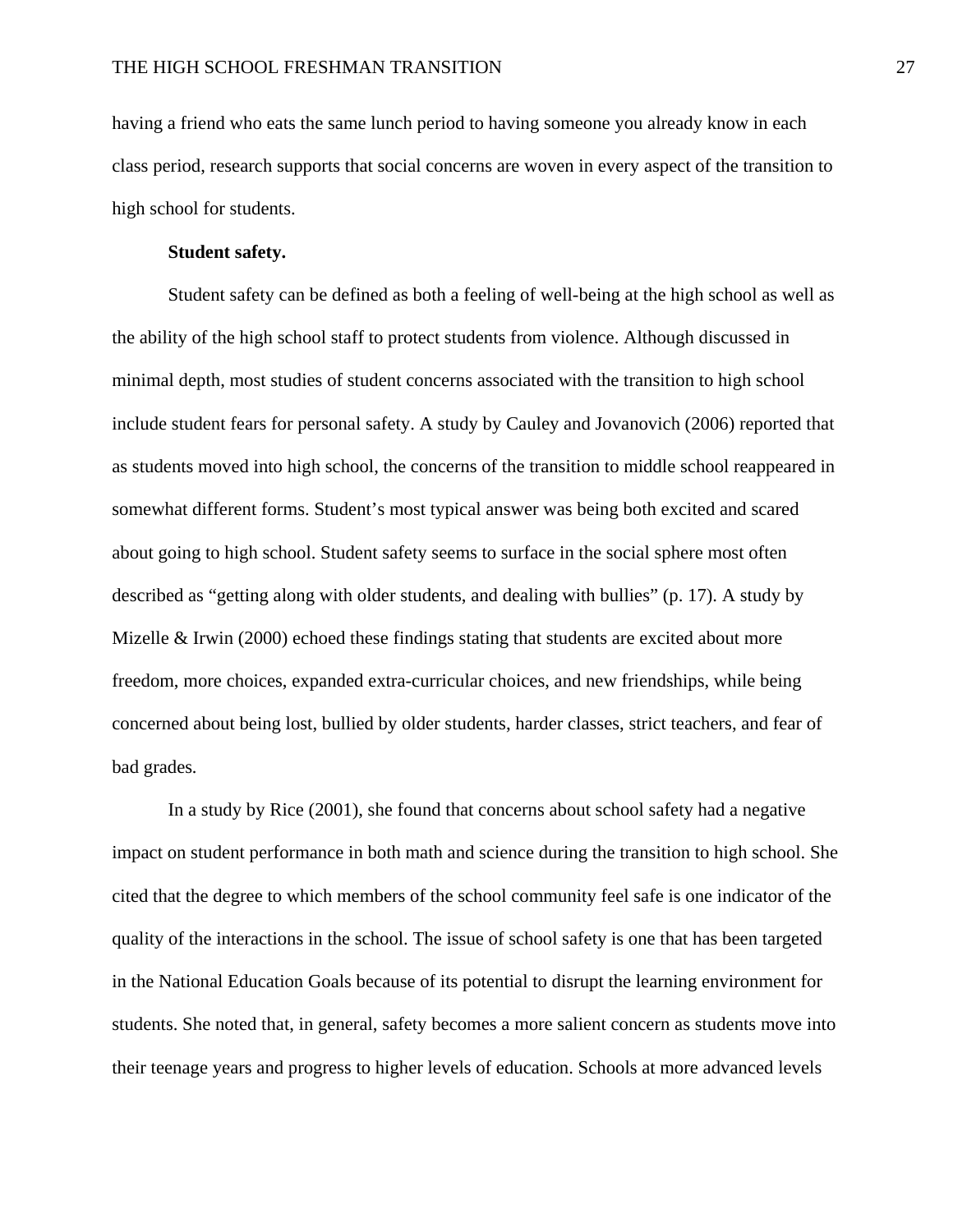having a friend who eats the same lunch period to having someone you already know in each class period, research supports that social concerns are woven in every aspect of the transition to high school for students.

### Student safety.

Student safety can be defined as both a feeling of well-being at the high school as well as the ability of the high school staff to protect students from violence. Although discussed in minimal depth, most studies of student concerns associated with the transition to high school include student fears for personal safety. A study by Cauley and Jovanovich (2006) reported that as students moved into high school, the concerns of the transition to middle school reappeared in somewhat different forms. Student's most typical answer was being both excited and scared about going to high school. Student safety seems to surface in the social sphere most often described as "getting along with older students, and dealing with bullies" (p. 17). A study by Mizelle & Irwin (2000) echoed these findings stating that students are excited about more freedom, more choices, expanded extra-curricular choices, and new friendships, while being concerned about being lost, bullied by older students, harder classes, strict teachers, and fear of bad grades.

In a study by Rice (2001), she found that concerns about school safety had a negative impact on student performance in both math and science during the transition to high school. She cited that the degree to which members of the school community feel safe is one indicator of the quality of the interactions in the school. The issue of school safety is one that has been targeted in the National Education Goals because of its potential to disrupt the learning environment for students. She noted that, in general, safety becomes a more salient concern as students move into their teenage years and progress to higher levels of education. Schools at more advanced levels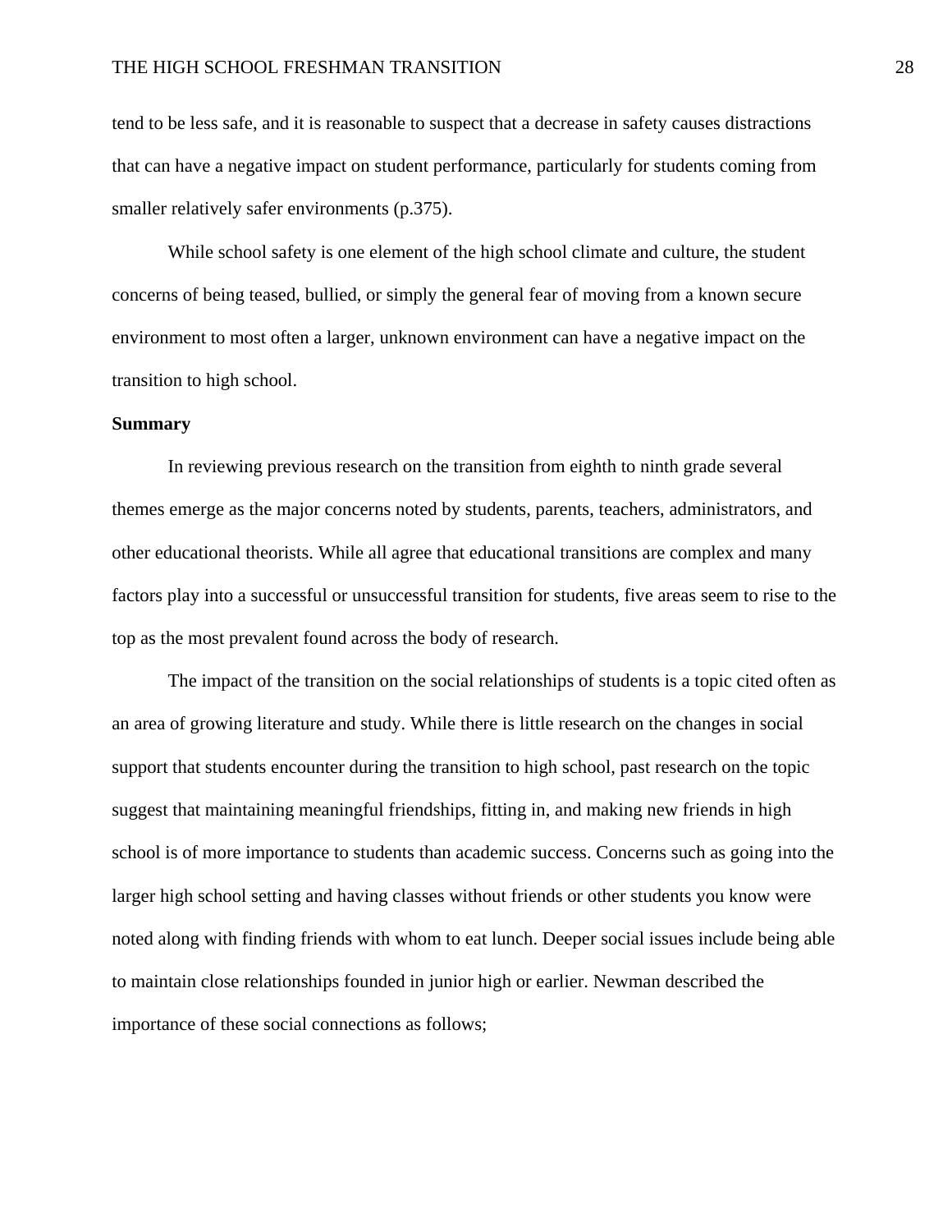tend to be less safe, and it is reasonable to suspect that a decrease in safety causes distractions that can have a negative impact on student performance, particularly for students coming from smaller relatively safer environments (p.375).

While school safety is one element of the high school climate and culture, the student concerns of being teased, bullied, or simply the general fear of moving from a known secure environment to most often a larger, unknown environment can have a negative impact on the transition to high school.

**Summary**

In reviewing previous research on the transition from eighth to ninth grade several themes emerge as the major concerns noted by students, parents, teachers, administrators, and other educational theorists. While all agree that educational transitions are complex and many factors play into a successful or unsuccessful transition for students, five areas seem to rise to the top as the most prevalent found across the body of research.

The impact of the transition on the social relationships of students is a topic cited often as an area of growing literature and study. While there is little research on the changes in social support that students encounter during the transition to high school, past research on the topic suggest that maintaining meaningful friendships, fitting in, and making new friends in high school is of more importance to students than academic success. Concerns such as going into the larger high school setting and having classes without friends or other students you know were noted along with finding friends with whom to eat lunch. Deeper social issues include being able to maintain close relationships founded in junior high or earlier. Newman described the importance of these social connections as follows;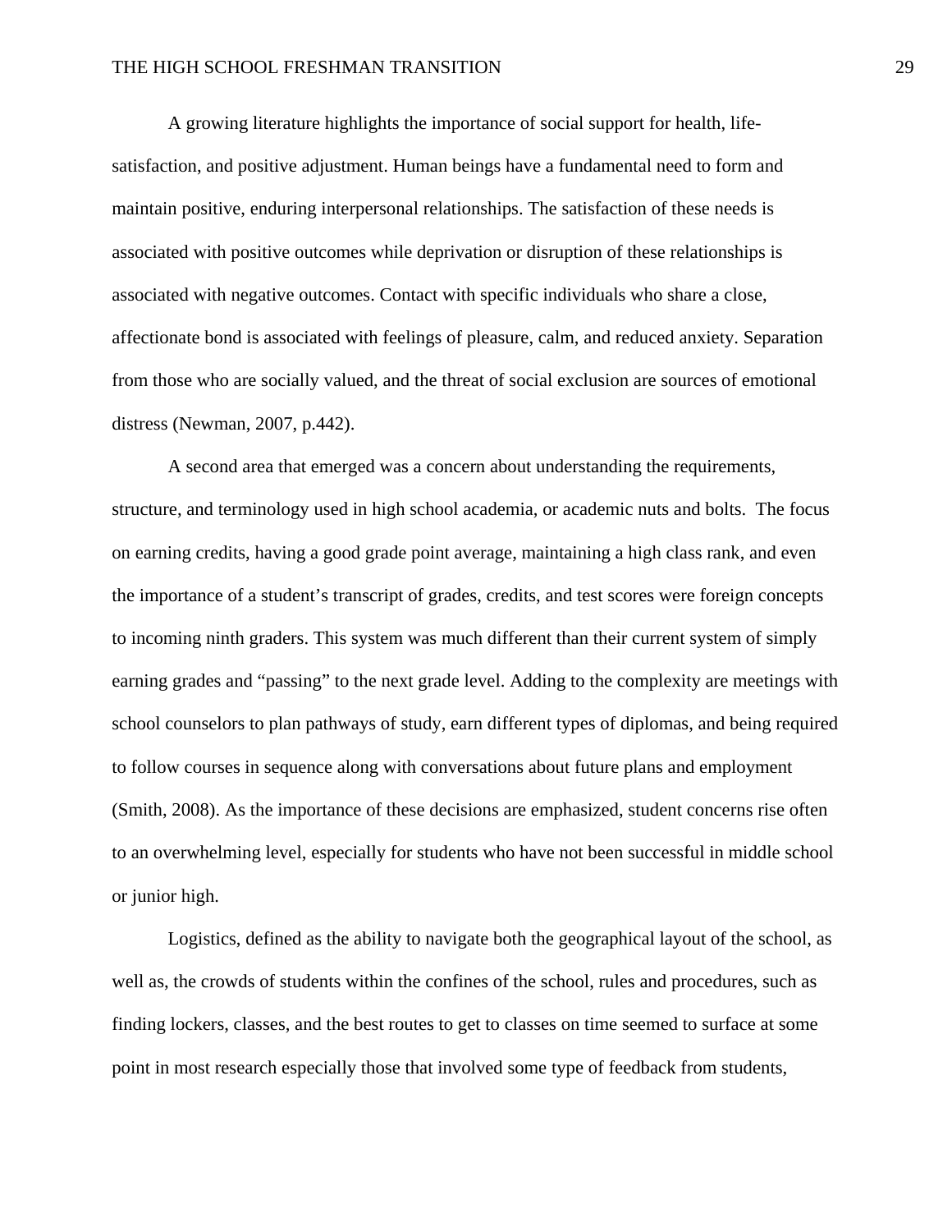A growing literature highlights the importance of social support for health, life-satisfaction, and positive adjustment. Human beings have a fundamental need to form and maintain positive, enduring interpersonal relationships. The satisfaction of these needs is associated with positive outcomes while deprivation or disruption of these relationships is associated with negative outcomes. Contact with specific individuals who share a close, affectionate bond is associated with feelings of pleasure, calm, and reduced anxiety. Separation from those who are socially valued, and the threat of social exclusion are sources of emotional distress (Newman, 2007, p.442).

A second area that emerged was a concern about understanding the requirements, structure, and terminology used in high school academia, or academic nuts and bolts. The focus on earning credits, having a good grade point average, maintaining a high class rank, and even the importance of a student's transcript of grades, credits, and test scores were foreign concepts to incoming ninth graders. This system was much different than their current system of simply earning grades and "passing" to the next grade level. Adding to the complexity are meetings with school counselors to plan pathways of study, earn different types of diplomas, and being required to follow courses in sequence along with conversations about future plans and employment (Smith, 2008). As the importance of these decisions are emphasized, student concerns rise often to an overwhelming level, especially for students who have not been successful in middle school or junior high.

Logistics, defined as the ability to navigate both the geographical layout of the school, as well as, the crowds of students within the confines of the school, rules and procedures, such as finding lockers, classes, and the best routes to get to classes on time seemed to surface at some point in most research especially those that involved some type of feedback from students,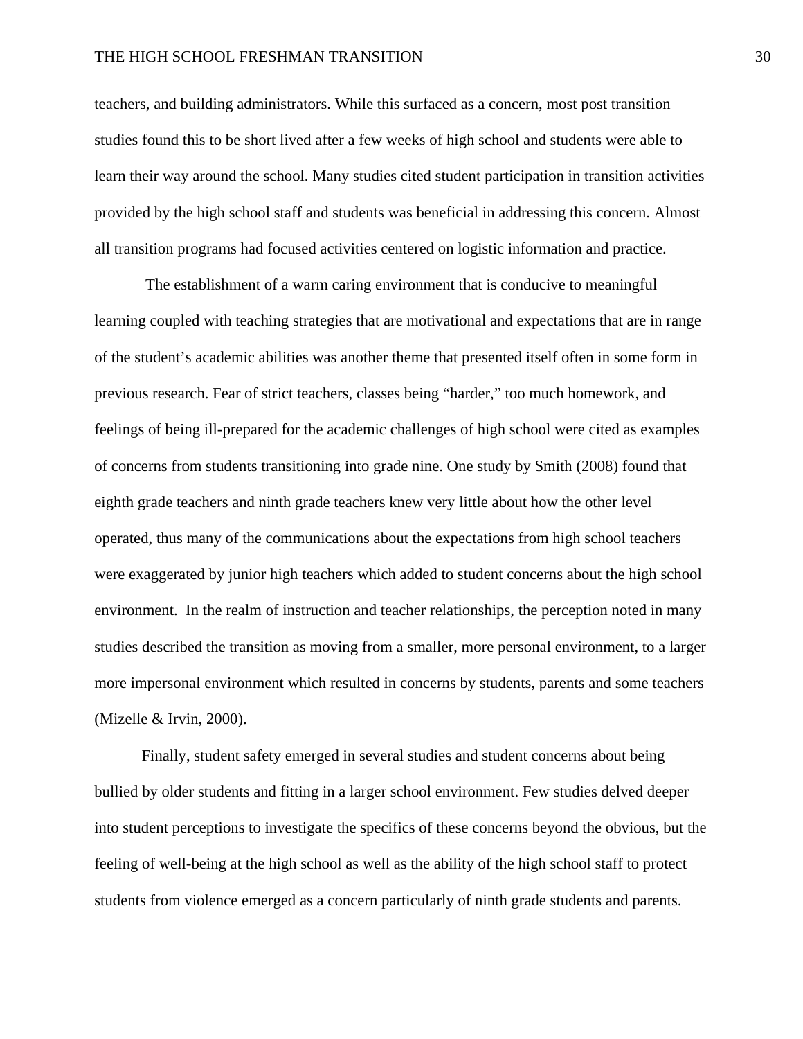teachers, and building administrators. While this surfaced as a concern, most post transition studies found this to be short lived after a few weeks of high school and students were able to learn their way around the school. Many studies cited student participation in transition activities provided by the high school staff and students was beneficial in addressing this concern. Almost all transition programs had focused activities centered on logistic information and practice.

The establishment of a warm caring environment that is conducive to meaningful learning coupled with teaching strategies that are motivational and expectations that are in range of the student's academic abilities was another theme that presented itself often in some form in previous research. Fear of strict teachers, classes being "harder," too much homework, and feelings of being ill-prepared for the academic challenges of high school were cited as examples of concerns from students transitioning into grade nine. One study by Smith (2008) found that eighth grade teachers and ninth grade teachers knew very little about how the other level operated, thus many of the communications about the expectations from high school teachers were exaggerated by junior high teachers which added to student concerns about the high school environment. In the realm of instruction and teacher relationships, the perception noted in many studies described the transition as moving from a smaller, more personal environment, to a larger more impersonal environment which resulted in concerns by students, parents and some teachers (Mizelle & Irvin, 2000).

Finally, student safety emerged in several studies and student concerns about being bullied by older students and fitting in a larger school environment. Few studies delved deeper into student perceptions to investigate the specifics of these concerns beyond the obvious, but the feeling of well-being at the high school as well as the ability of the high school staff to protect students from violence emerged as a concern particularly of ninth grade students and parents.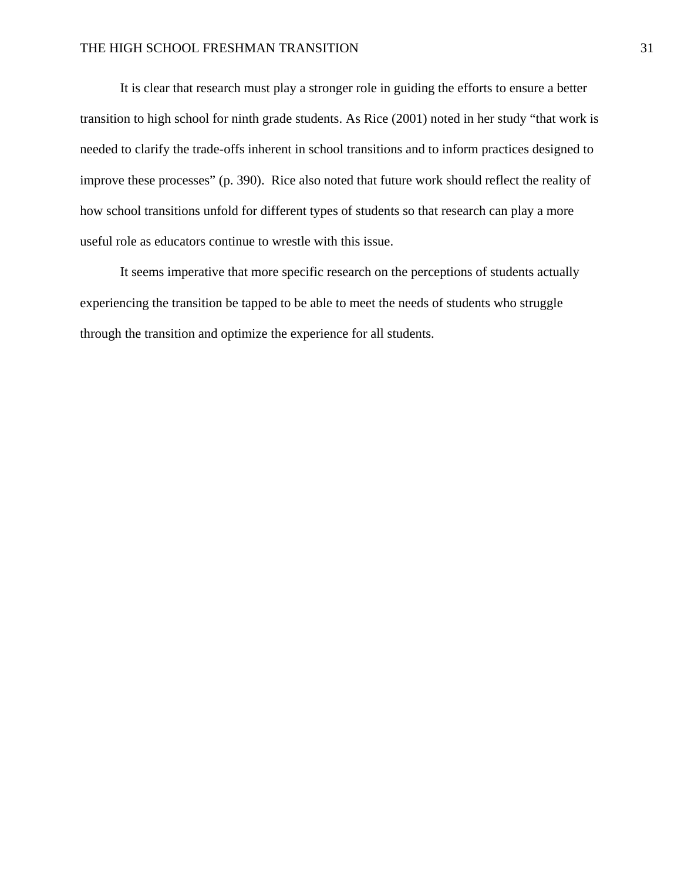It is clear that research must play a stronger role in guiding the efforts to ensure a better transition to high school for ninth grade students. As Rice (2001) noted in her study “that work is needed to clarify the trade-offs inherent in school transitions and to inform practices designed to improve these processes” (p. 390).  Rice also noted that future work should reflect the reality of how school transitions unfold for different types of students so that research can play a more useful role as educators continue to wrestle with this issue.

It seems imperative that more specific research on the perceptions of students actually experiencing the transition be tapped to be able to meet the needs of students who struggle through the transition and optimize the experience for all students.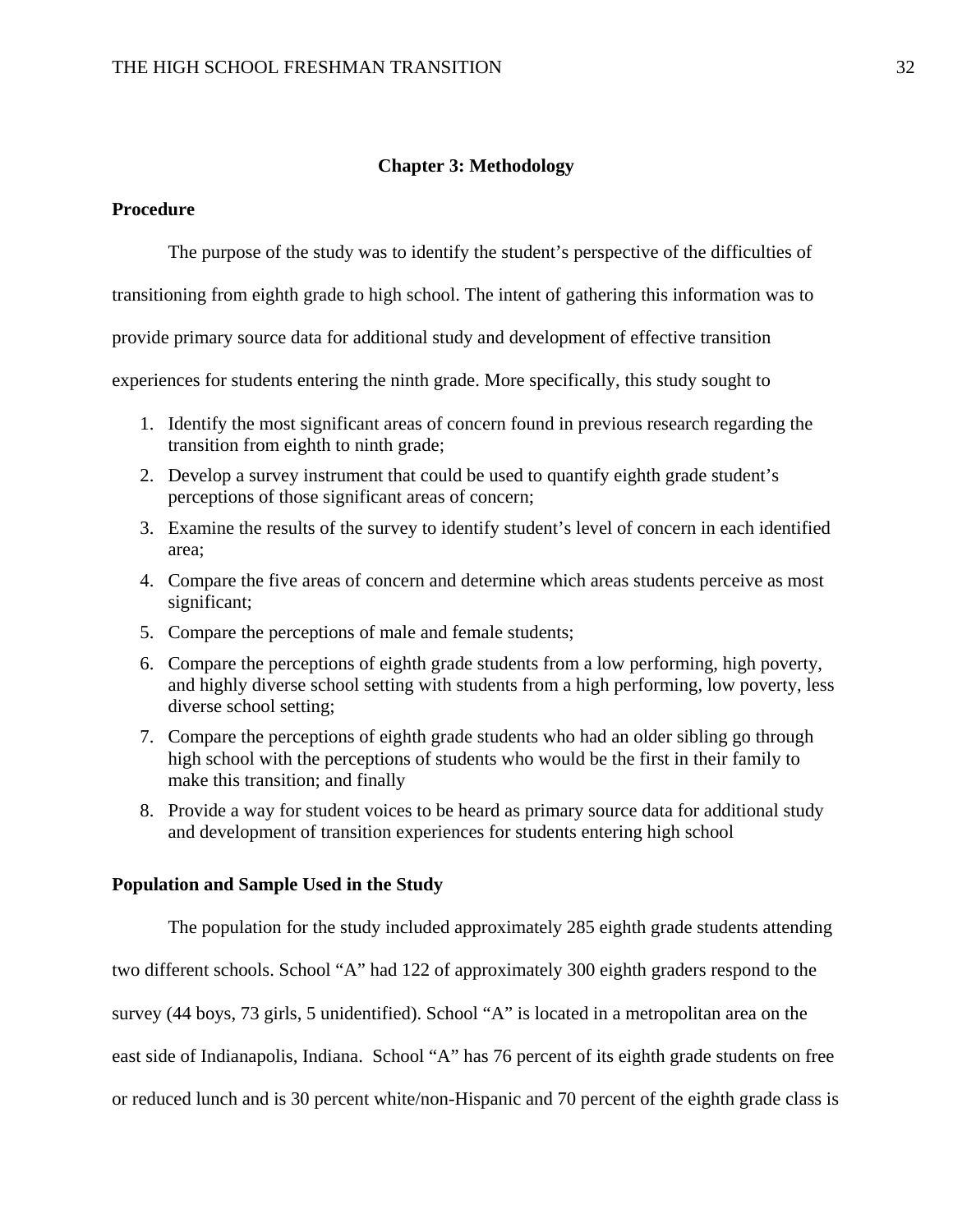# Chapter 3: Methodology

## Procedure

The purpose of the study was to identify the student's perspective of the difficulties of transitioning from eighth grade to high school. The intent of gathering this information was to provide primary source data for additional study and development of effective transition experiences for students entering the ninth grade. More specifically, this study sought to

1. Identify the most significant areas of concern found in previous research regarding the transition from eighth to ninth grade;
2. Develop a survey instrument that could be used to quantify eighth grade student's perceptions of those significant areas of concern;
3. Examine the results of the survey to identify student's level of concern in each identified area;
4. Compare the five areas of concern and determine which areas students perceive as most significant;
5. Compare the perceptions of male and female students;
6. Compare the perceptions of eighth grade students from a low performing, high poverty, and highly diverse school setting with students from a high performing, low poverty, less diverse school setting;
7. Compare the perceptions of eighth grade students who had an older sibling go through high school with the perceptions of students who would be the first in their family to make this transition; and finally
8. Provide a way for student voices to be heard as primary source data for additional study and development of transition experiences for students entering high school

## Population and Sample Used in the Study

The population for the study included approximately 285 eighth grade students attending two different schools. School "A" had 122 of approximately 300 eighth graders respond to the survey (44 boys, 73 girls, 5 unidentified). School "A" is located in a metropolitan area on the east side of Indianapolis, Indiana. School "A" has 76 percent of its eighth grade students on free or reduced lunch and is 30 percent white/non-Hispanic and 70 percent of the eighth grade class is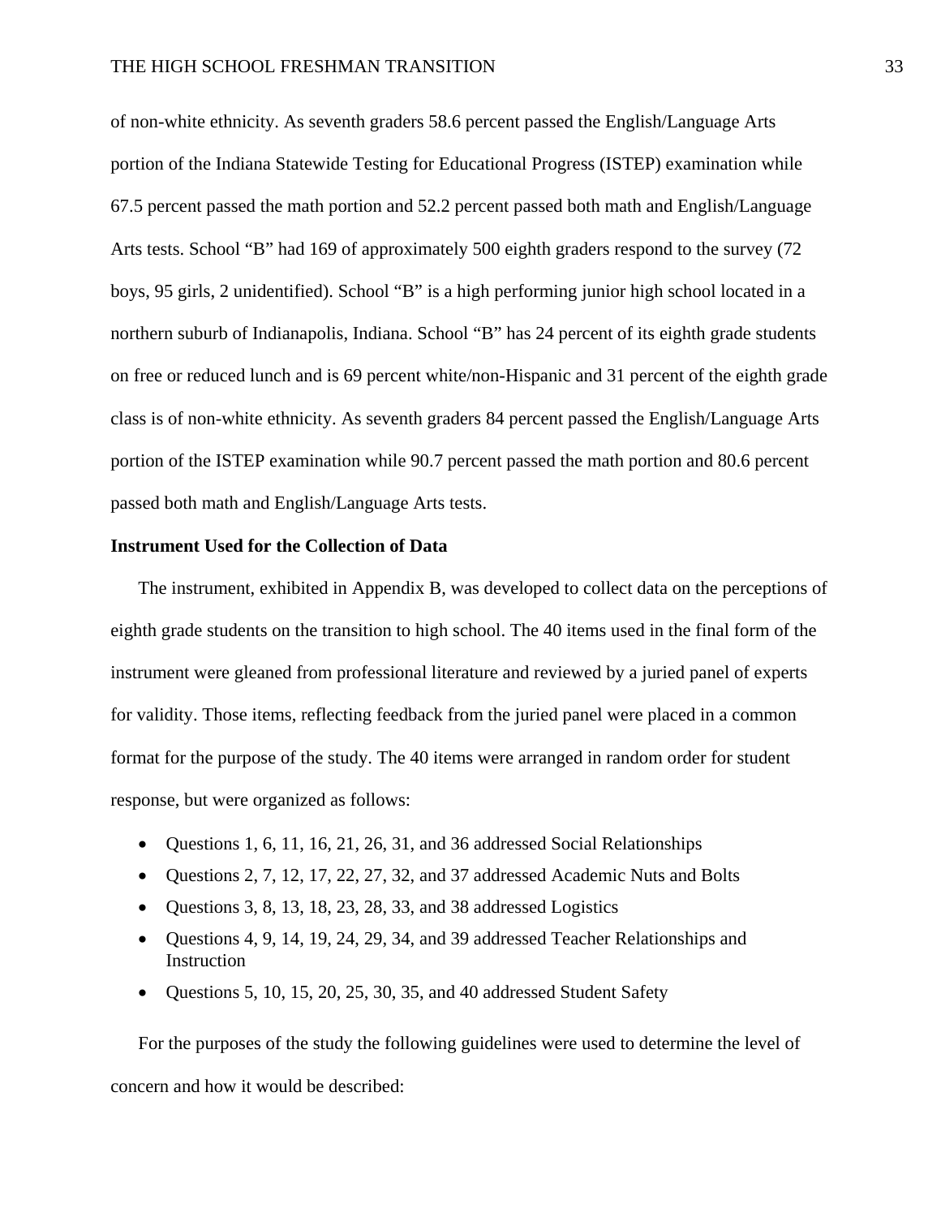of non-white ethnicity. As seventh graders 58.6 percent passed the English/Language Arts portion of the Indiana Statewide Testing for Educational Progress (ISTEP) examination while 67.5 percent passed the math portion and 52.2 percent passed both math and English/Language Arts tests. School "B" had 169 of approximately 500 eighth graders respond to the survey (72 boys, 95 girls, 2 unidentified). School "B" is a high performing junior high school located in a northern suburb of Indianapolis, Indiana. School "B" has 24 percent of its eighth grade students on free or reduced lunch and is 69 percent white/non-Hispanic and 31 percent of the eighth grade class is of non-white ethnicity. As seventh graders 84 percent passed the English/Language Arts portion of the ISTEP examination while 90.7 percent passed the math portion and 80.6 percent passed both math and English/Language Arts tests.

**Instrument Used for the Collection of Data**

The instrument, exhibited in Appendix B, was developed to collect data on the perceptions of eighth grade students on the transition to high school. The 40 items used in the final form of the instrument were gleaned from professional literature and reviewed by a juried panel of experts for validity. Those items, reflecting feedback from the juried panel were placed in a common format for the purpose of the study. The 40 items were arranged in random order for student response, but were organized as follows:

- Questions 1, 6, 11, 16, 21, 26, 31, and 36 addressed Social Relationships
- Questions 2, 7, 12, 17, 22, 27, 32, and 37 addressed Academic Nuts and Bolts
- Questions 3, 8, 13, 18, 23, 28, 33, and 38 addressed Logistics
- Questions 4, 9, 14, 19, 24, 29, 34, and 39 addressed Teacher Relationships and Instruction
- Questions 5, 10, 15, 20, 25, 30, 35, and 40 addressed Student Safety

For the purposes of the study the following guidelines were used to determine the level of concern and how it would be described: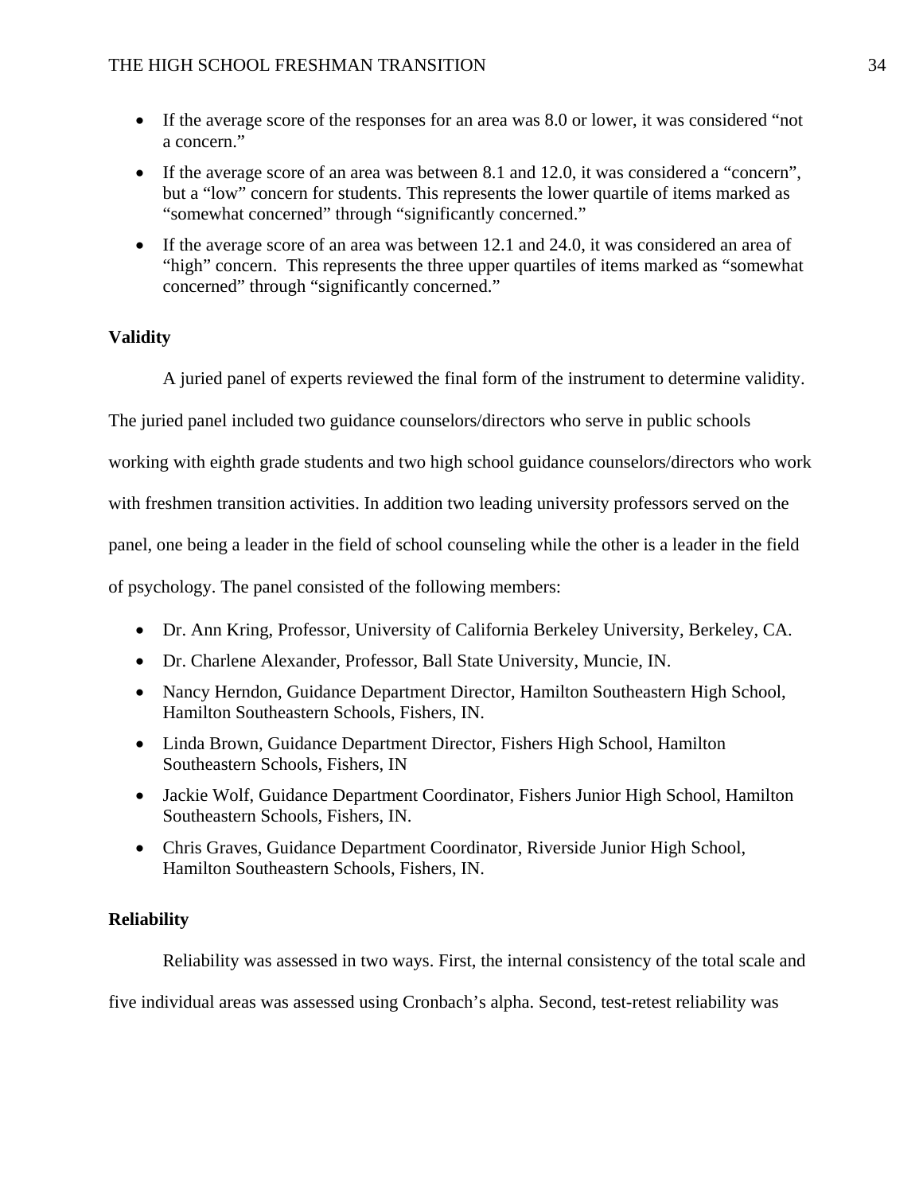- If the average score of the responses for an area was 8.0 or lower, it was considered "not a concern."
- If the average score of an area was between 8.1 and 12.0, it was considered a "concern", but a "low" concern for students. This represents the lower quartile of items marked as "somewhat concerned" through "significantly concerned."
- If the average score of an area was between 12.1 and 24.0, it was considered an area of "high" concern. This represents the three upper quartiles of items marked as "somewhat concerned" through "significantly concerned."

**Validity**

A juried panel of experts reviewed the final form of the instrument to determine validity. The juried panel included two guidance counselors/directors who serve in public schools working with eighth grade students and two high school guidance counselors/directors who work with freshmen transition activities. In addition two leading university professors served on the panel, one being a leader in the field of school counseling while the other is a leader in the field of psychology. The panel consisted of the following members:

- Dr. Ann Kring, Professor, University of California Berkeley University, Berkeley, CA.
- Dr. Charlene Alexander, Professor, Ball State University, Muncie, IN.
- Nancy Herndon, Guidance Department Director, Hamilton Southeastern High School, Hamilton Southeastern Schools, Fishers, IN.
- Linda Brown, Guidance Department Director, Fishers High School, Hamilton Southeastern Schools, Fishers, IN
- Jackie Wolf, Guidance Department Coordinator, Fishers Junior High School, Hamilton Southeastern Schools, Fishers, IN.
- Chris Graves, Guidance Department Coordinator, Riverside Junior High School, Hamilton Southeastern Schools, Fishers, IN.

**Reliability**

Reliability was assessed in two ways. First, the internal consistency of the total scale and five individual areas was assessed using Cronbach's alpha. Second, test-retest reliability was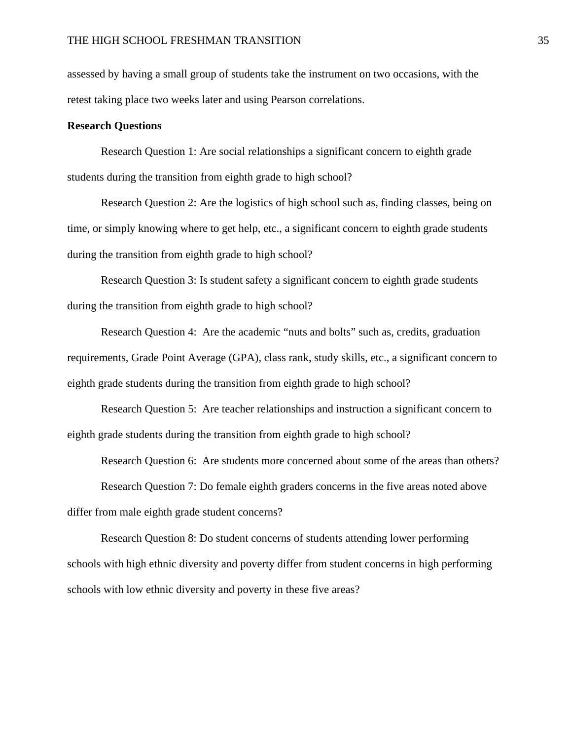assessed by having a small group of students take the instrument on two occasions, with the retest taking place two weeks later and using Pearson correlations.

**Research Questions**

Research Question 1: Are social relationships a significant concern to eighth grade students during the transition from eighth grade to high school?

Research Question 2: Are the logistics of high school such as, finding classes, being on time, or simply knowing where to get help, etc., a significant concern to eighth grade students during the transition from eighth grade to high school?

Research Question 3: Is student safety a significant concern to eighth grade students during the transition from eighth grade to high school?

Research Question 4: Are the academic “nuts and bolts” such as, credits, graduation requirements, Grade Point Average (GPA), class rank, study skills, etc., a significant concern to eighth grade students during the transition from eighth grade to high school?

Research Question 5: Are teacher relationships and instruction a significant concern to eighth grade students during the transition from eighth grade to high school?

Research Question 6: Are students more concerned about some of the areas than others?

Research Question 7: Do female eighth graders concerns in the five areas noted above differ from male eighth grade student concerns?

Research Question 8: Do student concerns of students attending lower performing schools with high ethnic diversity and poverty differ from student concerns in high performing schools with low ethnic diversity and poverty in these five areas?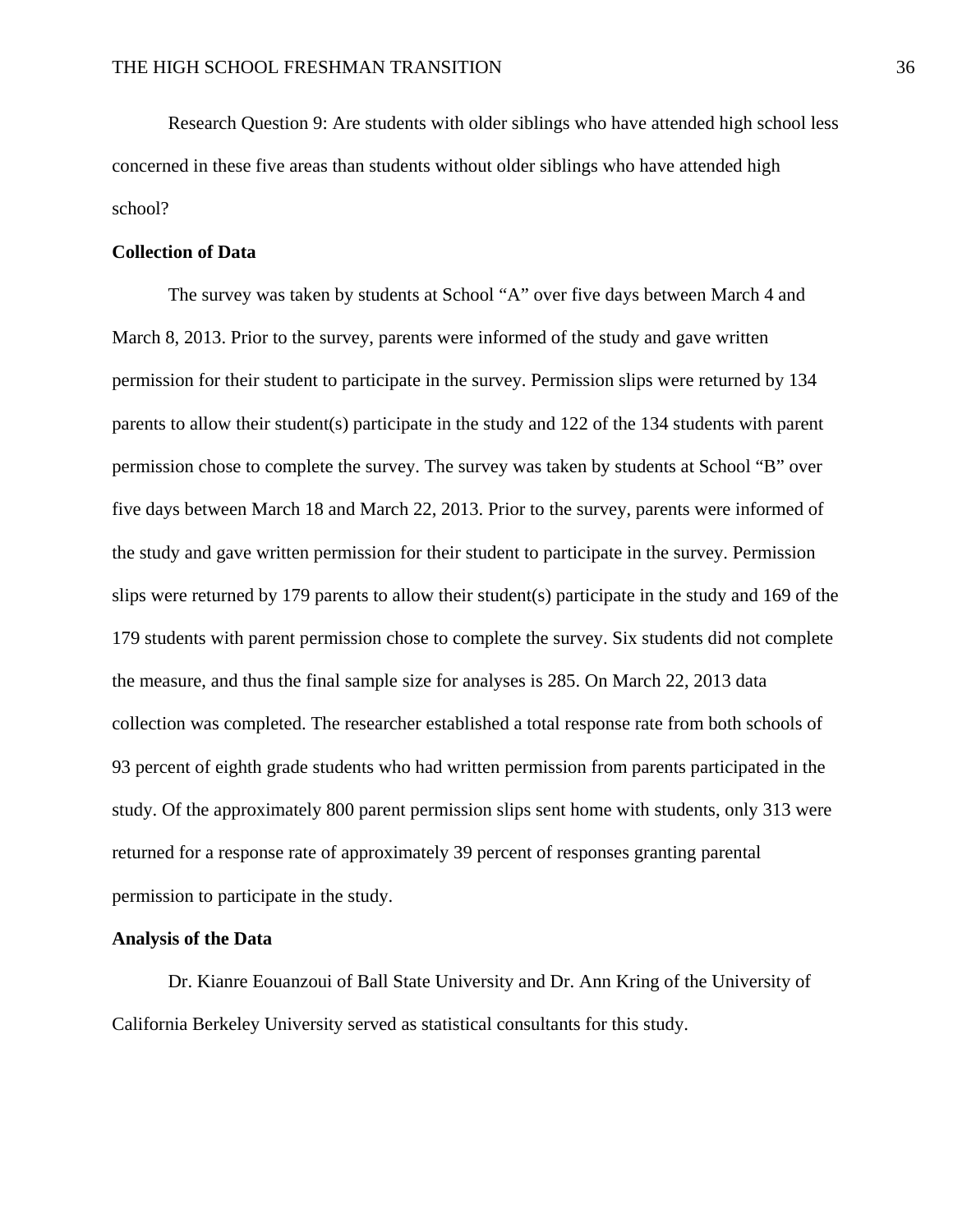Research Question 9: Are students with older siblings who have attended high school less concerned in these five areas than students without older siblings who have attended high school?

**Collection of Data**

The survey was taken by students at School "A" over five days between March 4 and March 8, 2013. Prior to the survey, parents were informed of the study and gave written permission for their student to participate in the survey. Permission slips were returned by 134 parents to allow their student(s) participate in the study and 122 of the 134 students with parent permission chose to complete the survey. The survey was taken by students at School "B" over five days between March 18 and March 22, 2013. Prior to the survey, parents were informed of the study and gave written permission for their student to participate in the survey. Permission slips were returned by 179 parents to allow their student(s) participate in the study and 169 of the 179 students with parent permission chose to complete the survey. Six students did not complete the measure, and thus the final sample size for analyses is 285. On March 22, 2013 data collection was completed. The researcher established a total response rate from both schools of 93 percent of eighth grade students who had written permission from parents participated in the study. Of the approximately 800 parent permission slips sent home with students, only 313 were returned for a response rate of approximately 39 percent of responses granting parental permission to participate in the study.

**Analysis of the Data**

Dr. Kianre Eouanzoui of Ball State University and Dr. Ann Kring of the University of California Berkeley University served as statistical consultants for this study.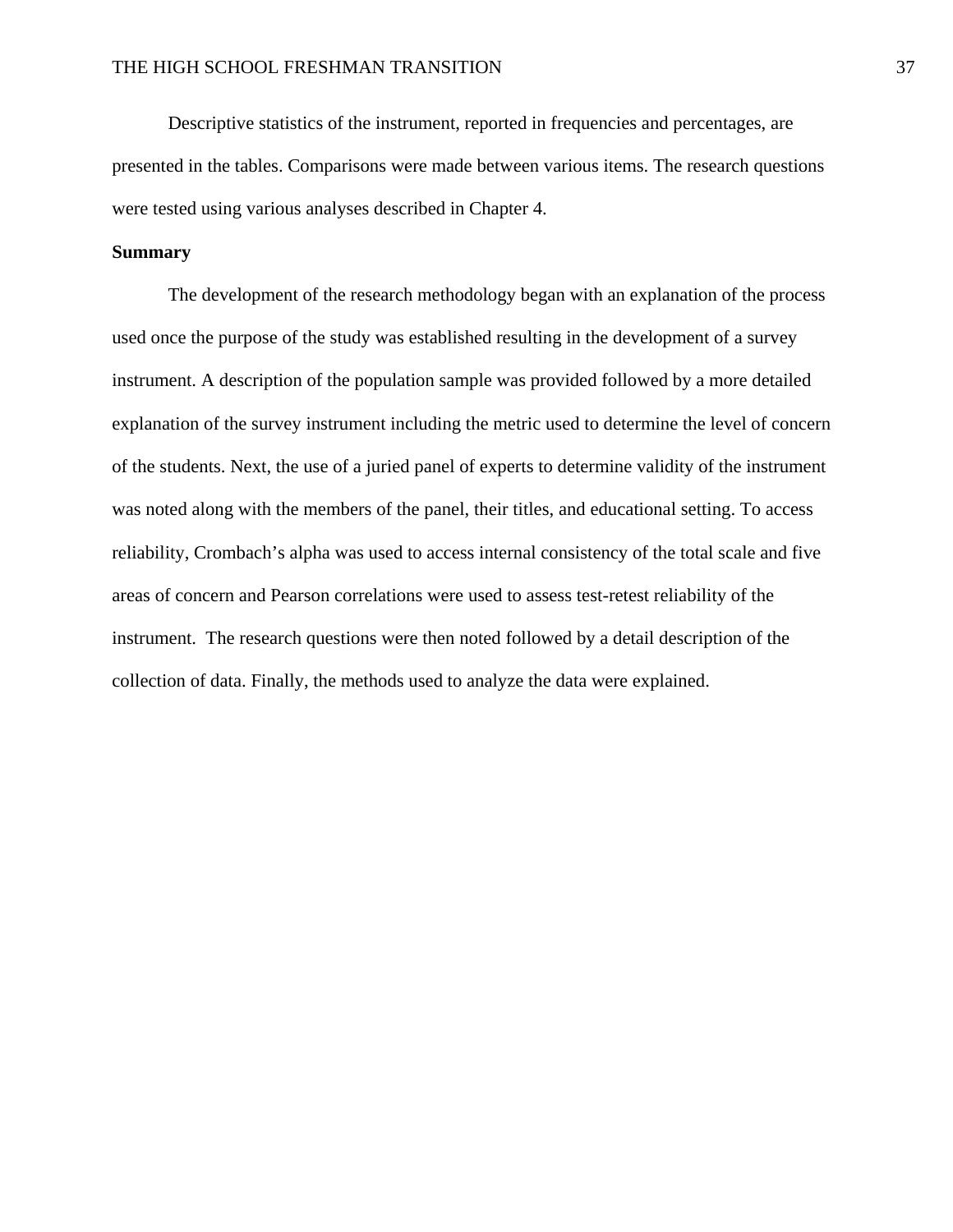Descriptive statistics of the instrument, reported in frequencies and percentages, are presented in the tables. Comparisons were made between various items. The research questions were tested using various analyses described in Chapter 4.

**Summary**

The development of the research methodology began with an explanation of the process used once the purpose of the study was established resulting in the development of a survey instrument. A description of the population sample was provided followed by a more detailed explanation of the survey instrument including the metric used to determine the level of concern of the students. Next, the use of a juried panel of experts to determine validity of the instrument was noted along with the members of the panel, their titles, and educational setting. To access reliability, Crombach's alpha was used to access internal consistency of the total scale and five areas of concern and Pearson correlations were used to assess test-retest reliability of the instrument. The research questions were then noted followed by a detail description of the collection of data. Finally, the methods used to analyze the data were explained.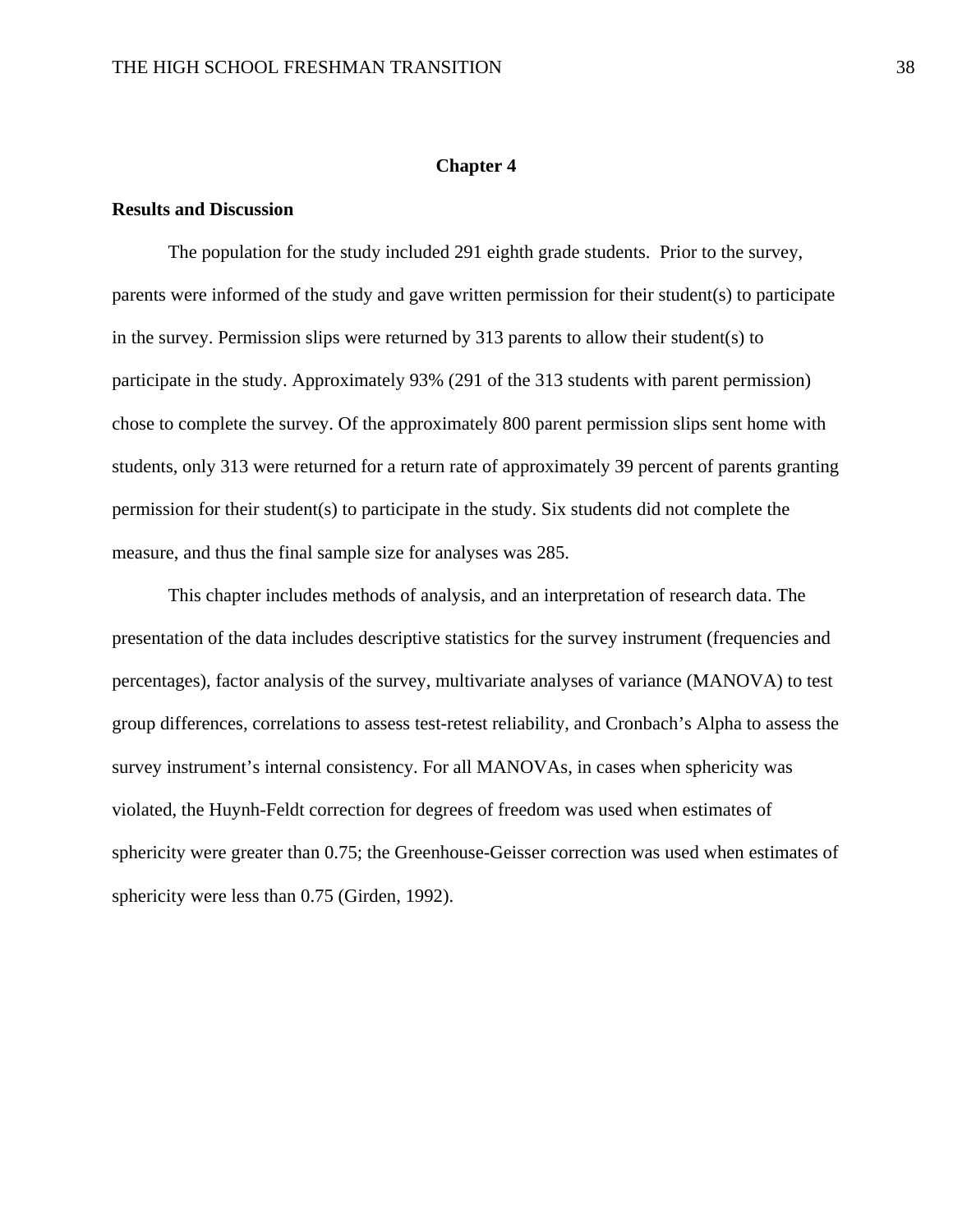## Chapter 4

### Results and Discussion

The population for the study included 291 eighth grade students. Prior to the survey, parents were informed of the study and gave written permission for their student(s) to participate in the survey. Permission slips were returned by 313 parents to allow their student(s) to participate in the study. Approximately 93% (291 of the 313 students with parent permission) chose to complete the survey. Of the approximately 800 parent permission slips sent home with students, only 313 were returned for a return rate of approximately 39 percent of parents granting permission for their student(s) to participate in the study. Six students did not complete the measure, and thus the final sample size for analyses was 285.

This chapter includes methods of analysis, and an interpretation of research data. The presentation of the data includes descriptive statistics for the survey instrument (frequencies and percentages), factor analysis of the survey, multivariate analyses of variance (MANOVA) to test group differences, correlations to assess test-retest reliability, and Cronbach's Alpha to assess the survey instrument's internal consistency. For all MANOVAs, in cases when sphericity was violated, the Huynh-Feldt correction for degrees of freedom was used when estimates of sphericity were greater than 0.75; the Greenhouse-Geisser correction was used when estimates of sphericity were less than 0.75 (Girden, 1992).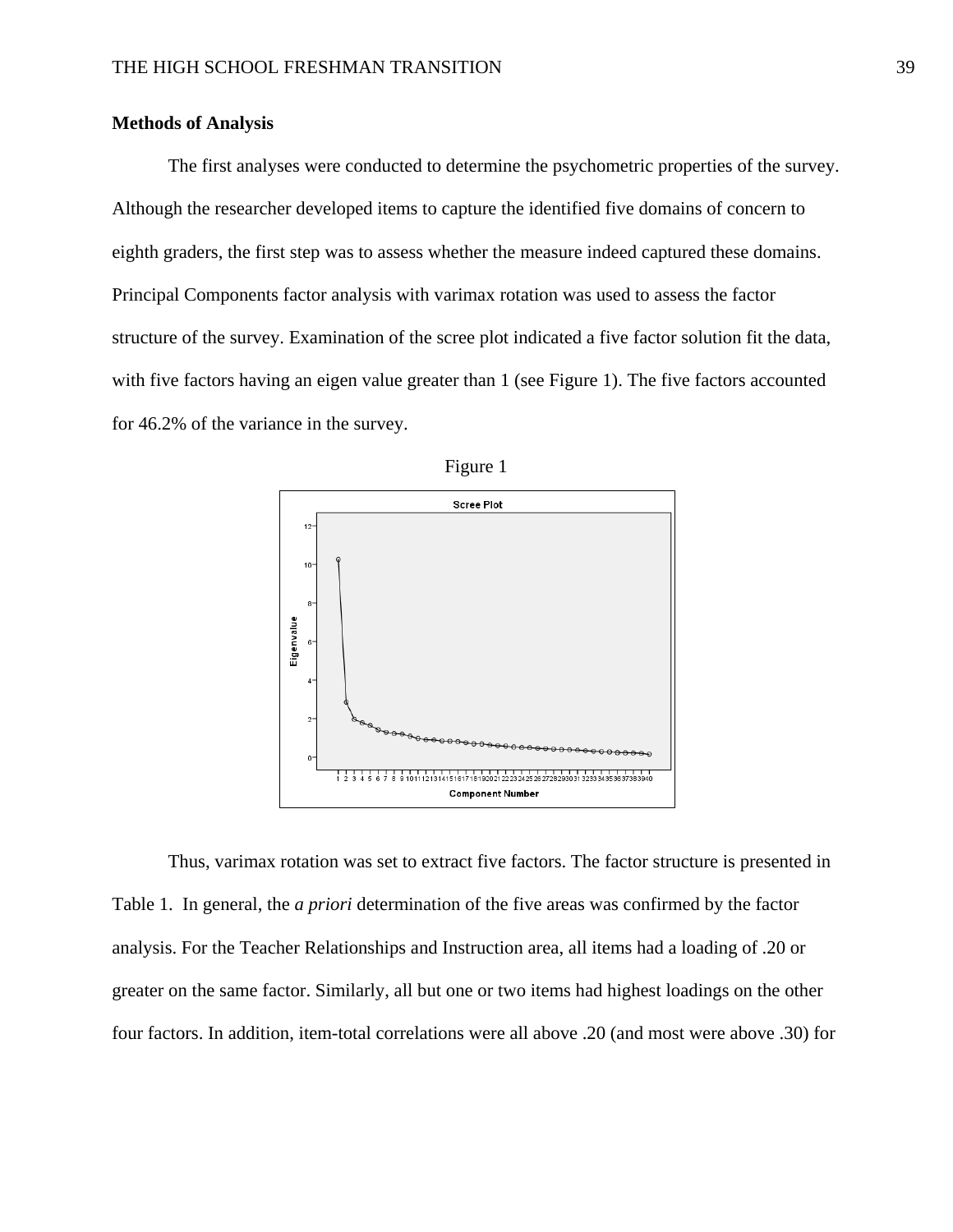**Methods of Analysis**

The first analyses were conducted to determine the psychometric properties of the survey. Although the researcher developed items to capture the identified five domains of concern to eighth graders, the first step was to assess whether the measure indeed captured these domains. Principal Components factor analysis with varimax rotation was used to assess the factor structure of the survey. Examination of the scree plot indicated a five factor solution fit the data, with five factors having an eigen value greater than 1 (see Figure 1). The five factors accounted for 46.2% of the variance in the survey.

Figure 1

Thus, varimax rotation was set to extract five factors. The factor structure is presented in Table 1. In general, the *a priori* determination of the five areas was confirmed by the factor analysis. For the Teacher Relationships and Instruction area, all items had a loading of .20 or greater on the same factor. Similarly, all but one or two items had highest loadings on the other four factors. In addition, item-total correlations were all above .20 (and most were above .30) for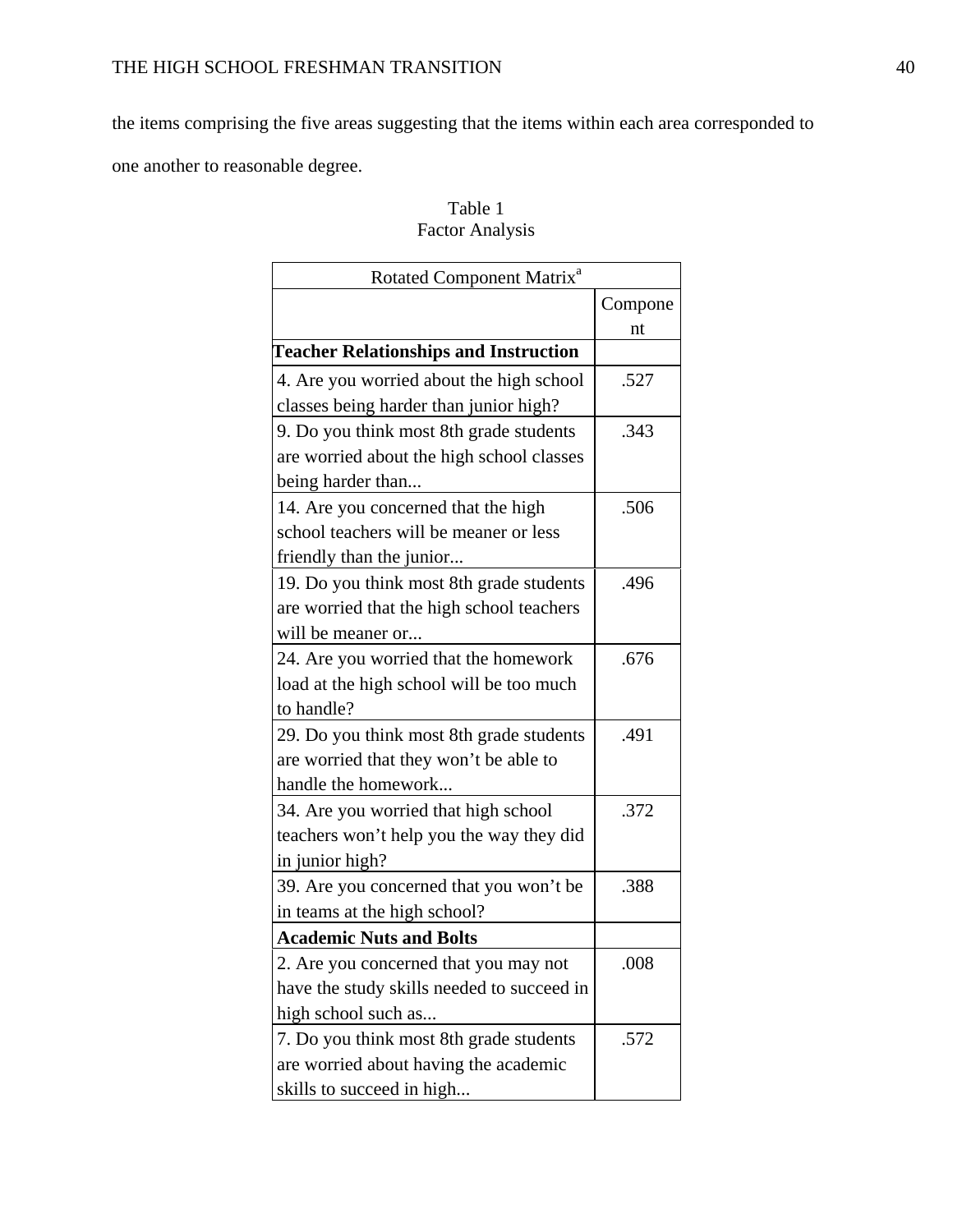the items comprising the five areas suggesting that the items within each area corresponded to one another to reasonable degree.

Table 1
Factor Analysis

| Rotated Component Matrix[a] | |
|---|---|
| | Component |
| **Teacher Relationships and Instruction** | |
| 4. Are you worried about the high school classes being harder than junior high? | .527 |
| 9. Do you think most 8th grade students are worried about the high school classes being harder than... | .343 |
| 14. Are you concerned that the high school teachers will be meaner or less friendly than the junior... | .506 |
| 19. Do you think most 8th grade students are worried that the high school teachers will be meaner or... | .496 |
| 24. Are you worried that the homework load at the high school will be too much to handle? | .676 |
| 29. Do you think most 8th grade students are worried that they won't be able to handle the homework... | .491 |
| 34. Are you worried that high school teachers won't help you the way they did in junior high? | .372 |
| 39. Are you concerned that you won't be in teams at the high school? | .388 |
| **Academic Nuts and Bolts** | |
| 2. Are you concerned that you may not have the study skills needed to succeed in high school such as... | .008 |
| 7. Do you think most 8th grade students are worried about having the academic skills to succeed in high... | .572 |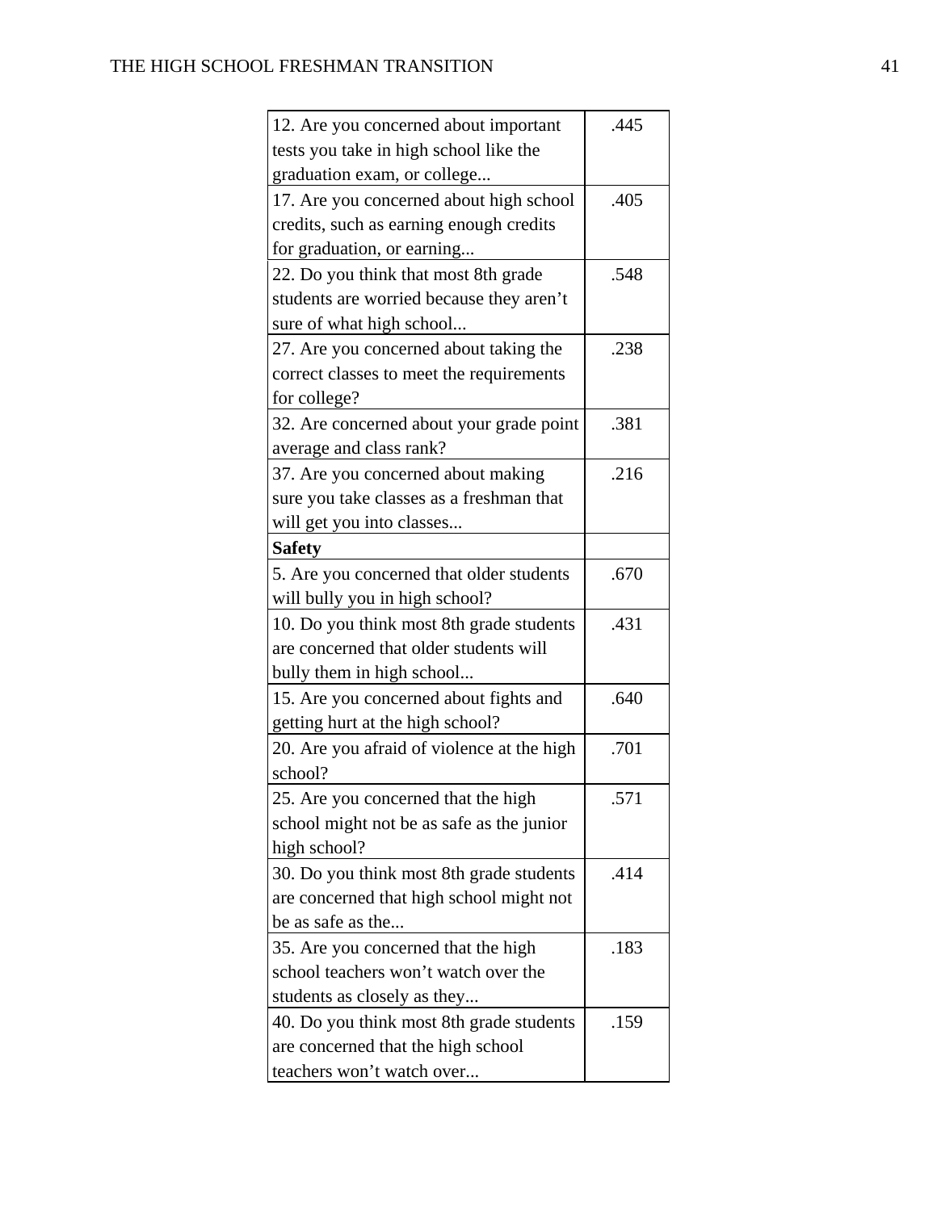| | |
|---|---|
| 12. Are you concerned about important tests you take in high school like the graduation exam, or college... | .445 |
| 17. Are you concerned about high school credits, such as earning enough credits for graduation, or earning... | .405 |
| 22. Do you think that most 8th grade students are worried because they aren't sure of what high school... | .548 |
| 27. Are you concerned about taking the correct classes to meet the requirements for college? | .238 |
| 32. Are concerned about your grade point average and class rank? | .381 |
| 37. Are you concerned about making sure you take classes as a freshman that will get you into classes... | .216 |
| **Safety** | |
| 5. Are you concerned that older students will bully you in high school? | .670 |
| 10. Do you think most 8th grade students are concerned that older students will bully them in high school... | .431 |
| 15. Are you concerned about fights and getting hurt at the high school? | .640 |
| 20. Are you afraid of violence at the high school? | .701 |
| 25. Are you concerned that the high school might not be as safe as the junior high school? | .571 |
| 30. Do you think most 8th grade students are concerned that high school might not be as safe as the... | .414 |
| 35. Are you concerned that the high school teachers won't watch over the students as closely as they... | .183 |
| 40. Do you think most 8th grade students are concerned that the high school teachers won't watch over... | .159 |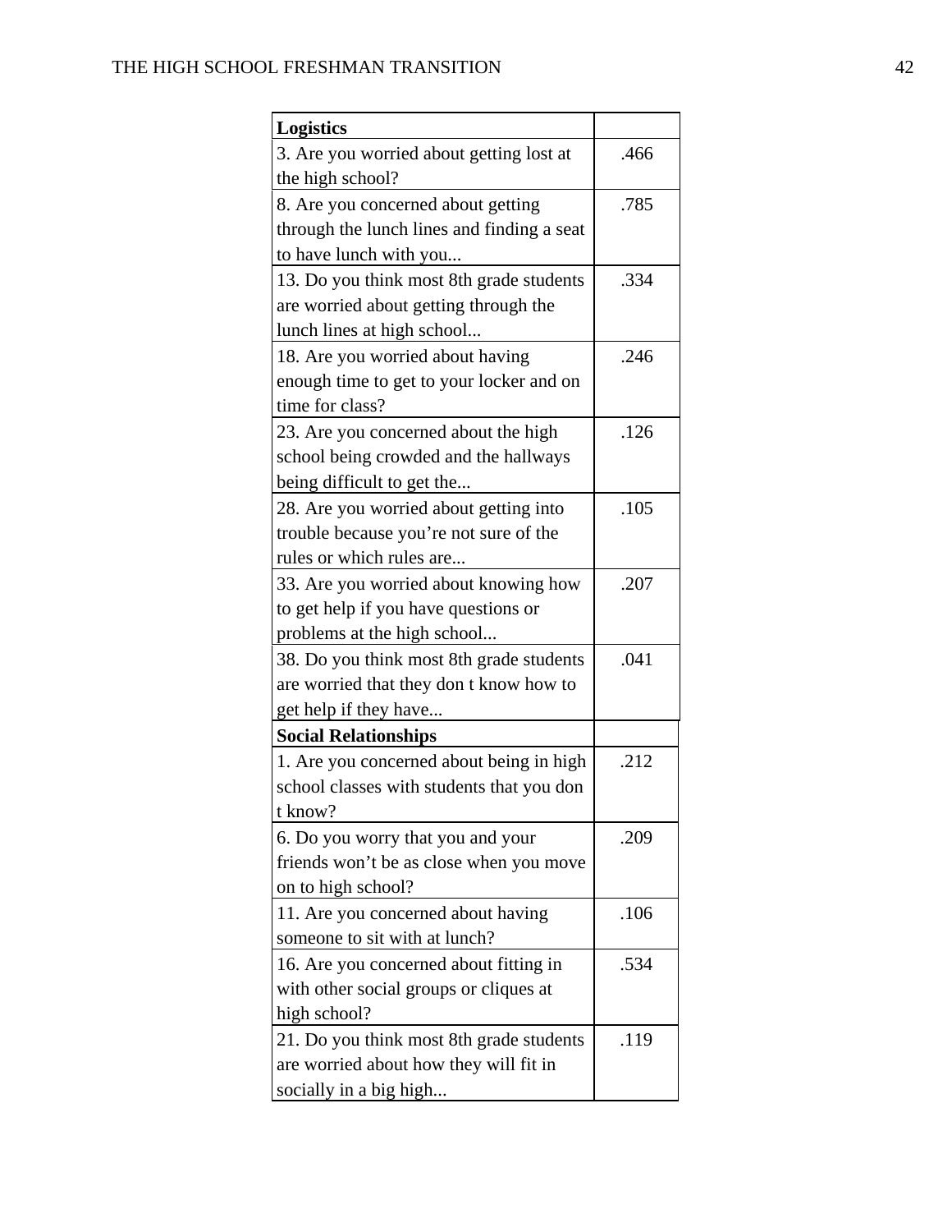| Logistics | |
|---|---|
| 3. Are you worried about getting lost at the high school? | .466 |
| 8. Are you concerned about getting through the lunch lines and finding a seat to have lunch with you... | .785 |
| 13. Do you think most 8th grade students are worried about getting through the lunch lines at high school... | .334 |
| 18. Are you worried about having enough time to get to your locker and on time for class? | .246 |
| 23. Are you concerned about the high school being crowded and the hallways being difficult to get the... | .126 |
| 28. Are you worried about getting into trouble because you're not sure of the rules or which rules are... | .105 |
| 33. Are you worried about knowing how to get help if you have questions or problems at the high school... | .207 |
| 38. Do you think most 8th grade students are worried that they don t know how to get help if they have... | .041 |
| **Social Relationships** | |
| 1. Are you concerned about being in high school classes with students that you don t know? | .212 |
| 6. Do you worry that you and your friends won't be as close when you move on to high school? | .209 |
| 11. Are you concerned about having someone to sit with at lunch? | .106 |
| 16. Are you concerned about fitting in with other social groups or cliques at high school? | .534 |
| 21. Do you think most 8th grade students are worried about how they will fit in socially in a big high... | .119 |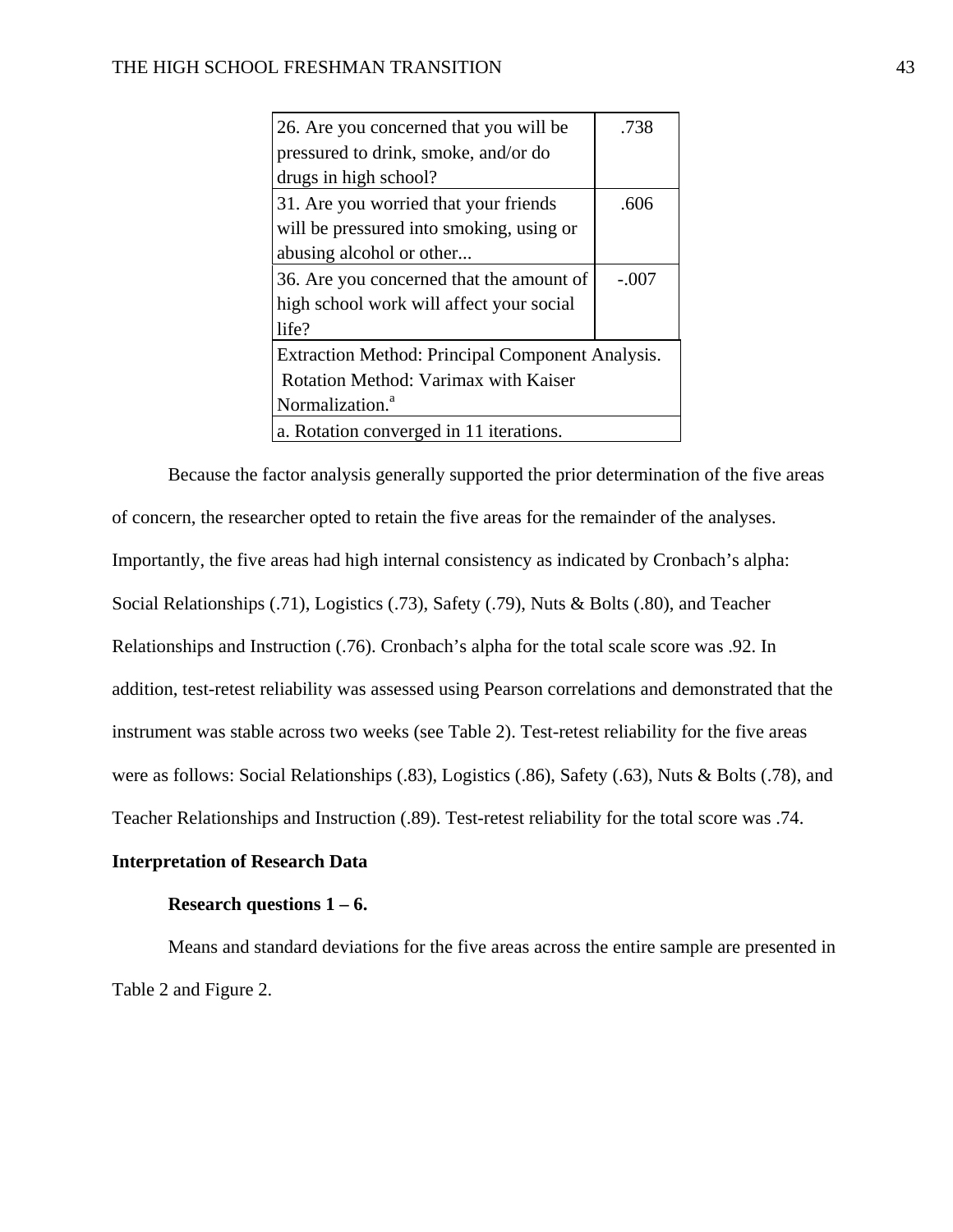| | |
|---|---|
| 26. Are you concerned that you will be pressured to drink, smoke, and/or do drugs in high school? | .738 |
| 31. Are you worried that your friends will be pressured into smoking, using or abusing alcohol or other... | .606 |
| 36. Are you concerned that the amount of high school work will affect your social life? | -.007 |
| Extraction Method: Principal Component Analysis. Rotation Method: Varimax with Kaiser Normalization.[a] | |
| a. Rotation converged in 11 iterations. | |

Because the factor analysis generally supported the prior determination of the five areas of concern, the researcher opted to retain the five areas for the remainder of the analyses. Importantly, the five areas had high internal consistency as indicated by Cronbach's alpha: Social Relationships (.71), Logistics (.73), Safety (.79), Nuts & Bolts (.80), and Teacher Relationships and Instruction (.76). Cronbach's alpha for the total scale score was .92. In addition, test-retest reliability was assessed using Pearson correlations and demonstrated that the instrument was stable across two weeks (see Table 2). Test-retest reliability for the five areas were as follows: Social Relationships (.83), Logistics (.86), Safety (.63), Nuts & Bolts (.78), and Teacher Relationships and Instruction (.89). Test-retest reliability for the total score was .74.

**Interpretation of Research Data**

**Research questions 1 – 6.**

Means and standard deviations for the five areas across the entire sample are presented in Table 2 and Figure 2.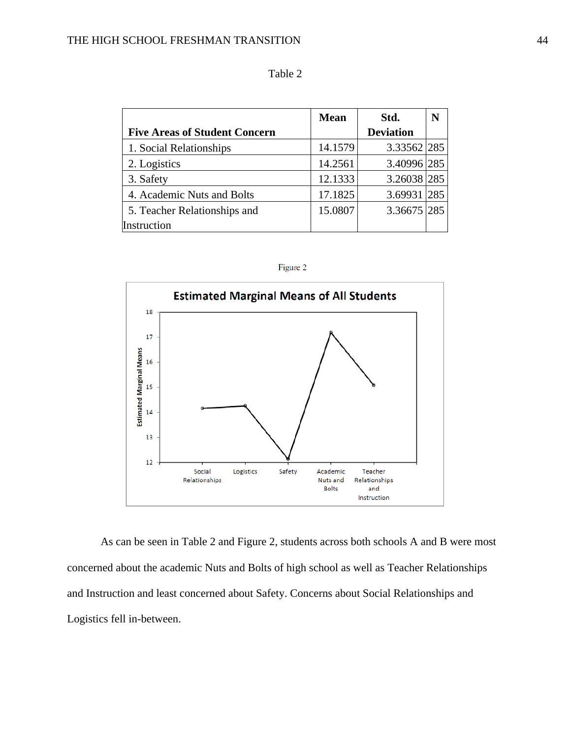Table 2

| Five Areas of Student Concern | Mean | Std. Deviation | N |
|---|---|---|---|
| 1. Social Relationships | 14.1579 | 3.33562 | 285 |
| 2. Logistics | 14.2561 | 3.40996 | 285 |
| 3. Safety | 12.1333 | 3.26038 | 285 |
| 4. Academic Nuts and Bolts | 17.1825 | 3.69931 | 285 |
| 5. Teacher Relationships and Instruction | 15.0807 | 3.36675 | 285 |

Figure 2

As can be seen in Table 2 and Figure 2, students across both schools A and B were most concerned about the academic Nuts and Bolts of high school as well as Teacher Relationships and Instruction and least concerned about Safety. Concerns about Social Relationships and Logistics fell in-between.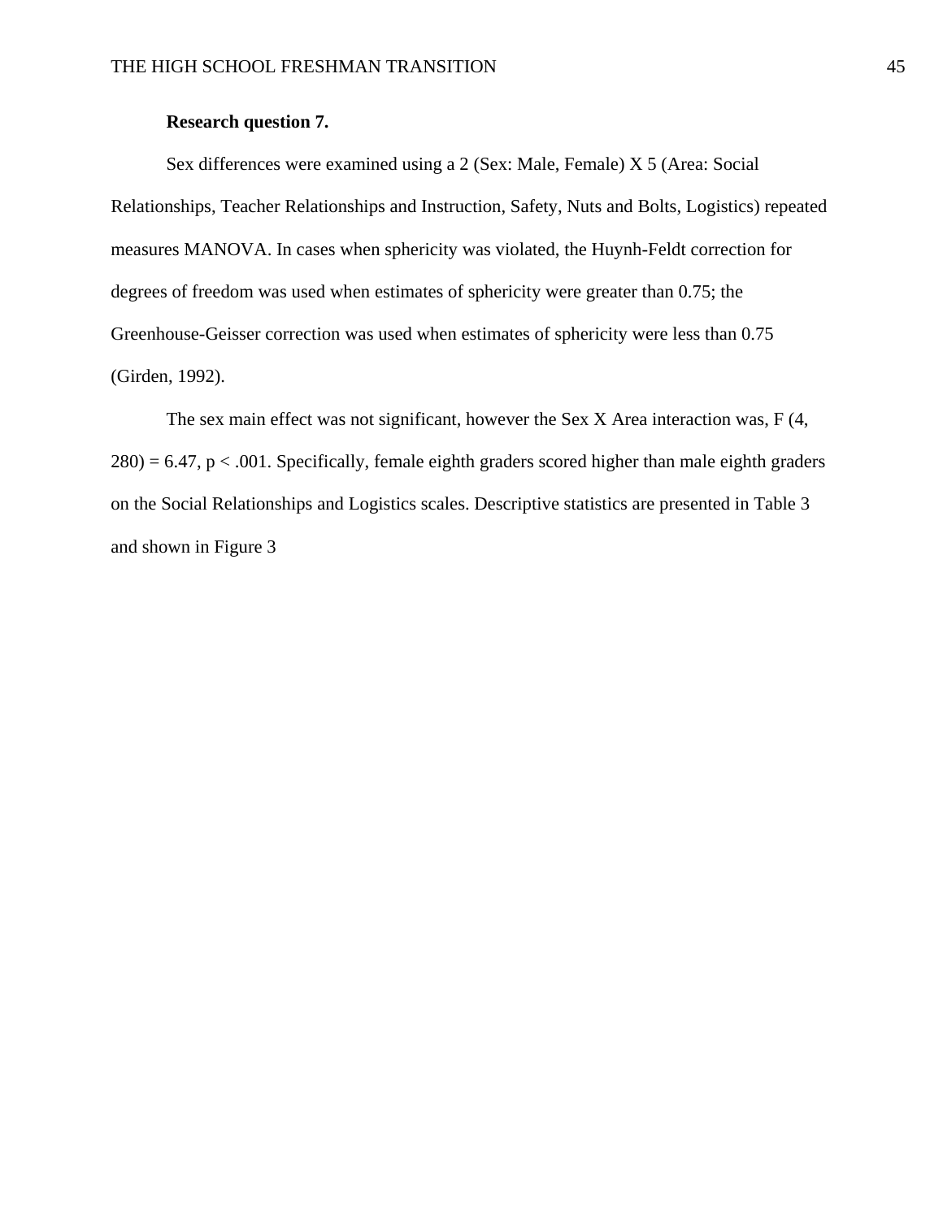**Research question 7.**

Sex differences were examined using a 2 (Sex: Male, Female) X 5 (Area: Social Relationships, Teacher Relationships and Instruction, Safety, Nuts and Bolts, Logistics) repeated measures MANOVA. In cases when sphericity was violated, the Huynh-Feldt correction for degrees of freedom was used when estimates of sphericity were greater than 0.75; the Greenhouse-Geisser correction was used when estimates of sphericity were less than 0.75 (Girden, 1992).

The sex main effect was not significant, however the Sex X Area interaction was, $F(4, 280) = 6.47$, $p < .001$. Specifically, female eighth graders scored higher than male eighth graders on the Social Relationships and Logistics scales. Descriptive statistics are presented in Table 3 and shown in Figure 3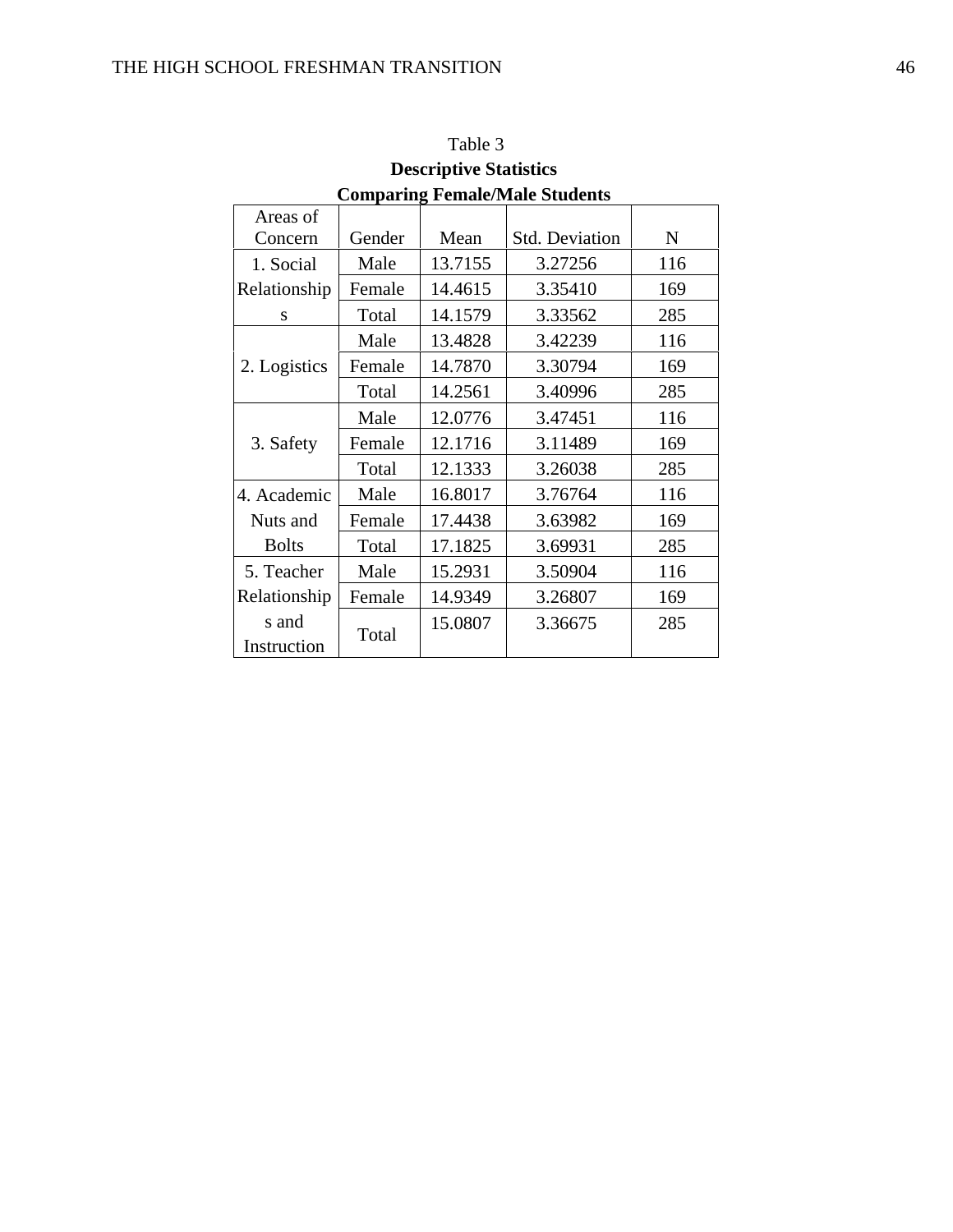Table 3

**Descriptive Statistics**

**Comparing Female/Male Students**

| Areas of Concern | Gender | Mean | Std. Deviation | N |
|---|---|---|---|---|
| 1. Social Relationships | Male | 13.7155 | 3.27256 | 116 |
| | Female | 14.4615 | 3.35410 | 169 |
| | Total | 14.1579 | 3.33562 | 285 |
| 2. Logistics | Male | 13.4828 | 3.42239 | 116 |
| | Female | 14.7870 | 3.30794 | 169 |
| | Total | 14.2561 | 3.40996 | 285 |
| 3. Safety | Male | 12.0776 | 3.47451 | 116 |
| | Female | 12.1716 | 3.11489 | 169 |
| | Total | 12.1333 | 3.26038 | 285 |
| 4. Academic Nuts and Bolts | Male | 16.8017 | 3.76764 | 116 |
| | Female | 17.4438 | 3.63982 | 169 |
| | Total | 17.1825 | 3.69931 | 285 |
| 5. Teacher Relationships and Instruction | Male | 15.2931 | 3.50904 | 116 |
| | Female | 14.9349 | 3.26807 | 169 |
| | Total | 15.0807 | 3.36675 | 285 |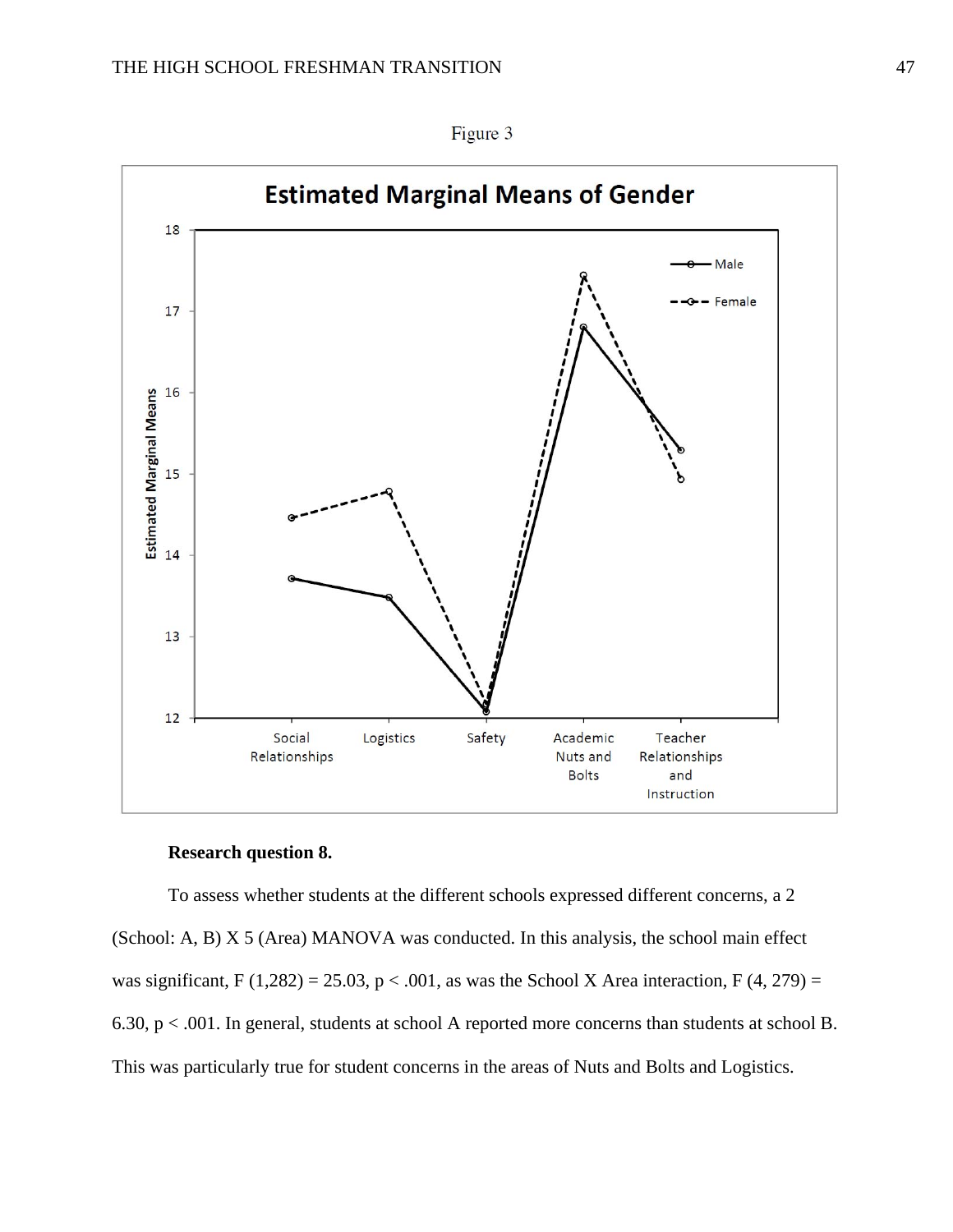Figure 3

**Research question 8.**

To assess whether students at the different schools expressed different concerns, a 2 (School: A, B) X 5 (Area) MANOVA was conducted. In this analysis, the school main effect was significant, $F(1,282) = 25.03$, $p < .001$, as was the School X Area interaction, $F(4, 279) = 6.30$, $p < .001$. In general, students at school A reported more concerns than students at school B. This was particularly true for student concerns in the areas of Nuts and Bolts and Logistics.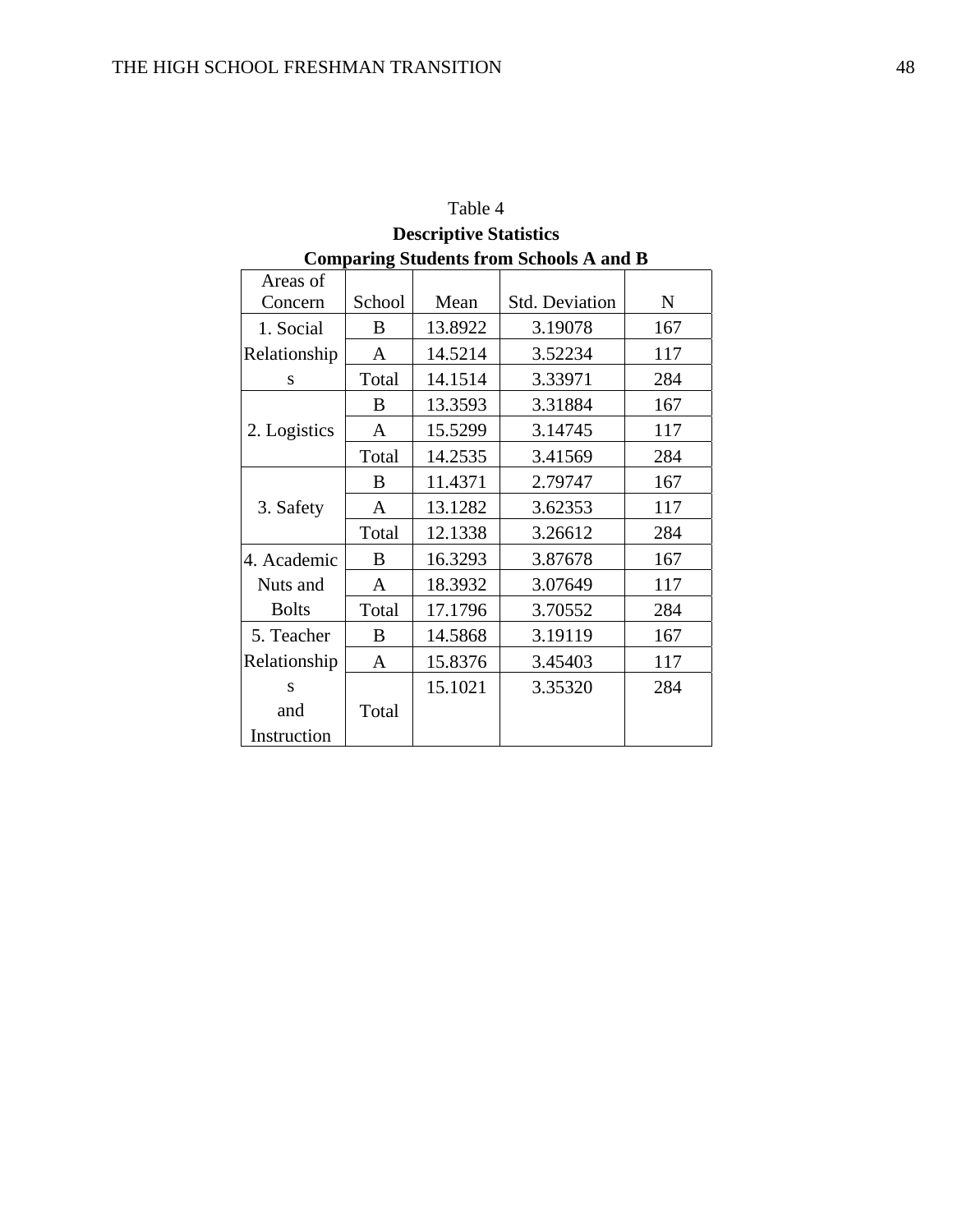Table 4

**Descriptive Statistics**

**Comparing Students from Schools A and B**

| Areas of Concern | School | Mean | Std. Deviation | N |
|---|---|---|---|---|
| 1. Social Relationships | B | 13.8922 | 3.19078 | 167 |
| | A | 14.5214 | 3.52234 | 117 |
| | Total | 14.1514 | 3.33971 | 284 |
| 2. Logistics | B | 13.3593 | 3.31884 | 167 |
| | A | 15.5299 | 3.14745 | 117 |
| | Total | 14.2535 | 3.41569 | 284 |
| 3. Safety | B | 11.4371 | 2.79747 | 167 |
| | A | 13.1282 | 3.62353 | 117 |
| | Total | 12.1338 | 3.26612 | 284 |
| 4. Academic Nuts and Bolts | B | 16.3293 | 3.87678 | 167 |
| | A | 18.3932 | 3.07649 | 117 |
| | Total | 17.1796 | 3.70552 | 284 |
| 5. Teacher Relationships and Instruction | B | 14.5868 | 3.19119 | 167 |
| | A | 15.8376 | 3.45403 | 117 |
| | Total | 15.1021 | 3.35320 | 284 |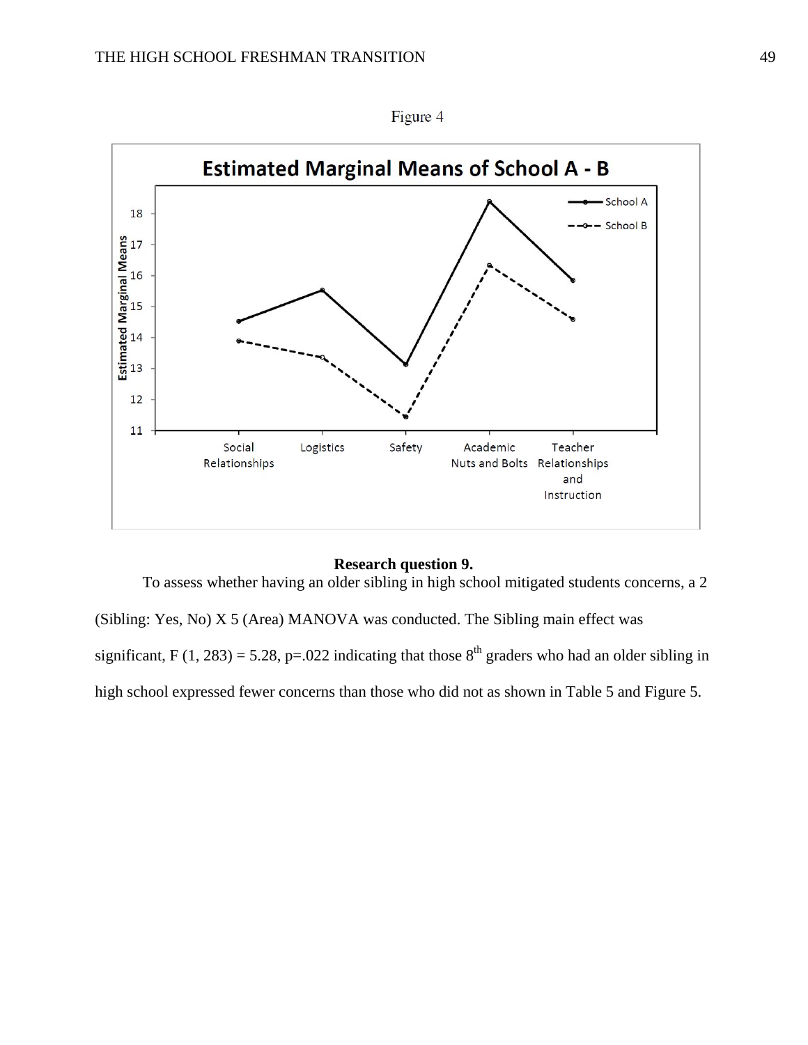Figure 4

**Research question 9.**

To assess whether having an older sibling in high school mitigated students concerns, a 2 (Sibling: Yes, No) X 5 (Area) MANOVA was conducted. The Sibling main effect was significant, $F(1, 283) = 5.28$, $p=.022$ indicating that those 8th graders who had an older sibling in high school expressed fewer concerns than those who did not as shown in Table 5 and Figure 5.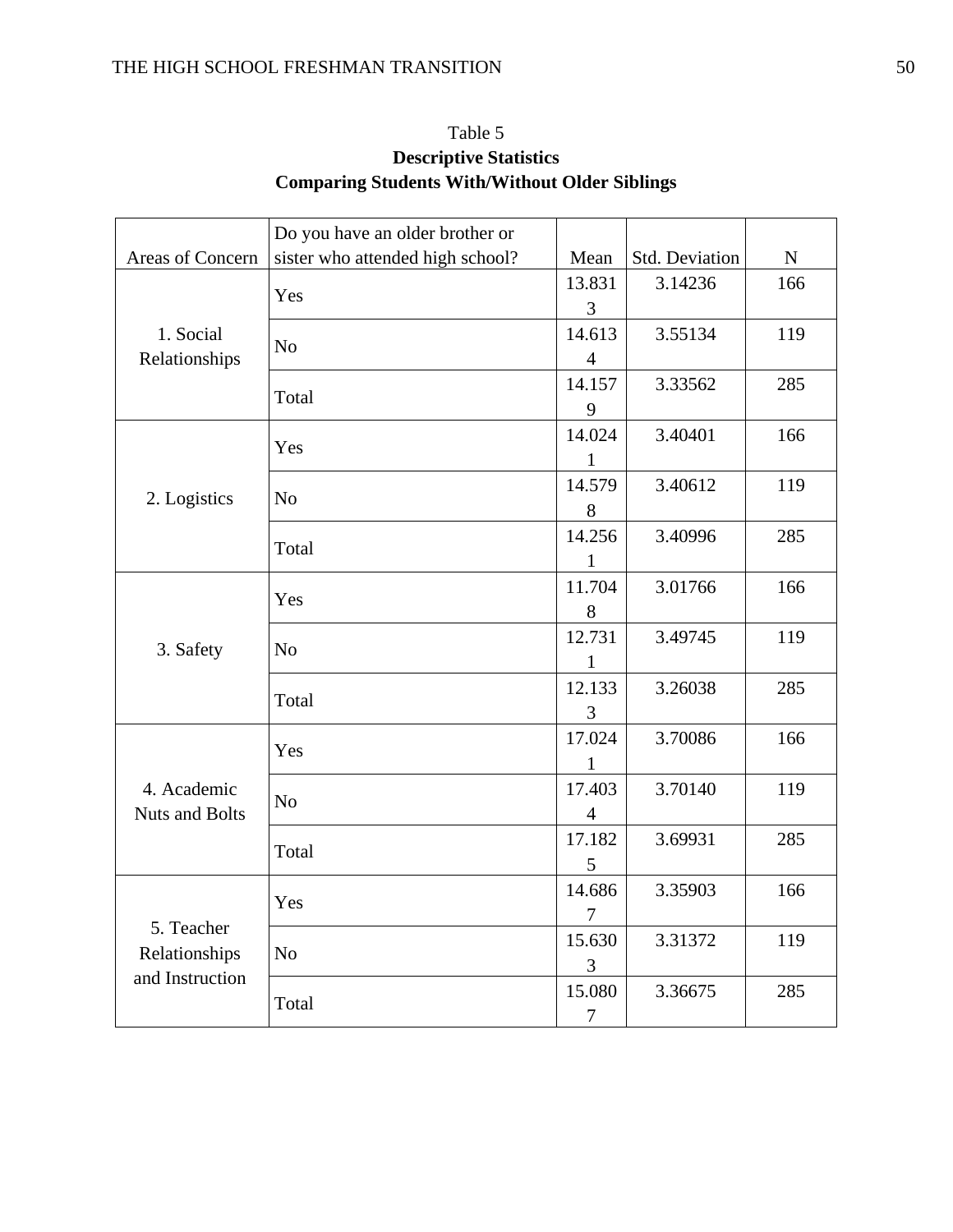Table 5

**Descriptive Statistics**

**Comparing Students With/Without Older Siblings**

| Areas of Concern | Do you have an older brother or sister who attended high school? | Mean | Std. Deviation | N |
|---|---|---|---|---|
| 1. Social Relationships | Yes | 13.8313 | 3.14236 | 166 |
| | No | 14.6134 | 3.55134 | 119 |
| | Total | 14.1579 | 3.33562 | 285 |
| 2. Logistics | Yes | 14.0241 | 3.40401 | 166 |
| | No | 14.5798 | 3.40612 | 119 |
| | Total | 14.2561 | 3.40996 | 285 |
| 3. Safety | Yes | 11.7048 | 3.01766 | 166 |
| | No | 12.7311 | 3.49745 | 119 |
| | Total | 12.1333 | 3.26038 | 285 |
| 4. Academic Nuts and Bolts | Yes | 17.0241 | 3.70086 | 166 |
| | No | 17.4034 | 3.70140 | 119 |
| | Total | 17.1825 | 3.69931 | 285 |
| 5. Teacher Relationships and Instruction | Yes | 14.6867 | 3.35903 | 166 |
| | No | 15.6303 | 3.31372 | 119 |
| | Total | 15.0807 | 3.36675 | 285 |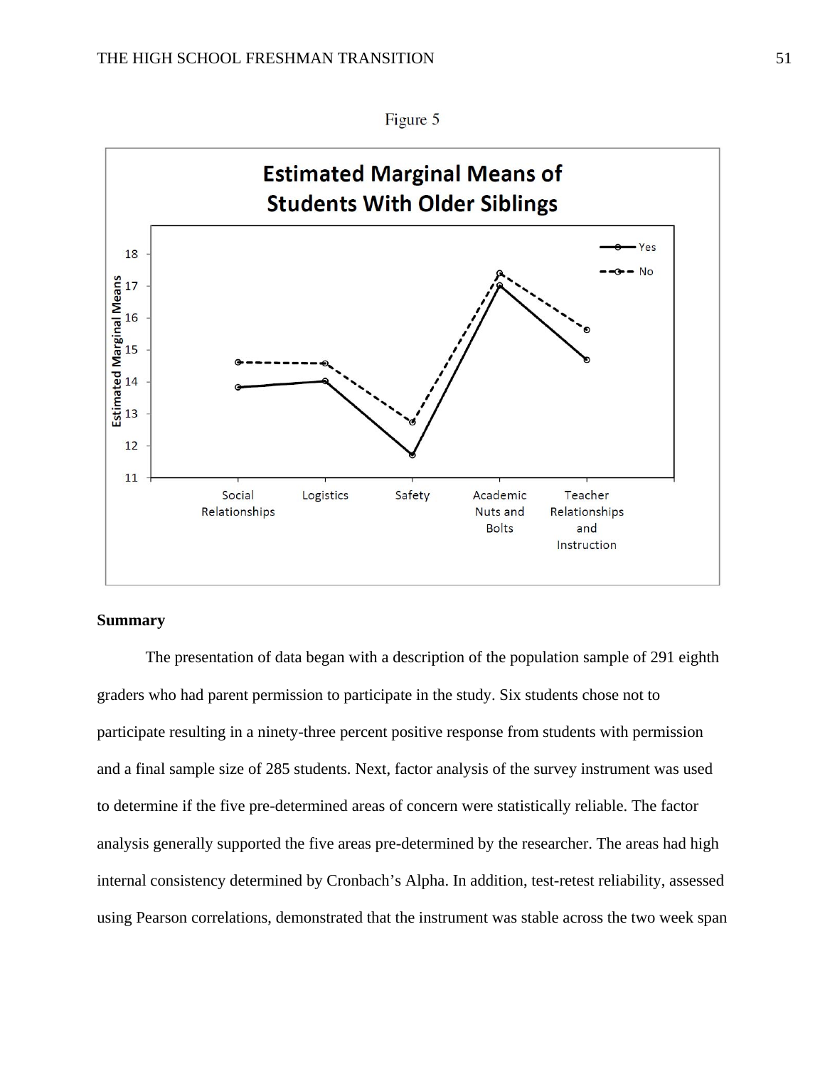Figure 5

**Summary**

The presentation of data began with a description of the population sample of 291 eighth graders who had parent permission to participate in the study. Six students chose not to participate resulting in a ninety-three percent positive response from students with permission and a final sample size of 285 students. Next, factor analysis of the survey instrument was used to determine if the five pre-determined areas of concern were statistically reliable. The factor analysis generally supported the five areas pre-determined by the researcher. The areas had high internal consistency determined by Cronbach's Alpha. In addition, test-retest reliability, assessed using Pearson correlations, demonstrated that the instrument was stable across the two week span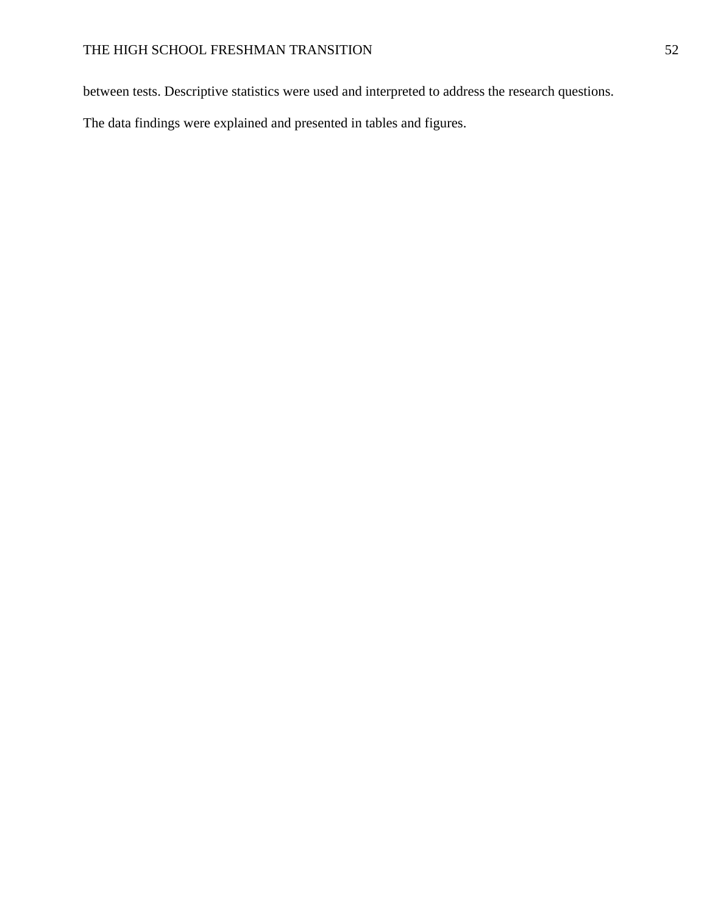between tests. Descriptive statistics were used and interpreted to address the research questions. The data findings were explained and presented in tables and figures.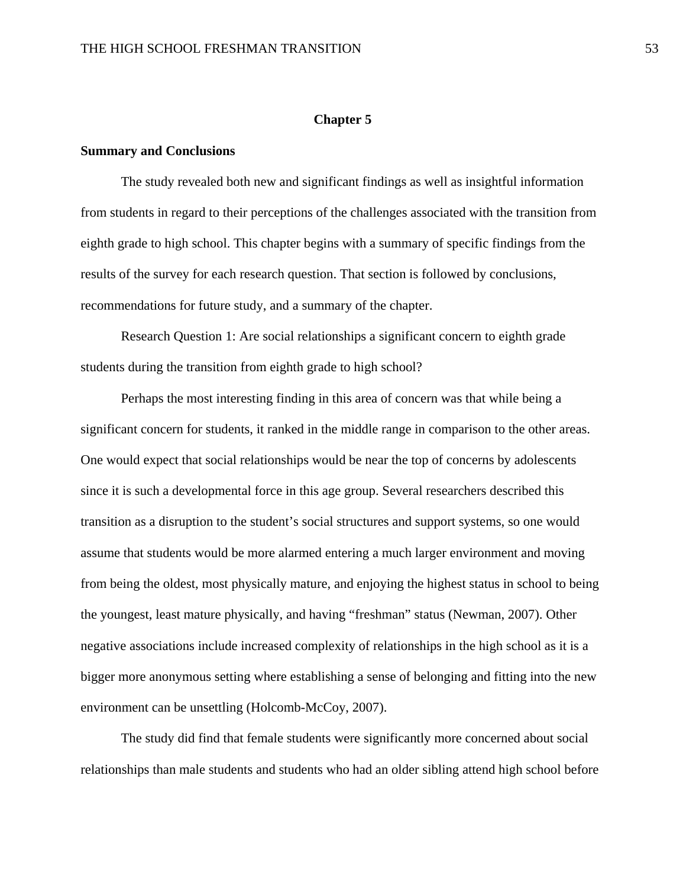# Chapter 5

## Summary and Conclusions

The study revealed both new and significant findings as well as insightful information from students in regard to their perceptions of the challenges associated with the transition from eighth grade to high school. This chapter begins with a summary of specific findings from the results of the survey for each research question. That section is followed by conclusions, recommendations for future study, and a summary of the chapter.

Research Question 1: Are social relationships a significant concern to eighth grade students during the transition from eighth grade to high school?

Perhaps the most interesting finding in this area of concern was that while being a significant concern for students, it ranked in the middle range in comparison to the other areas. One would expect that social relationships would be near the top of concerns by adolescents since it is such a developmental force in this age group. Several researchers described this transition as a disruption to the student's social structures and support systems, so one would assume that students would be more alarmed entering a much larger environment and moving from being the oldest, most physically mature, and enjoying the highest status in school to being the youngest, least mature physically, and having "freshman" status (Newman, 2007). Other negative associations include increased complexity of relationships in the high school as it is a bigger more anonymous setting where establishing a sense of belonging and fitting into the new environment can be unsettling (Holcomb-McCoy, 2007).

The study did find that female students were significantly more concerned about social relationships than male students and students who had an older sibling attend high school before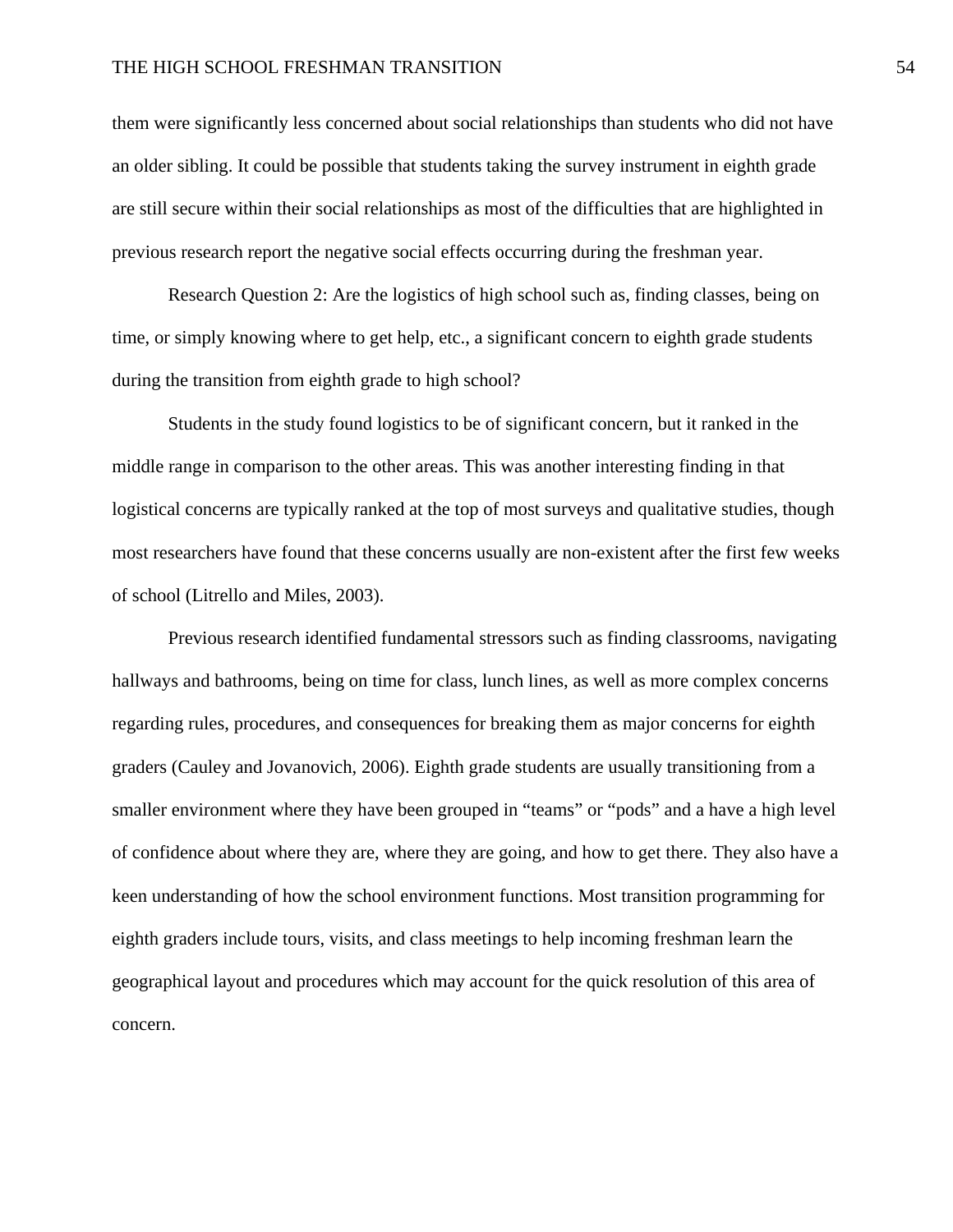them were significantly less concerned about social relationships than students who did not have an older sibling. It could be possible that students taking the survey instrument in eighth grade are still secure within their social relationships as most of the difficulties that are highlighted in previous research report the negative social effects occurring during the freshman year.

Research Question 2: Are the logistics of high school such as, finding classes, being on time, or simply knowing where to get help, etc., a significant concern to eighth grade students during the transition from eighth grade to high school?

Students in the study found logistics to be of significant concern, but it ranked in the middle range in comparison to the other areas. This was another interesting finding in that logistical concerns are typically ranked at the top of most surveys and qualitative studies, though most researchers have found that these concerns usually are non-existent after the first few weeks of school (Litrello and Miles, 2003).

Previous research identified fundamental stressors such as finding classrooms, navigating hallways and bathrooms, being on time for class, lunch lines, as well as more complex concerns regarding rules, procedures, and consequences for breaking them as major concerns for eighth graders (Cauley and Jovanovich, 2006). Eighth grade students are usually transitioning from a smaller environment where they have been grouped in "teams" or "pods" and a have a high level of confidence about where they are, where they are going, and how to get there. They also have a keen understanding of how the school environment functions. Most transition programming for eighth graders include tours, visits, and class meetings to help incoming freshman learn the geographical layout and procedures which may account for the quick resolution of this area of concern.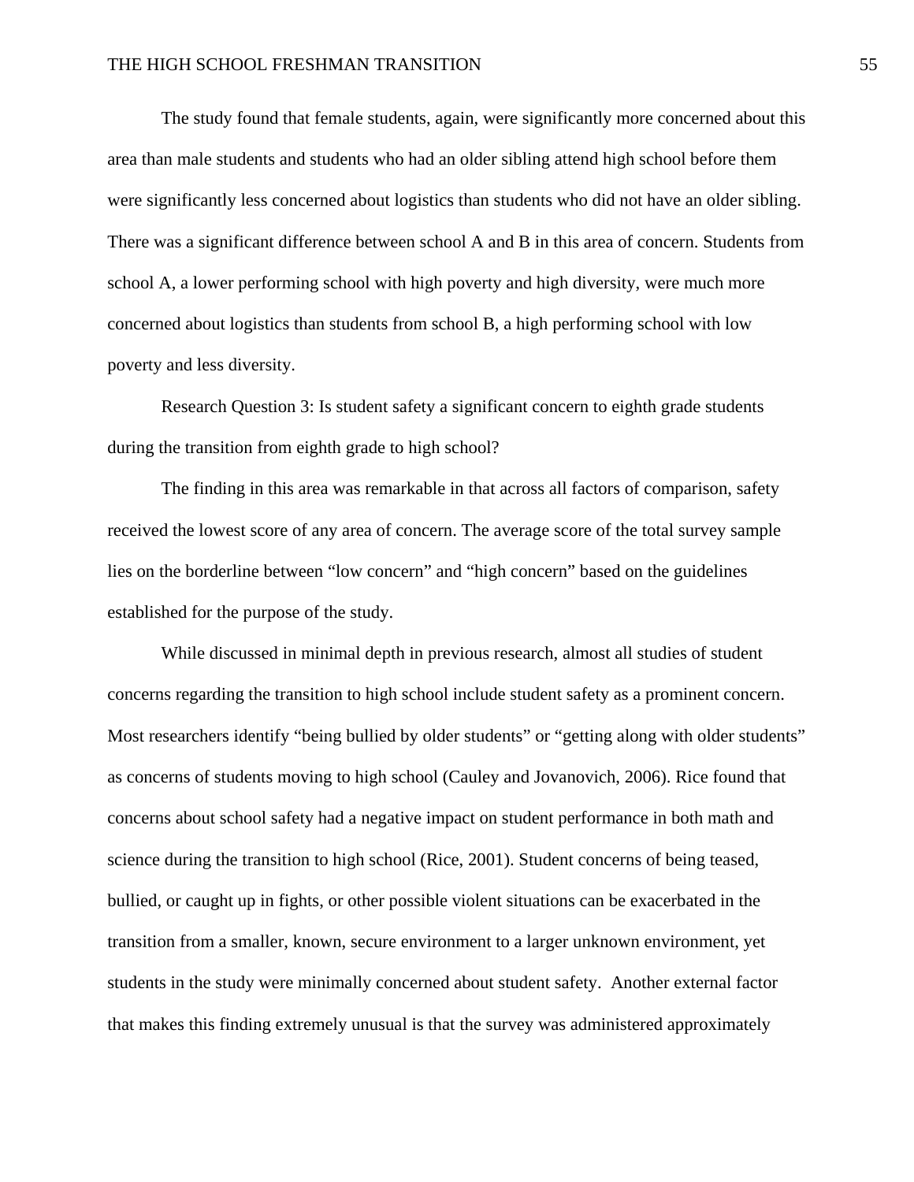The study found that female students, again, were significantly more concerned about this area than male students and students who had an older sibling attend high school before them were significantly less concerned about logistics than students who did not have an older sibling. There was a significant difference between school A and B in this area of concern. Students from school A, a lower performing school with high poverty and high diversity, were much more concerned about logistics than students from school B, a high performing school with low poverty and less diversity.

Research Question 3: Is student safety a significant concern to eighth grade students during the transition from eighth grade to high school?

The finding in this area was remarkable in that across all factors of comparison, safety received the lowest score of any area of concern. The average score of the total survey sample lies on the borderline between "low concern" and "high concern" based on the guidelines established for the purpose of the study.

While discussed in minimal depth in previous research, almost all studies of student concerns regarding the transition to high school include student safety as a prominent concern. Most researchers identify "being bullied by older students" or "getting along with older students" as concerns of students moving to high school (Cauley and Jovanovich, 2006). Rice found that concerns about school safety had a negative impact on student performance in both math and science during the transition to high school (Rice, 2001). Student concerns of being teased, bullied, or caught up in fights, or other possible violent situations can be exacerbated in the transition from a smaller, known, secure environment to a larger unknown environment, yet students in the study were minimally concerned about student safety. Another external factor that makes this finding extremely unusual is that the survey was administered approximately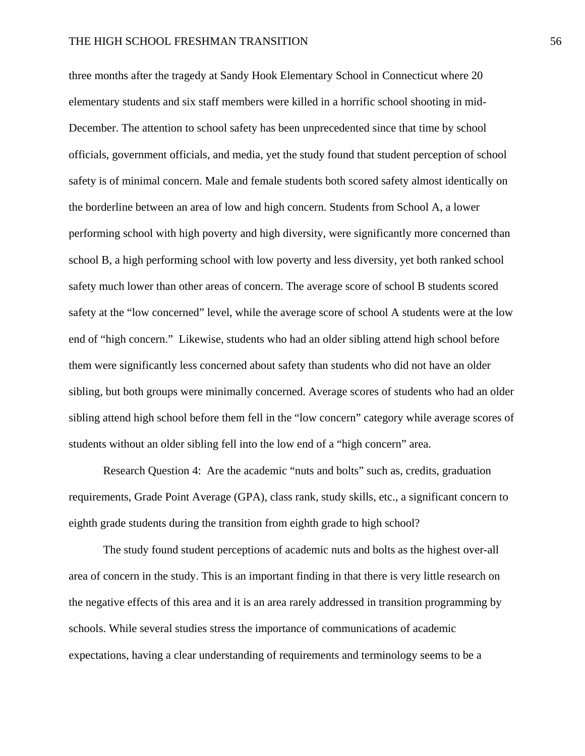three months after the tragedy at Sandy Hook Elementary School in Connecticut where 20 elementary students and six staff members were killed in a horrific school shooting in mid-December. The attention to school safety has been unprecedented since that time by school officials, government officials, and media, yet the study found that student perception of school safety is of minimal concern. Male and female students both scored safety almost identically on the borderline between an area of low and high concern. Students from School A, a lower performing school with high poverty and high diversity, were significantly more concerned than school B, a high performing school with low poverty and less diversity, yet both ranked school safety much lower than other areas of concern. The average score of school B students scored safety at the "low concerned" level, while the average score of school A students were at the low end of "high concern." Likewise, students who had an older sibling attend high school before them were significantly less concerned about safety than students who did not have an older sibling, but both groups were minimally concerned. Average scores of students who had an older sibling attend high school before them fell in the "low concern" category while average scores of students without an older sibling fell into the low end of a "high concern" area.

Research Question 4: Are the academic "nuts and bolts" such as, credits, graduation requirements, Grade Point Average (GPA), class rank, study skills, etc., a significant concern to eighth grade students during the transition from eighth grade to high school?

The study found student perceptions of academic nuts and bolts as the highest over-all area of concern in the study. This is an important finding in that there is very little research on the negative effects of this area and it is an area rarely addressed in transition programming by schools. While several studies stress the importance of communications of academic expectations, having a clear understanding of requirements and terminology seems to be a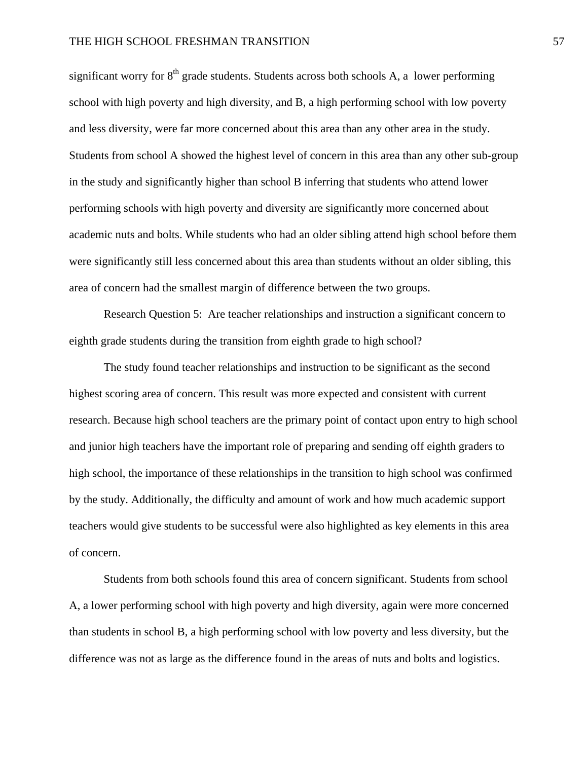significant worry for 8th grade students. Students across both schools A, a lower performing school with high poverty and high diversity, and B, a high performing school with low poverty and less diversity, were far more concerned about this area than any other area in the study. Students from school A showed the highest level of concern in this area than any other sub-group in the study and significantly higher than school B inferring that students who attend lower performing schools with high poverty and diversity are significantly more concerned about academic nuts and bolts. While students who had an older sibling attend high school before them were significantly still less concerned about this area than students without an older sibling, this area of concern had the smallest margin of difference between the two groups.

Research Question 5: Are teacher relationships and instruction a significant concern to eighth grade students during the transition from eighth grade to high school?

The study found teacher relationships and instruction to be significant as the second highest scoring area of concern. This result was more expected and consistent with current research. Because high school teachers are the primary point of contact upon entry to high school and junior high teachers have the important role of preparing and sending off eighth graders to high school, the importance of these relationships in the transition to high school was confirmed by the study. Additionally, the difficulty and amount of work and how much academic support teachers would give students to be successful were also highlighted as key elements in this area of concern.

Students from both schools found this area of concern significant. Students from school A, a lower performing school with high poverty and high diversity, again were more concerned than students in school B, a high performing school with low poverty and less diversity, but the difference was not as large as the difference found in the areas of nuts and bolts and logistics.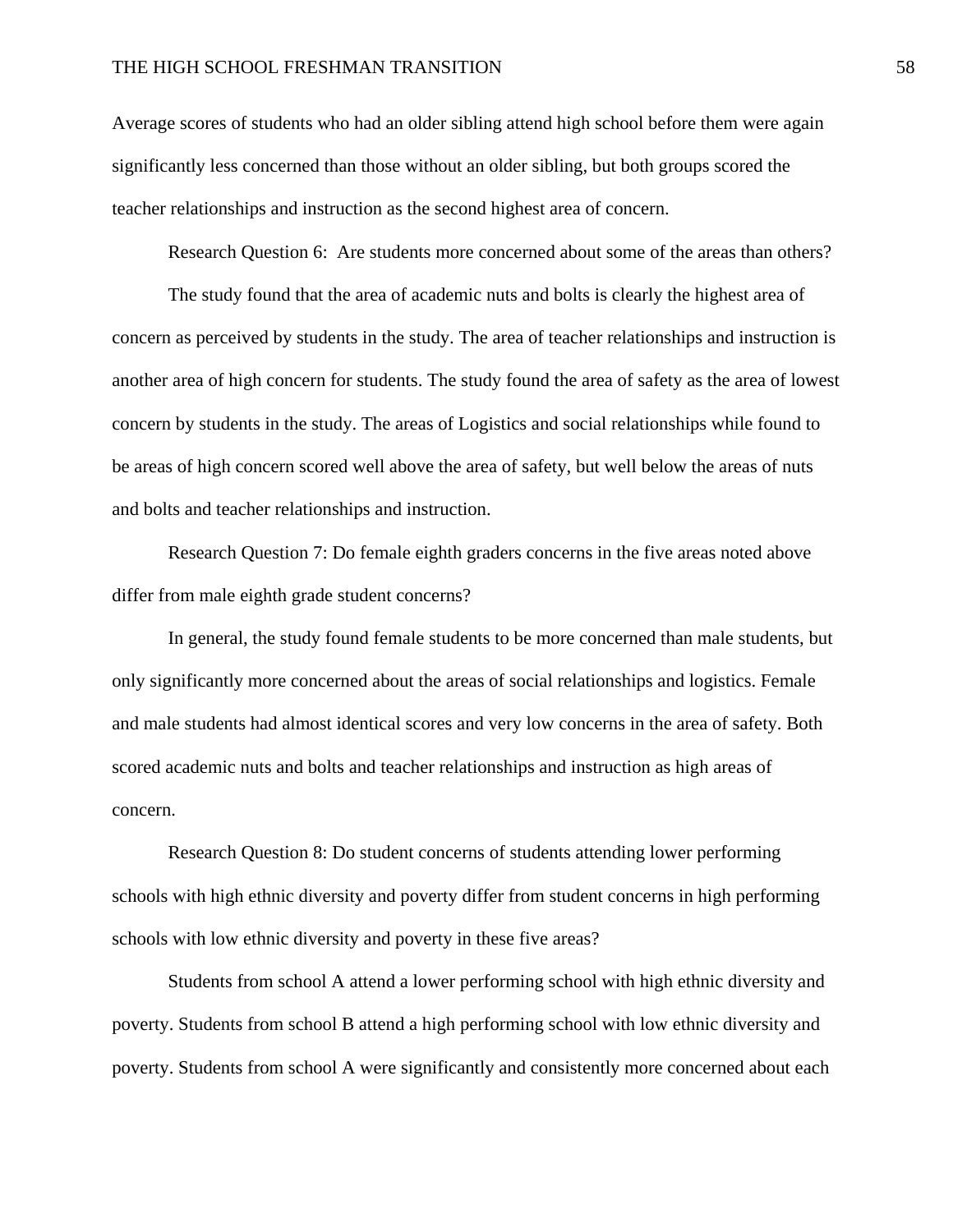Average scores of students who had an older sibling attend high school before them were again significantly less concerned than those without an older sibling, but both groups scored the teacher relationships and instruction as the second highest area of concern.

Research Question 6: Are students more concerned about some of the areas than others?

The study found that the area of academic nuts and bolts is clearly the highest area of concern as perceived by students in the study. The area of teacher relationships and instruction is another area of high concern for students. The study found the area of safety as the area of lowest concern by students in the study. The areas of Logistics and social relationships while found to be areas of high concern scored well above the area of safety, but well below the areas of nuts and bolts and teacher relationships and instruction.

Research Question 7: Do female eighth graders concerns in the five areas noted above differ from male eighth grade student concerns?

In general, the study found female students to be more concerned than male students, but only significantly more concerned about the areas of social relationships and logistics. Female and male students had almost identical scores and very low concerns in the area of safety. Both scored academic nuts and bolts and teacher relationships and instruction as high areas of concern.

Research Question 8: Do student concerns of students attending lower performing schools with high ethnic diversity and poverty differ from student concerns in high performing schools with low ethnic diversity and poverty in these five areas?

Students from school A attend a lower performing school with high ethnic diversity and poverty. Students from school B attend a high performing school with low ethnic diversity and poverty. Students from school A were significantly and consistently more concerned about each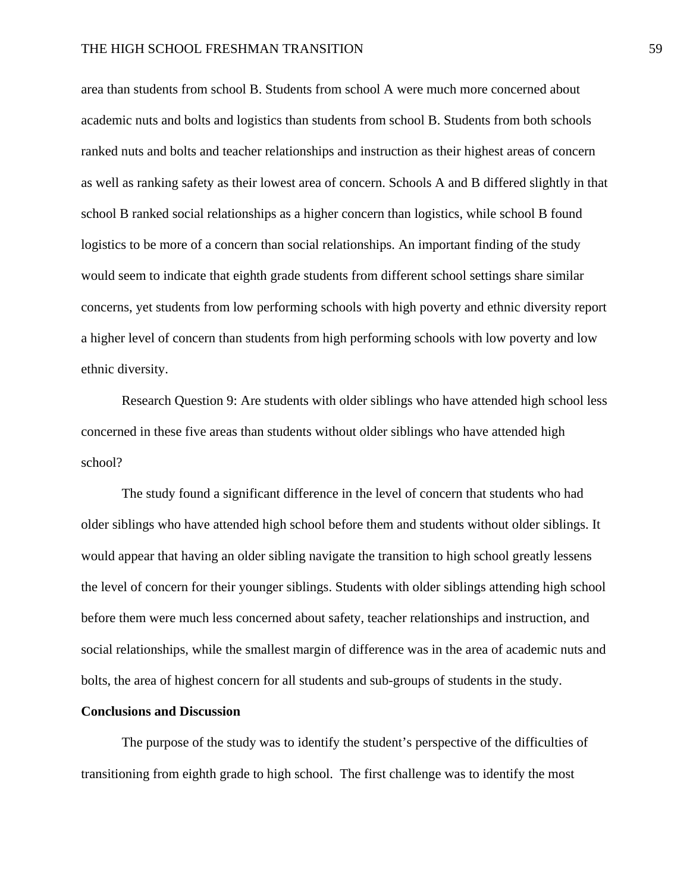area than students from school B. Students from school A were much more concerned about academic nuts and bolts and logistics than students from school B. Students from both schools ranked nuts and bolts and teacher relationships and instruction as their highest areas of concern as well as ranking safety as their lowest area of concern. Schools A and B differed slightly in that school B ranked social relationships as a higher concern than logistics, while school B found logistics to be more of a concern than social relationships. An important finding of the study would seem to indicate that eighth grade students from different school settings share similar concerns, yet students from low performing schools with high poverty and ethnic diversity report a higher level of concern than students from high performing schools with low poverty and low ethnic diversity.

Research Question 9: Are students with older siblings who have attended high school less concerned in these five areas than students without older siblings who have attended high school?

The study found a significant difference in the level of concern that students who had older siblings who have attended high school before them and students without older siblings. It would appear that having an older sibling navigate the transition to high school greatly lessens the level of concern for their younger siblings. Students with older siblings attending high school before them were much less concerned about safety, teacher relationships and instruction, and social relationships, while the smallest margin of difference was in the area of academic nuts and bolts, the area of highest concern for all students and sub-groups of students in the study.

**Conclusions and Discussion**

The purpose of the study was to identify the student's perspective of the difficulties of transitioning from eighth grade to high school. The first challenge was to identify the most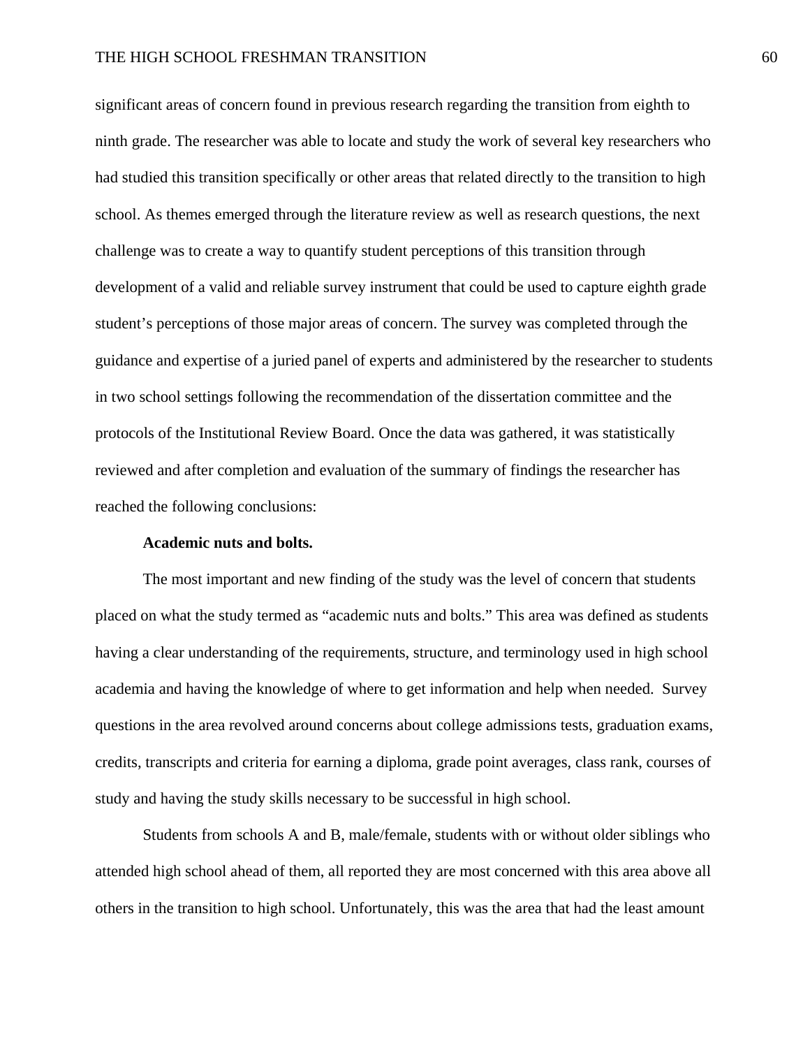significant areas of concern found in previous research regarding the transition from eighth to ninth grade. The researcher was able to locate and study the work of several key researchers who had studied this transition specifically or other areas that related directly to the transition to high school. As themes emerged through the literature review as well as research questions, the next challenge was to create a way to quantify student perceptions of this transition through development of a valid and reliable survey instrument that could be used to capture eighth grade student's perceptions of those major areas of concern. The survey was completed through the guidance and expertise of a juried panel of experts and administered by the researcher to students in two school settings following the recommendation of the dissertation committee and the protocols of the Institutional Review Board. Once the data was gathered, it was statistically reviewed and after completion and evaluation of the summary of findings the researcher has reached the following conclusions:

**Academic nuts and bolts.**

The most important and new finding of the study was the level of concern that students placed on what the study termed as "academic nuts and bolts." This area was defined as students having a clear understanding of the requirements, structure, and terminology used in high school academia and having the knowledge of where to get information and help when needed. Survey questions in the area revolved around concerns about college admissions tests, graduation exams, credits, transcripts and criteria for earning a diploma, grade point averages, class rank, courses of study and having the study skills necessary to be successful in high school.

Students from schools A and B, male/female, students with or without older siblings who attended high school ahead of them, all reported they are most concerned with this area above all others in the transition to high school. Unfortunately, this was the area that had the least amount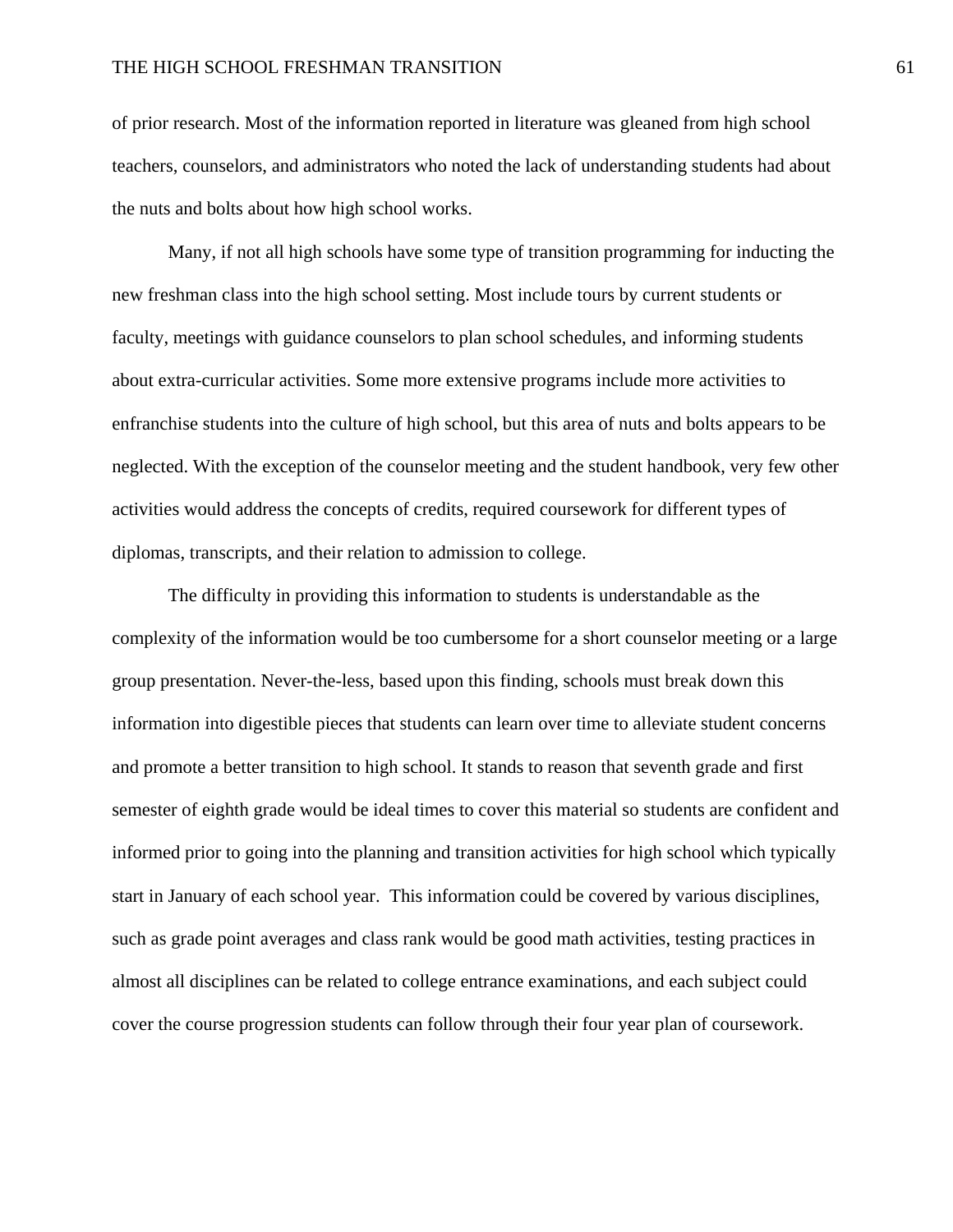of prior research. Most of the information reported in literature was gleaned from high school teachers, counselors, and administrators who noted the lack of understanding students had about the nuts and bolts about how high school works.

Many, if not all high schools have some type of transition programming for inducting the new freshman class into the high school setting. Most include tours by current students or faculty, meetings with guidance counselors to plan school schedules, and informing students about extra-curricular activities. Some more extensive programs include more activities to enfranchise students into the culture of high school, but this area of nuts and bolts appears to be neglected. With the exception of the counselor meeting and the student handbook, very few other activities would address the concepts of credits, required coursework for different types of diplomas, transcripts, and their relation to admission to college.

The difficulty in providing this information to students is understandable as the complexity of the information would be too cumbersome for a short counselor meeting or a large group presentation. Never-the-less, based upon this finding, schools must break down this information into digestible pieces that students can learn over time to alleviate student concerns and promote a better transition to high school. It stands to reason that seventh grade and first semester of eighth grade would be ideal times to cover this material so students are confident and informed prior to going into the planning and transition activities for high school which typically start in January of each school year.  This information could be covered by various disciplines, such as grade point averages and class rank would be good math activities, testing practices in almost all disciplines can be related to college entrance examinations, and each subject could cover the course progression students can follow through their four year plan of coursework.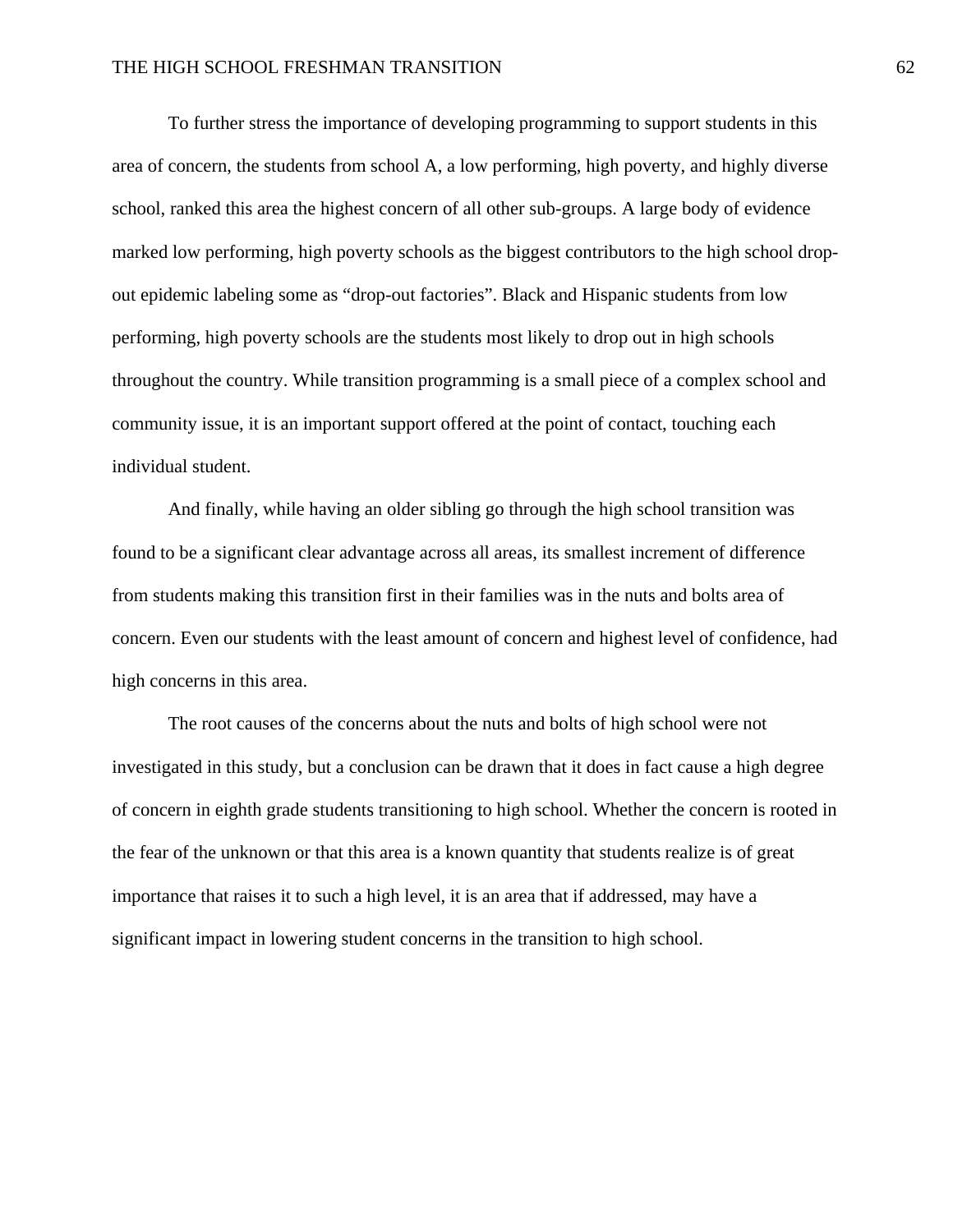To further stress the importance of developing programming to support students in this area of concern, the students from school A, a low performing, high poverty, and highly diverse school, ranked this area the highest concern of all other sub-groups. A large body of evidence marked low performing, high poverty schools as the biggest contributors to the high school drop-out epidemic labeling some as “drop-out factories”. Black and Hispanic students from low performing, high poverty schools are the students most likely to drop out in high schools throughout the country. While transition programming is a small piece of a complex school and community issue, it is an important support offered at the point of contact, touching each individual student.

And finally, while having an older sibling go through the high school transition was found to be a significant clear advantage across all areas, its smallest increment of difference from students making this transition first in their families was in the nuts and bolts area of concern. Even our students with the least amount of concern and highest level of confidence, had high concerns in this area.

The root causes of the concerns about the nuts and bolts of high school were not investigated in this study, but a conclusion can be drawn that it does in fact cause a high degree of concern in eighth grade students transitioning to high school. Whether the concern is rooted in the fear of the unknown or that this area is a known quantity that students realize is of great importance that raises it to such a high level, it is an area that if addressed, may have a significant impact in lowering student concerns in the transition to high school.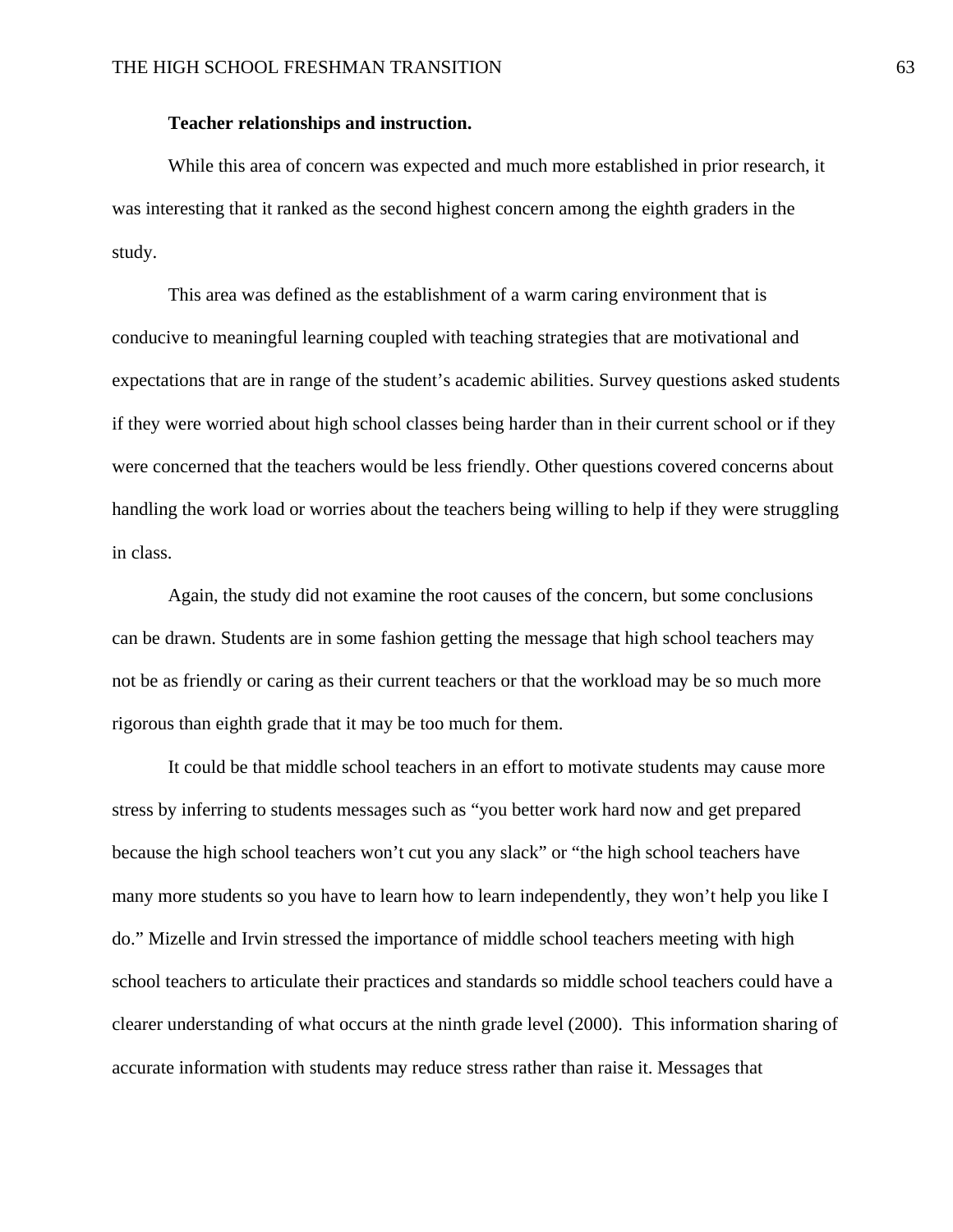**Teacher relationships and instruction.**

While this area of concern was expected and much more established in prior research, it was interesting that it ranked as the second highest concern among the eighth graders in the study.

This area was defined as the establishment of a warm caring environment that is conducive to meaningful learning coupled with teaching strategies that are motivational and expectations that are in range of the student's academic abilities. Survey questions asked students if they were worried about high school classes being harder than in their current school or if they were concerned that the teachers would be less friendly. Other questions covered concerns about handling the work load or worries about the teachers being willing to help if they were struggling in class.

Again, the study did not examine the root causes of the concern, but some conclusions can be drawn. Students are in some fashion getting the message that high school teachers may not be as friendly or caring as their current teachers or that the workload may be so much more rigorous than eighth grade that it may be too much for them.

It could be that middle school teachers in an effort to motivate students may cause more stress by inferring to students messages such as "you better work hard now and get prepared because the high school teachers won't cut you any slack" or "the high school teachers have many more students so you have to learn how to learn independently, they won't help you like I do." Mizelle and Irvin stressed the importance of middle school teachers meeting with high school teachers to articulate their practices and standards so middle school teachers could have a clearer understanding of what occurs at the ninth grade level (2000). This information sharing of accurate information with students may reduce stress rather than raise it. Messages that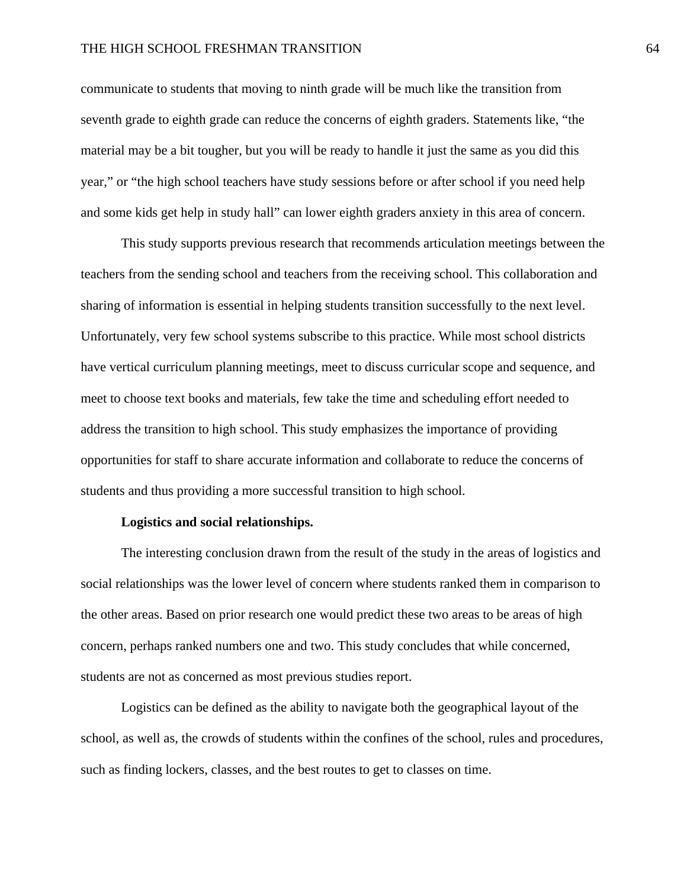communicate to students that moving to ninth grade will be much like the transition from seventh grade to eighth grade can reduce the concerns of eighth graders. Statements like, "the material may be a bit tougher, but you will be ready to handle it just the same as you did this year," or "the high school teachers have study sessions before or after school if you need help and some kids get help in study hall" can lower eighth graders anxiety in this area of concern.

This study supports previous research that recommends articulation meetings between the teachers from the sending school and teachers from the receiving school. This collaboration and sharing of information is essential in helping students transition successfully to the next level. Unfortunately, very few school systems subscribe to this practice. While most school districts have vertical curriculum planning meetings, meet to discuss curricular scope and sequence, and meet to choose text books and materials, few take the time and scheduling effort needed to address the transition to high school. This study emphasizes the importance of providing opportunities for staff to share accurate information and collaborate to reduce the concerns of students and thus providing a more successful transition to high school.

**Logistics and social relationships.**

The interesting conclusion drawn from the result of the study in the areas of logistics and social relationships was the lower level of concern where students ranked them in comparison to the other areas. Based on prior research one would predict these two areas to be areas of high concern, perhaps ranked numbers one and two. This study concludes that while concerned, students are not as concerned as most previous studies report.

Logistics can be defined as the ability to navigate both the geographical layout of the school, as well as, the crowds of students within the confines of the school, rules and procedures, such as finding lockers, classes, and the best routes to get to classes on time.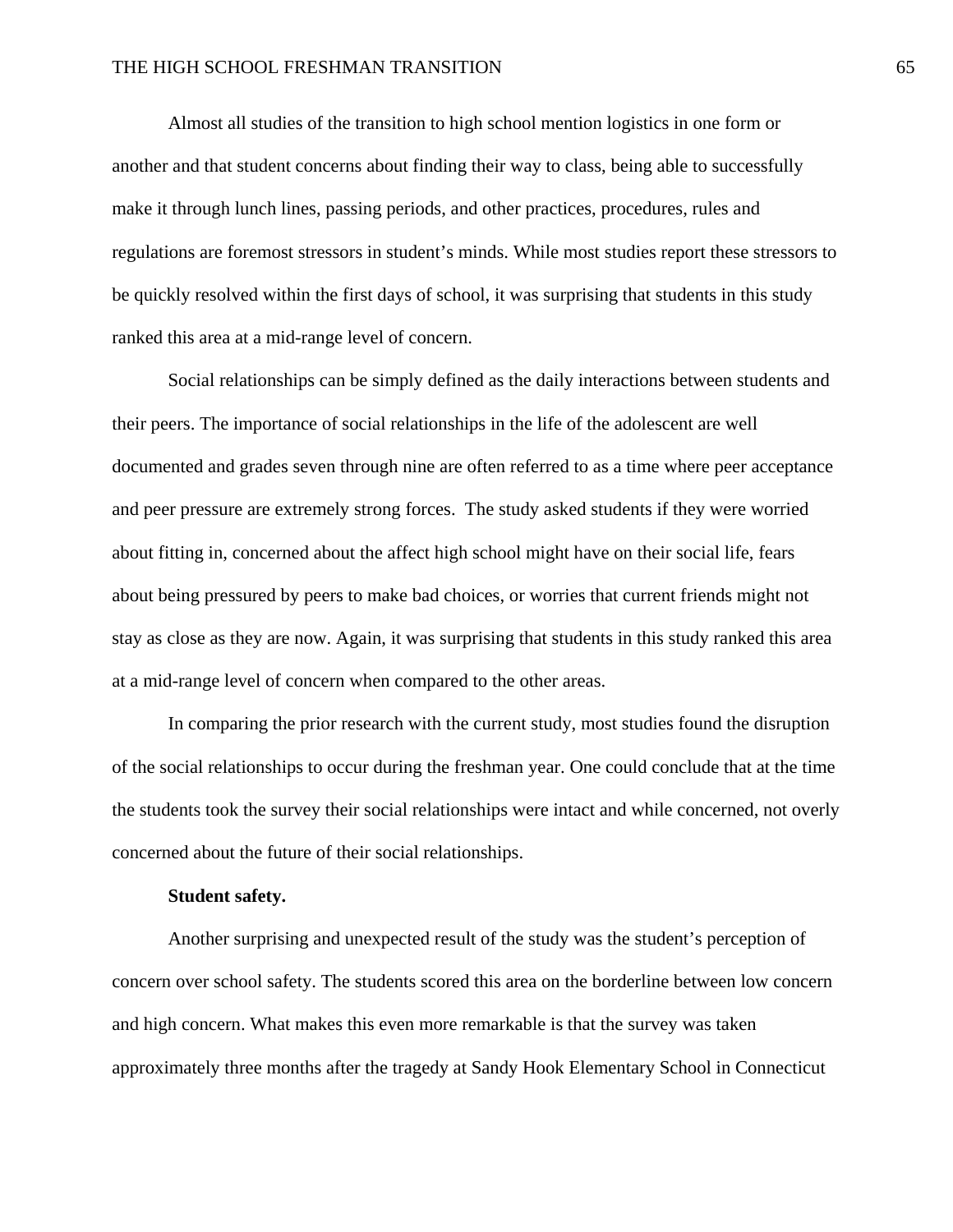Almost all studies of the transition to high school mention logistics in one form or another and that student concerns about finding their way to class, being able to successfully make it through lunch lines, passing periods, and other practices, procedures, rules and regulations are foremost stressors in student's minds. While most studies report these stressors to be quickly resolved within the first days of school, it was surprising that students in this study ranked this area at a mid-range level of concern.

Social relationships can be simply defined as the daily interactions between students and their peers. The importance of social relationships in the life of the adolescent are well documented and grades seven through nine are often referred to as a time where peer acceptance and peer pressure are extremely strong forces. The study asked students if they were worried about fitting in, concerned about the affect high school might have on their social life, fears about being pressured by peers to make bad choices, or worries that current friends might not stay as close as they are now. Again, it was surprising that students in this study ranked this area at a mid-range level of concern when compared to the other areas.

In comparing the prior research with the current study, most studies found the disruption of the social relationships to occur during the freshman year. One could conclude that at the time the students took the survey their social relationships were intact and while concerned, not overly concerned about the future of their social relationships.

**Student safety.**

Another surprising and unexpected result of the study was the student's perception of concern over school safety. The students scored this area on the borderline between low concern and high concern. What makes this even more remarkable is that the survey was taken approximately three months after the tragedy at Sandy Hook Elementary School in Connecticut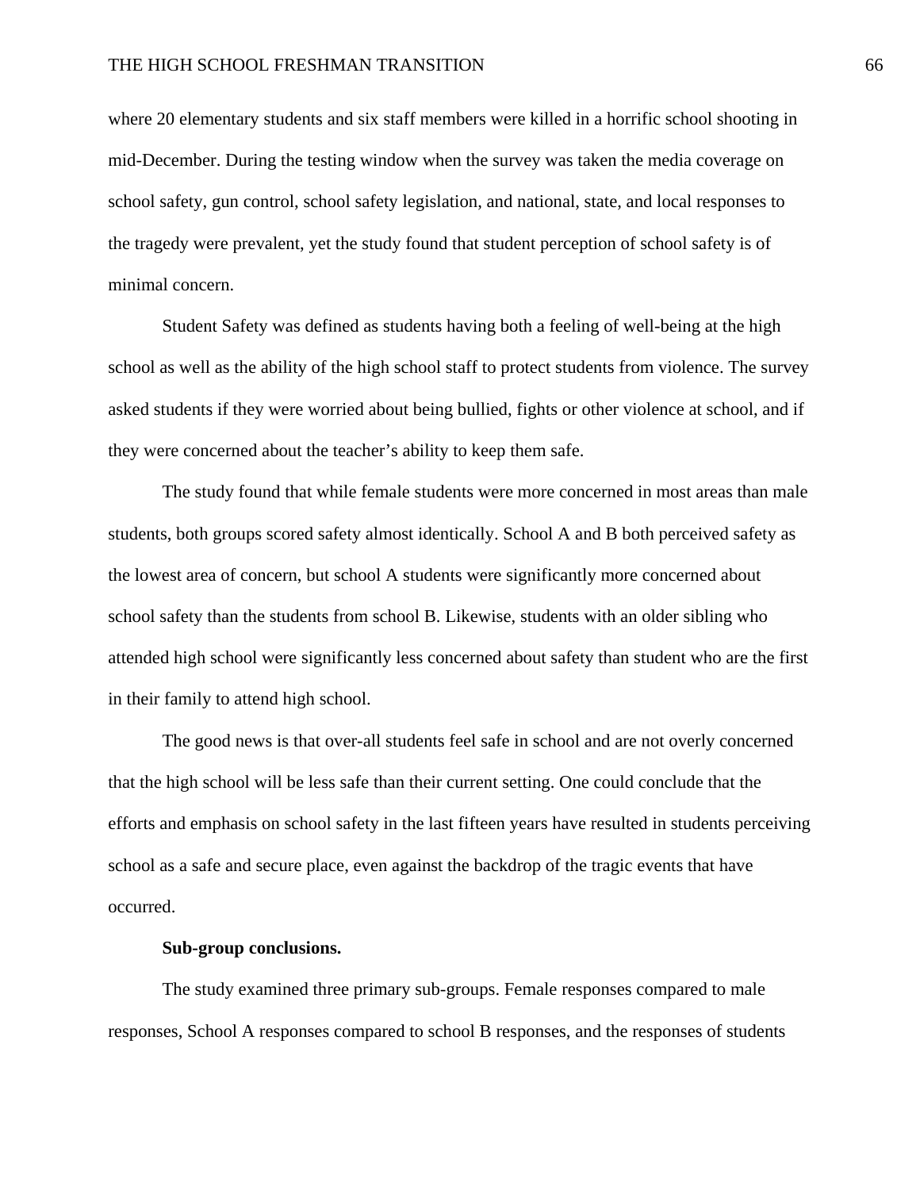where 20 elementary students and six staff members were killed in a horrific school shooting in mid-December. During the testing window when the survey was taken the media coverage on school safety, gun control, school safety legislation, and national, state, and local responses to the tragedy were prevalent, yet the study found that student perception of school safety is of minimal concern.

Student Safety was defined as students having both a feeling of well-being at the high school as well as the ability of the high school staff to protect students from violence. The survey asked students if they were worried about being bullied, fights or other violence at school, and if they were concerned about the teacher's ability to keep them safe.

The study found that while female students were more concerned in most areas than male students, both groups scored safety almost identically. School A and B both perceived safety as the lowest area of concern, but school A students were significantly more concerned about school safety than the students from school B. Likewise, students with an older sibling who attended high school were significantly less concerned about safety than student who are the first in their family to attend high school.

The good news is that over-all students feel safe in school and are not overly concerned that the high school will be less safe than their current setting. One could conclude that the efforts and emphasis on school safety in the last fifteen years have resulted in students perceiving school as a safe and secure place, even against the backdrop of the tragic events that have occurred.

**Sub-group conclusions.**

The study examined three primary sub-groups. Female responses compared to male responses, School A responses compared to school B responses, and the responses of students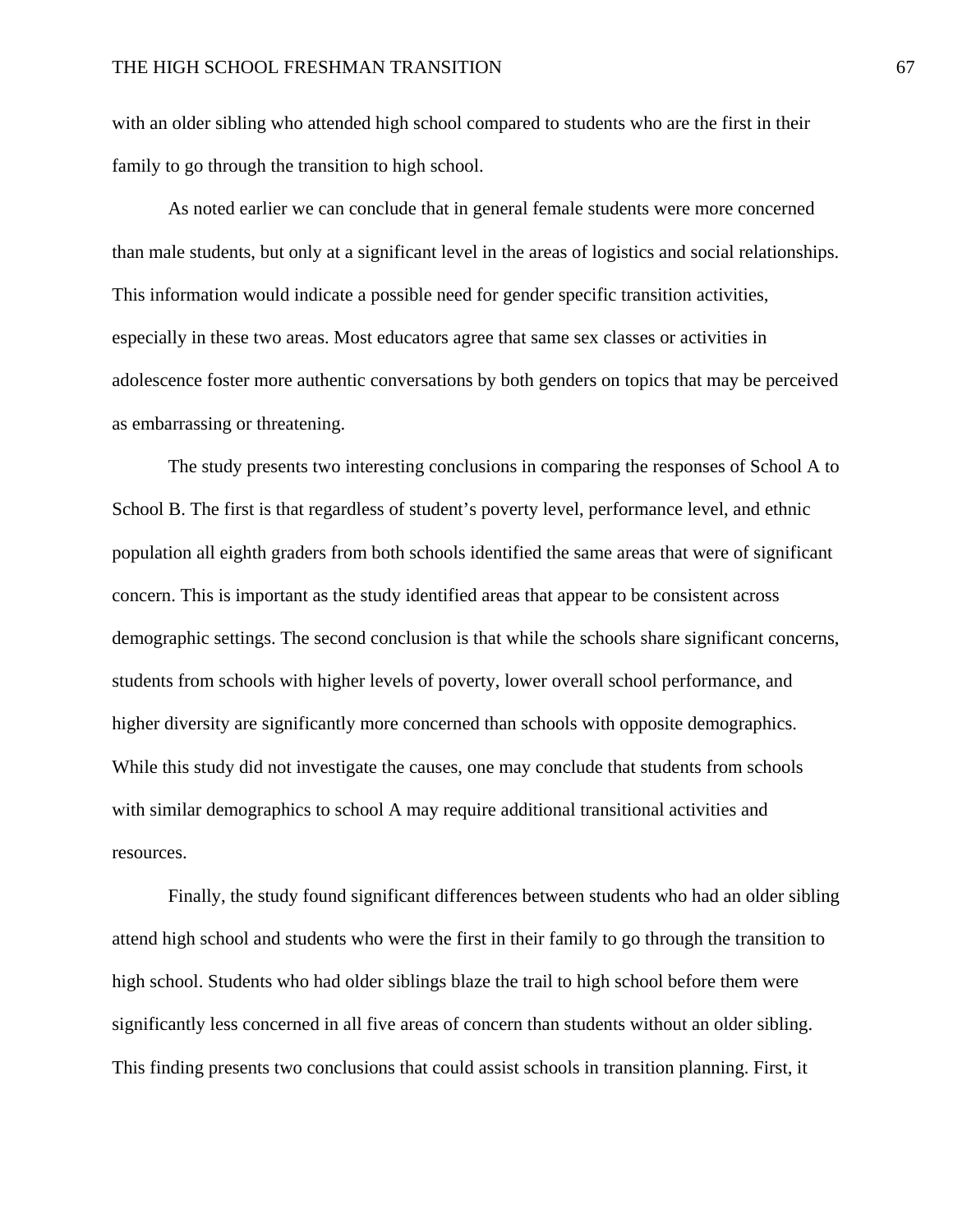with an older sibling who attended high school compared to students who are the first in their family to go through the transition to high school.

As noted earlier we can conclude that in general female students were more concerned than male students, but only at a significant level in the areas of logistics and social relationships. This information would indicate a possible need for gender specific transition activities, especially in these two areas. Most educators agree that same sex classes or activities in adolescence foster more authentic conversations by both genders on topics that may be perceived as embarrassing or threatening.

The study presents two interesting conclusions in comparing the responses of School A to School B. The first is that regardless of student's poverty level, performance level, and ethnic population all eighth graders from both schools identified the same areas that were of significant concern. This is important as the study identified areas that appear to be consistent across demographic settings. The second conclusion is that while the schools share significant concerns, students from schools with higher levels of poverty, lower overall school performance, and higher diversity are significantly more concerned than schools with opposite demographics. While this study did not investigate the causes, one may conclude that students from schools with similar demographics to school A may require additional transitional activities and resources.

Finally, the study found significant differences between students who had an older sibling attend high school and students who were the first in their family to go through the transition to high school. Students who had older siblings blaze the trail to high school before them were significantly less concerned in all five areas of concern than students without an older sibling. This finding presents two conclusions that could assist schools in transition planning. First, it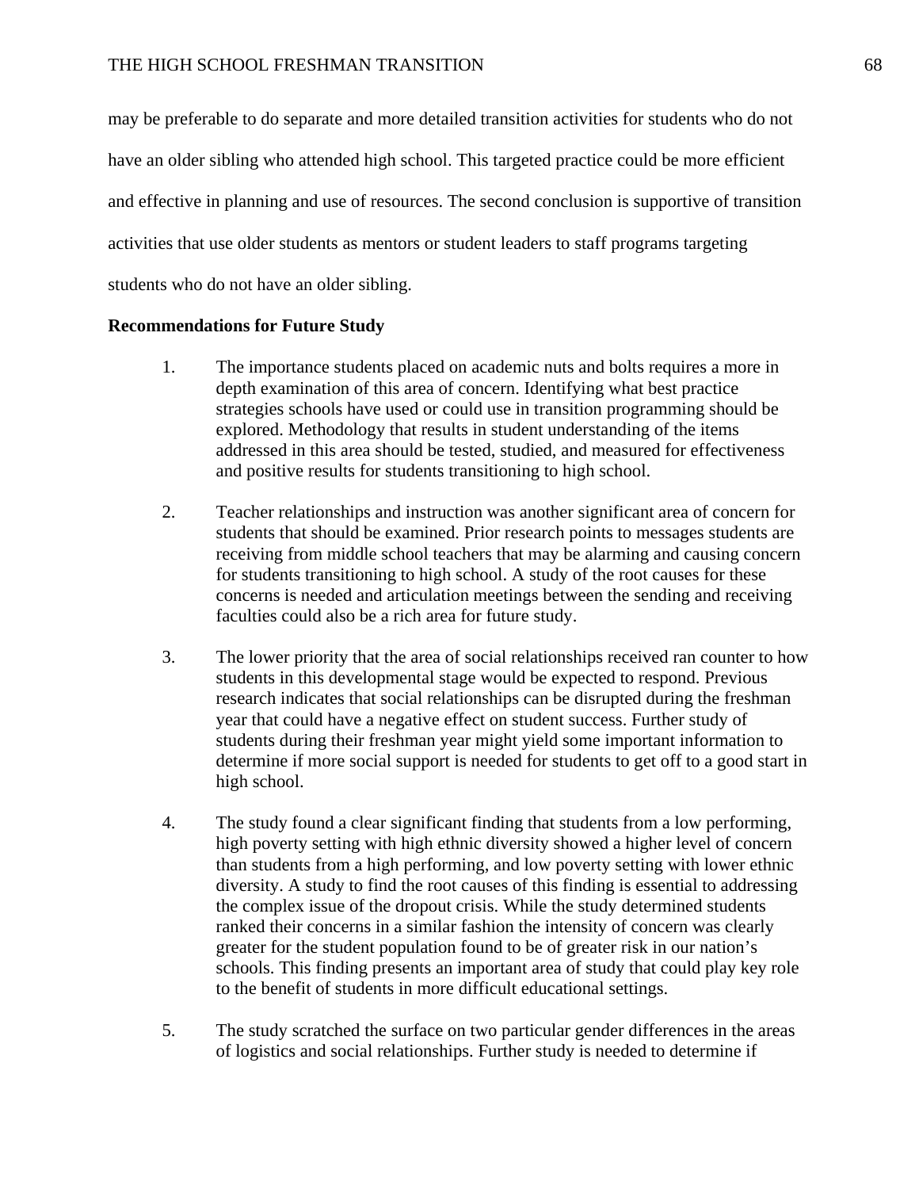may be preferable to do separate and more detailed transition activities for students who do not have an older sibling who attended high school. This targeted practice could be more efficient and effective in planning and use of resources. The second conclusion is supportive of transition activities that use older students as mentors or student leaders to staff programs targeting students who do not have an older sibling.

**Recommendations for Future Study**

1. The importance students placed on academic nuts and bolts requires a more in depth examination of this area of concern. Identifying what best practice strategies schools have used or could use in transition programming should be explored. Methodology that results in student understanding of the items addressed in this area should be tested, studied, and measured for effectiveness and positive results for students transitioning to high school.

2. Teacher relationships and instruction was another significant area of concern for students that should be examined. Prior research points to messages students are receiving from middle school teachers that may be alarming and causing concern for students transitioning to high school. A study of the root causes for these concerns is needed and articulation meetings between the sending and receiving faculties could also be a rich area for future study.

3. The lower priority that the area of social relationships received ran counter to how students in this developmental stage would be expected to respond. Previous research indicates that social relationships can be disrupted during the freshman year that could have a negative effect on student success. Further study of students during their freshman year might yield some important information to determine if more social support is needed for students to get off to a good start in high school.

4. The study found a clear significant finding that students from a low performing, high poverty setting with high ethnic diversity showed a higher level of concern than students from a high performing, and low poverty setting with lower ethnic diversity. A study to find the root causes of this finding is essential to addressing the complex issue of the dropout crisis. While the study determined students ranked their concerns in a similar fashion the intensity of concern was clearly greater for the student population found to be of greater risk in our nation's schools. This finding presents an important area of study that could play key role to the benefit of students in more difficult educational settings.

5. The study scratched the surface on two particular gender differences in the areas of logistics and social relationships. Further study is needed to determine if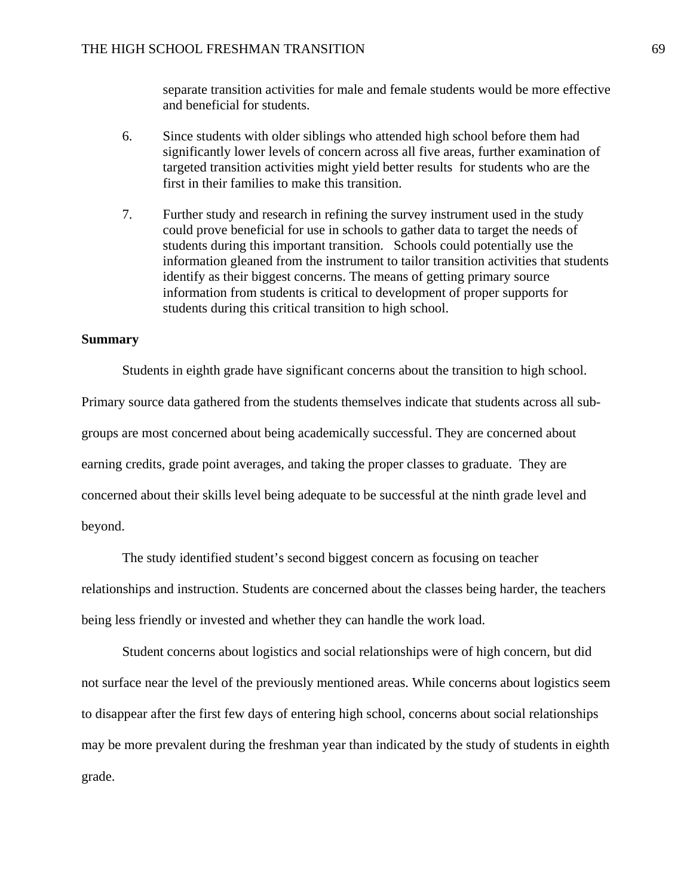separate transition activities for male and female students would be more effective and beneficial for students.

6. Since students with older siblings who attended high school before them had significantly lower levels of concern across all five areas, further examination of targeted transition activities might yield better results for students who are the first in their families to make this transition.

7. Further study and research in refining the survey instrument used in the study could prove beneficial for use in schools to gather data to target the needs of students during this important transition. Schools could potentially use the information gleaned from the instrument to tailor transition activities that students identify as their biggest concerns. The means of getting primary source information from students is critical to development of proper supports for students during this critical transition to high school.

**Summary**

Students in eighth grade have significant concerns about the transition to high school. Primary source data gathered from the students themselves indicate that students across all sub-groups are most concerned about being academically successful. They are concerned about earning credits, grade point averages, and taking the proper classes to graduate. They are concerned about their skills level being adequate to be successful at the ninth grade level and beyond.

The study identified student's second biggest concern as focusing on teacher relationships and instruction. Students are concerned about the classes being harder, the teachers being less friendly or invested and whether they can handle the work load.

Student concerns about logistics and social relationships were of high concern, but did not surface near the level of the previously mentioned areas. While concerns about logistics seem to disappear after the first few days of entering high school, concerns about social relationships may be more prevalent during the freshman year than indicated by the study of students in eighth grade.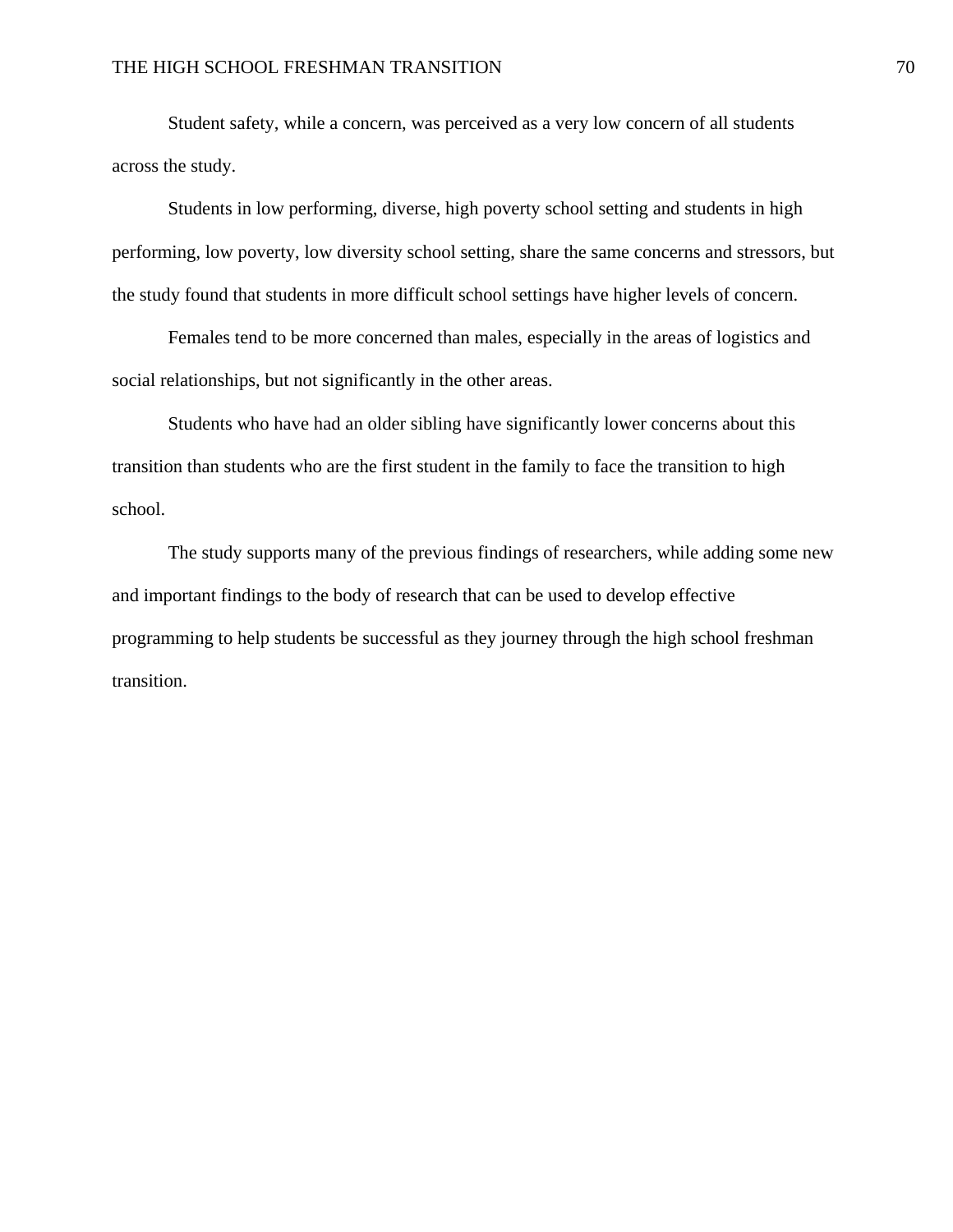Student safety, while a concern, was perceived as a very low concern of all students across the study.

Students in low performing, diverse, high poverty school setting and students in high performing, low poverty, low diversity school setting, share the same concerns and stressors, but the study found that students in more difficult school settings have higher levels of concern.

Females tend to be more concerned than males, especially in the areas of logistics and social relationships, but not significantly in the other areas.

Students who have had an older sibling have significantly lower concerns about this transition than students who are the first student in the family to face the transition to high school.

The study supports many of the previous findings of researchers, while adding some new and important findings to the body of research that can be used to develop effective programming to help students be successful as they journey through the high school freshman transition.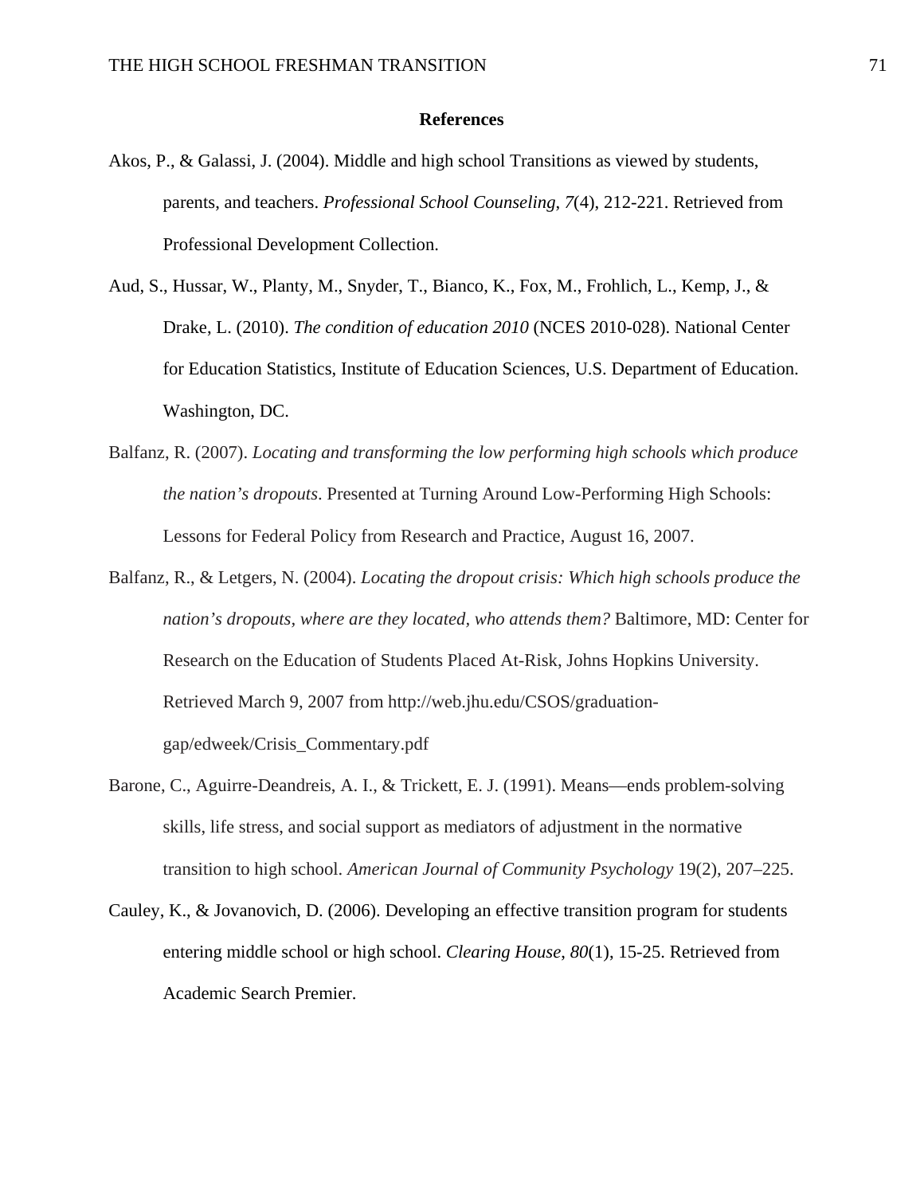## References

Akos, P., & Galassi, J. (2004). Middle and high school Transitions as viewed by students, parents, and teachers. *Professional School Counseling, 7*(4), 212-221. Retrieved from Professional Development Collection.

Aud, S., Hussar, W., Planty, M., Snyder, T., Bianco, K., Fox, M., Frohlich, L., Kemp, J., & Drake, L. (2010). *The condition of education 2010* (NCES 2010-028). National Center for Education Statistics, Institute of Education Sciences, U.S. Department of Education. Washington, DC.

Balfanz, R. (2007). *Locating and transforming the low performing high schools which produce the nation's dropouts*. Presented at Turning Around Low-Performing High Schools: Lessons for Federal Policy from Research and Practice, August 16, 2007.

Balfanz, R., & Letgers, N. (2004). *Locating the dropout crisis: Which high schools produce the nation's dropouts, where are they located, who attends them?* Baltimore, MD: Center for Research on the Education of Students Placed At-Risk, Johns Hopkins University. Retrieved March 9, 2007 from http://web.jhu.edu/CSOS/graduation-gap/edweek/Crisis_Commentary.pdf

Barone, C., Aguirre-Deandreis, A. I., & Trickett, E. J. (1991). Means—ends problem-solving skills, life stress, and social support as mediators of adjustment in the normative transition to high school. *American Journal of Community Psychology* 19(2), 207–225.

Cauley, K., & Jovanovich, D. (2006). Developing an effective transition program for students entering middle school or high school. *Clearing House*, *80*(1), 15-25. Retrieved from Academic Search Premier.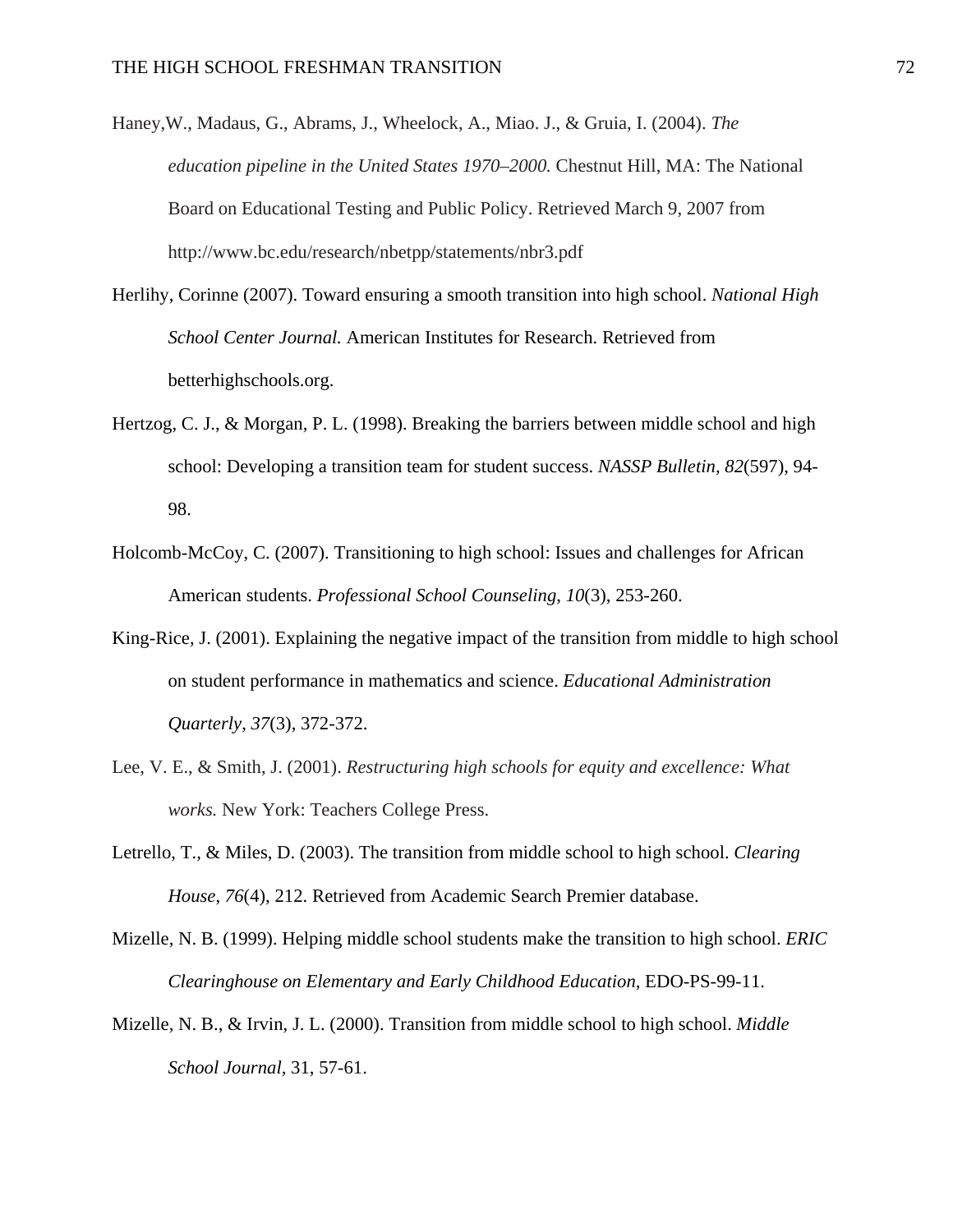Haney,W., Madaus, G., Abrams, J., Wheelock, A., Miao. J., & Gruia, I. (2004). *The education pipeline in the United States 1970–2000.* Chestnut Hill, MA: The National Board on Educational Testing and Public Policy. Retrieved March 9, 2007 from http://www.bc.edu/research/nbetpp/statements/nbr3.pdf

Herlihy, Corinne (2007). Toward ensuring a smooth transition into high school. *National High School Center Journal.* American Institutes for Research. Retrieved from betterhighschools.org.

Hertzog, C. J., & Morgan, P. L. (1998). Breaking the barriers between middle school and high school: Developing a transition team for student success. *NASSP Bulletin, 82*(597), 94-98.

Holcomb-McCoy, C. (2007). Transitioning to high school: Issues and challenges for African American students. *Professional School Counseling*, *10*(3), 253-260.

King-Rice, J. (2001). Explaining the negative impact of the transition from middle to high school on student performance in mathematics and science. *Educational Administration Quarterly*, *37*(3), 372-372.

Lee, V. E., & Smith, J. (2001). *Restructuring high schools for equity and excellence: What works.* New York: Teachers College Press.

Letrello, T., & Miles, D. (2003). The transition from middle school to high school. *Clearing House*, *76*(4), 212. Retrieved from Academic Search Premier database.

Mizelle, N. B. (1999). Helping middle school students make the transition to high school. *ERIC Clearinghouse on Elementary and Early Childhood Education*, EDO-PS-99-11.

Mizelle, N. B., & Irvin, J. L. (2000). Transition from middle school to high school. *Middle School Journal,* 31, 57-61.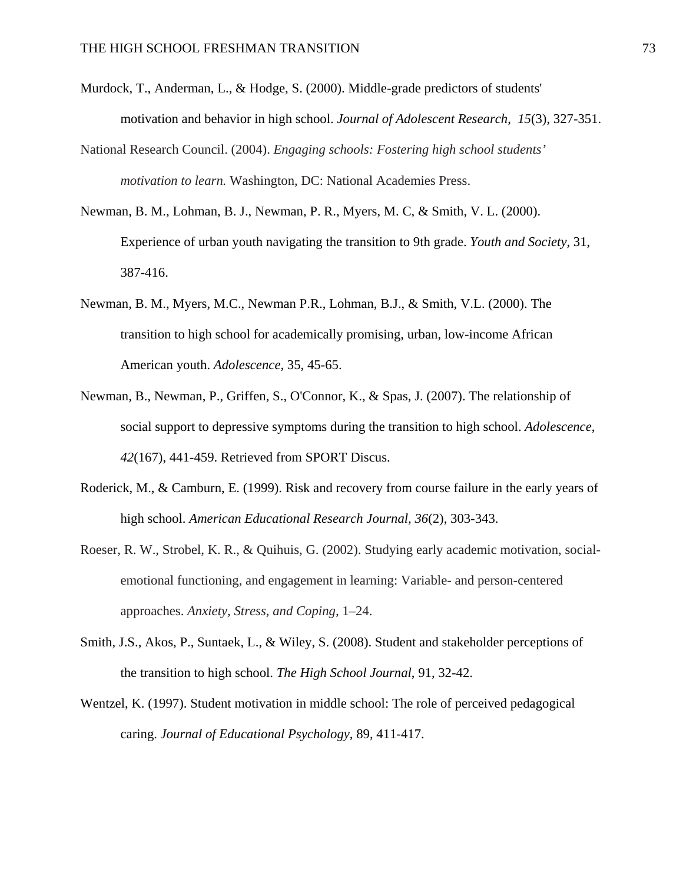Murdock, T., Anderman, L., & Hodge, S. (2000). Middle-grade predictors of students' motivation and behavior in high school. *Journal of Adolescent Research*, *15*(3), 327-351.

National Research Council. (2004). *Engaging schools: Fostering high school students' motivation to learn.* Washington, DC: National Academies Press.

Newman, B. M., Lohman, B. J., Newman, P. R., Myers, M. C, & Smith, V. L. (2000). Experience of urban youth navigating the transition to 9th grade. *Youth and Society*, 31, 387-416.

Newman, B. M., Myers, M.C., Newman P.R., Lohman, B.J., & Smith, V.L. (2000). The transition to high school for academically promising, urban, low-income African American youth. *Adolescence*, 35, 45-65.

Newman, B., Newman, P., Griffen, S., O'Connor, K., & Spas, J. (2007). The relationship of social support to depressive symptoms during the transition to high school. *Adolescence*, *42*(167), 441-459. Retrieved from SPORT Discus.

Roderick, M., & Camburn, E. (1999). Risk and recovery from course failure in the early years of high school. *American Educational Research Journal, 36*(2), 303-343.

Roeser, R. W., Strobel, K. R., & Quihuis, G. (2002). Studying early academic motivation, social-emotional functioning, and engagement in learning: Variable- and person-centered approaches. *Anxiety, Stress, and Coping*, 1–24.

Smith, J.S., Akos, P., Suntaek, L., & Wiley, S. (2008). Student and stakeholder perceptions of the transition to high school. *The High School Journal*, 91, 32-42.

Wentzel, K. (1997). Student motivation in middle school: The role of perceived pedagogical caring. *Journal of Educational Psychology*, 89, 411-417.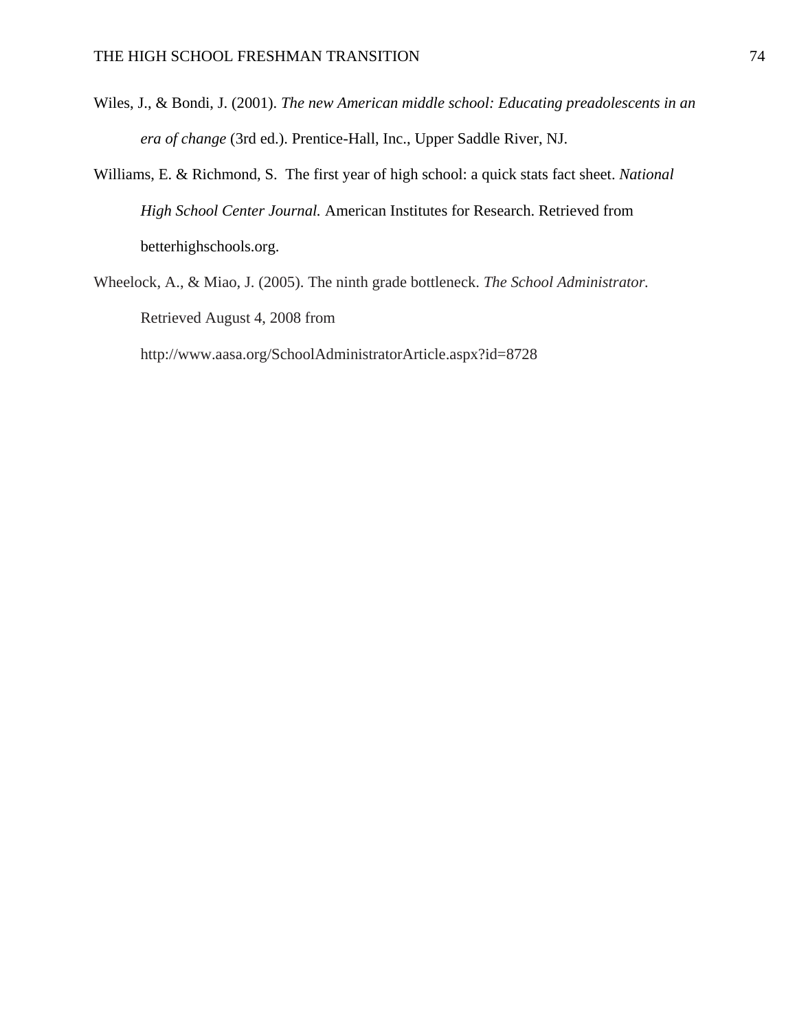Wiles, J., & Bondi, J. (2001). *The new American middle school: Educating preadolescents in an era of change* (3rd ed.). Prentice-Hall, Inc., Upper Saddle River, NJ.

Williams, E. & Richmond, S.  The first year of high school: a quick stats fact sheet. *National High School Center Journal.* American Institutes for Research. Retrieved from betterhighschools.org.

Wheelock, A., & Miao, J. (2005). The ninth grade bottleneck. *The School Administrator.* Retrieved August 4, 2008 from http://www.aasa.org/SchoolAdministratorArticle.aspx?id=8728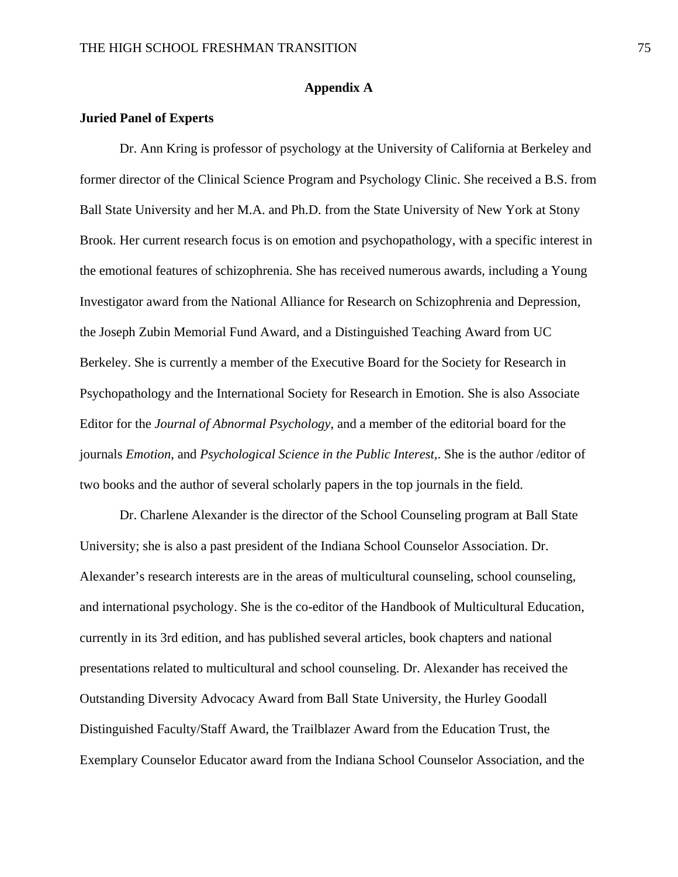# Appendix A

**Juried Panel of Experts**

Dr. Ann Kring is professor of psychology at the University of California at Berkeley and former director of the Clinical Science Program and Psychology Clinic. She received a B.S. from Ball State University and her M.A. and Ph.D. from the State University of New York at Stony Brook. Her current research focus is on emotion and psychopathology, with a specific interest in the emotional features of schizophrenia. She has received numerous awards, including a Young Investigator award from the National Alliance for Research on Schizophrenia and Depression, the Joseph Zubin Memorial Fund Award, and a Distinguished Teaching Award from UC Berkeley. She is currently a member of the Executive Board for the Society for Research in Psychopathology and the International Society for Research in Emotion. She is also Associate Editor for the *Journal of Abnormal Psychology*, and a member of the editorial board for the journals *Emotion*, and *Psychological Science in the Public Interest*,. She is the author /editor of two books and the author of several scholarly papers in the top journals in the field.

Dr. Charlene Alexander is the director of the School Counseling program at Ball State University; she is also a past president of the Indiana School Counselor Association. Dr. Alexander's research interests are in the areas of multicultural counseling, school counseling, and international psychology. She is the co-editor of the Handbook of Multicultural Education, currently in its 3rd edition, and has published several articles, book chapters and national presentations related to multicultural and school counseling. Dr. Alexander has received the Outstanding Diversity Advocacy Award from Ball State University, the Hurley Goodall Distinguished Faculty/Staff Award, the Trailblazer Award from the Education Trust, the Exemplary Counselor Educator award from the Indiana School Counselor Association, and the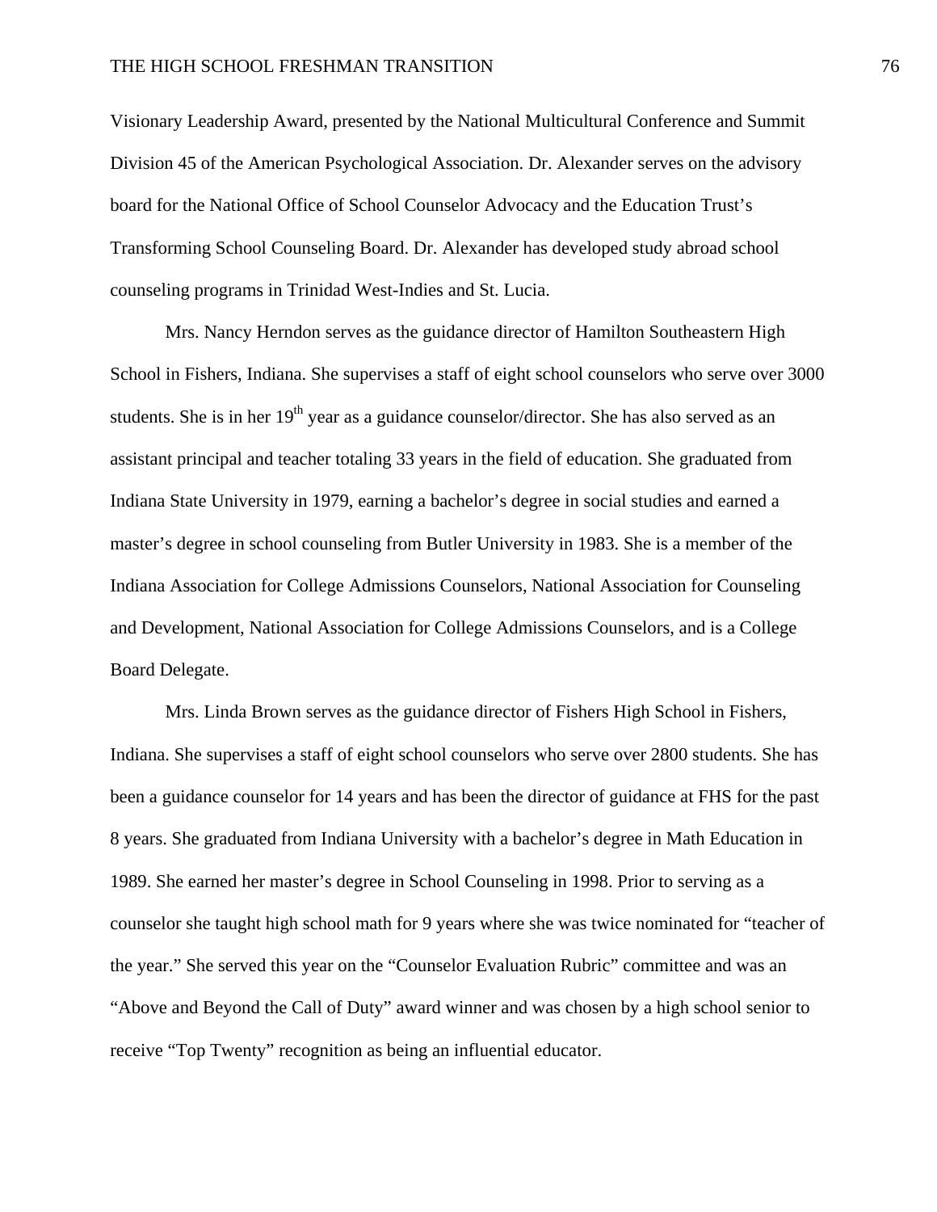Visionary Leadership Award, presented by the National Multicultural Conference and Summit Division 45 of the American Psychological Association. Dr. Alexander serves on the advisory board for the National Office of School Counselor Advocacy and the Education Trust's Transforming School Counseling Board. Dr. Alexander has developed study abroad school counseling programs in Trinidad West-Indies and St. Lucia.

Mrs. Nancy Herndon serves as the guidance director of Hamilton Southeastern High School in Fishers, Indiana. She supervises a staff of eight school counselors who serve over 3000 students. She is in her 19$^{th}$ year as a guidance counselor/director. She has also served as an assistant principal and teacher totaling 33 years in the field of education. She graduated from Indiana State University in 1979, earning a bachelor's degree in social studies and earned a master's degree in school counseling from Butler University in 1983. She is a member of the Indiana Association for College Admissions Counselors, National Association for Counseling and Development, National Association for College Admissions Counselors, and is a College Board Delegate.

Mrs. Linda Brown serves as the guidance director of Fishers High School in Fishers, Indiana. She supervises a staff of eight school counselors who serve over 2800 students. She has been a guidance counselor for 14 years and has been the director of guidance at FHS for the past 8 years. She graduated from Indiana University with a bachelor's degree in Math Education in 1989. She earned her master's degree in School Counseling in 1998. Prior to serving as a counselor she taught high school math for 9 years where she was twice nominated for "teacher of the year." She served this year on the "Counselor Evaluation Rubric" committee and was an "Above and Beyond the Call of Duty" award winner and was chosen by a high school senior to receive "Top Twenty" recognition as being an influential educator.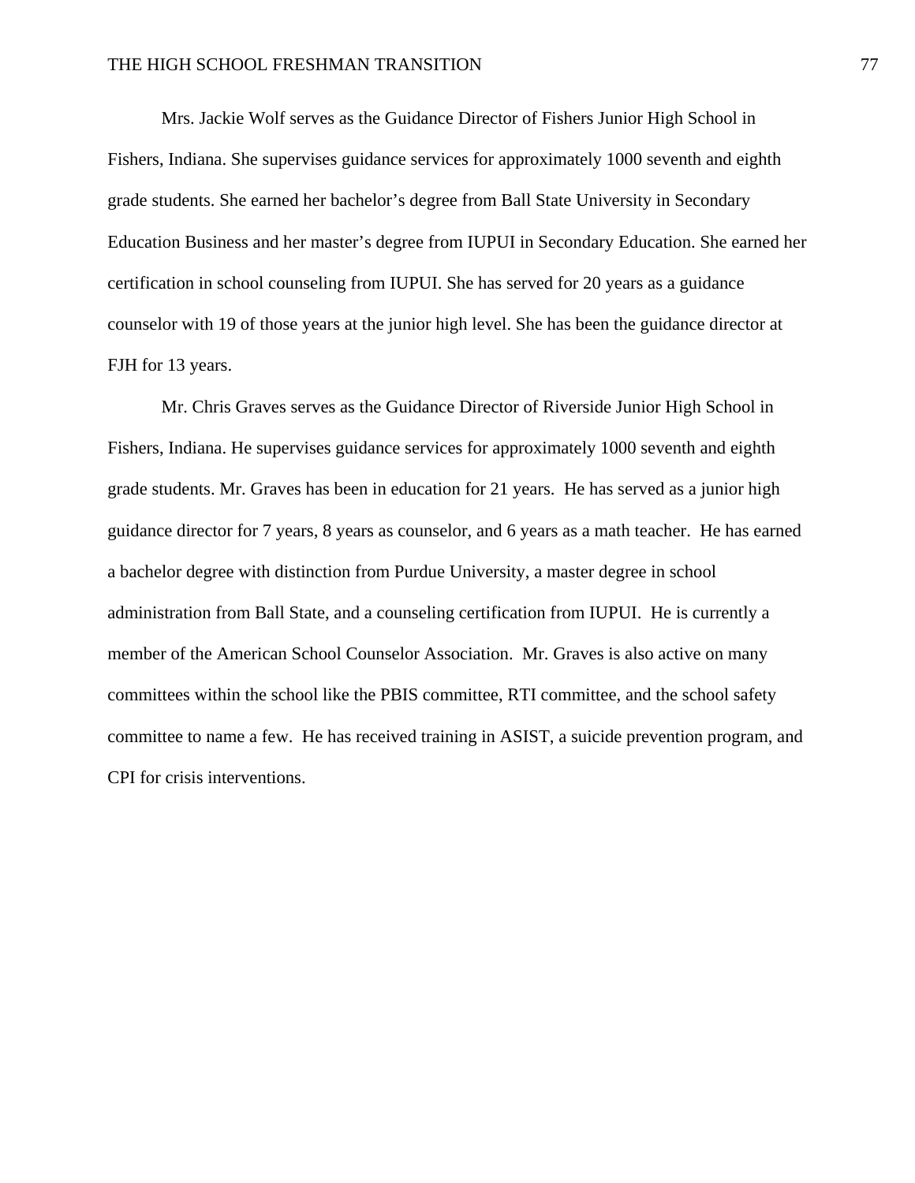Mrs. Jackie Wolf serves as the Guidance Director of Fishers Junior High School in Fishers, Indiana. She supervises guidance services for approximately 1000 seventh and eighth grade students. She earned her bachelor's degree from Ball State University in Secondary Education Business and her master's degree from IUPUI in Secondary Education. She earned her certification in school counseling from IUPUI. She has served for 20 years as a guidance counselor with 19 of those years at the junior high level. She has been the guidance director at FJH for 13 years.

Mr. Chris Graves serves as the Guidance Director of Riverside Junior High School in Fishers, Indiana. He supervises guidance services for approximately 1000 seventh and eighth grade students. Mr. Graves has been in education for 21 years. He has served as a junior high guidance director for 7 years, 8 years as counselor, and 6 years as a math teacher. He has earned a bachelor degree with distinction from Purdue University, a master degree in school administration from Ball State, and a counseling certification from IUPUI. He is currently a member of the American School Counselor Association. Mr. Graves is also active on many committees within the school like the PBIS committee, RTI committee, and the school safety committee to name a few. He has received training in ASIST, a suicide prevention program, and CPI for crisis interventions.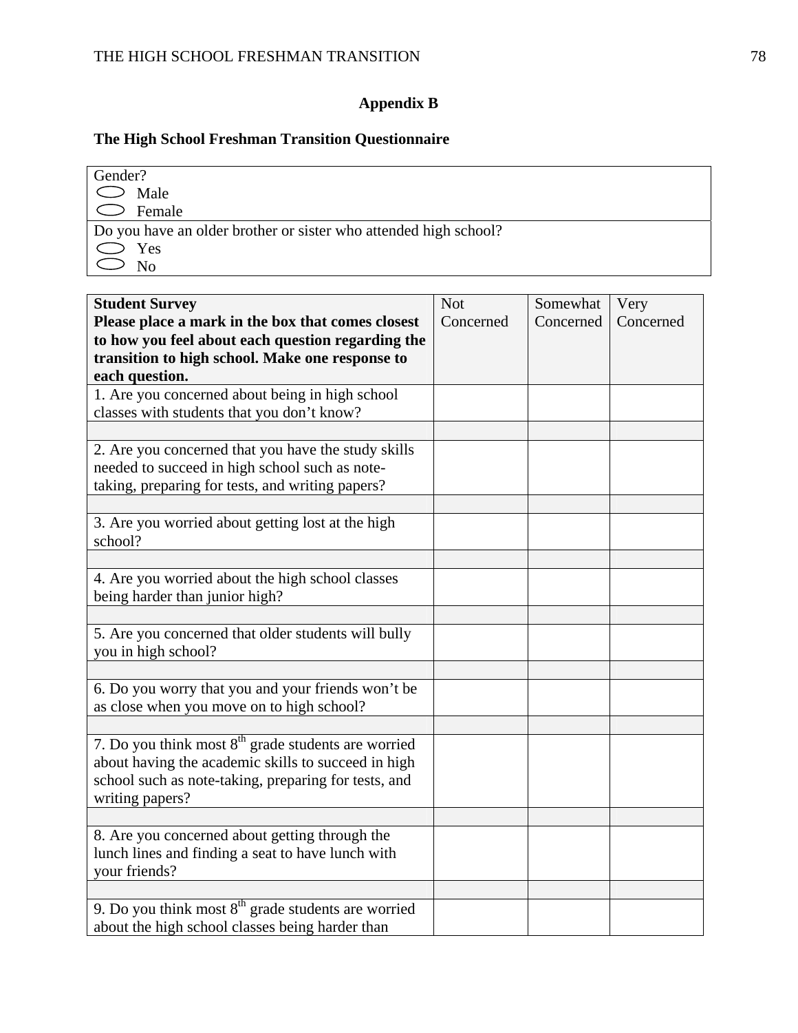## Appendix B

### The High School Freshman Transition Questionnaire

| Gender? |
|---|
| ◯ Male |
| ◯ Female |
| Do you have an older brother or sister who attended high school? |
| ◯ Yes |
| ◯ No |

| **Student Survey** **Please place a mark in the box that comes closest to how you feel about each question regarding the transition to high school. Make one response to each question.** | Not Concerned | Somewhat Concerned | Very Concerned |
|---|---|---|---|
| 1. Are you concerned about being in high school classes with students that you don't know? | | | |
| | | | |
| 2. Are you concerned that you have the study skills needed to succeed in high school such as note-taking, preparing for tests, and writing papers? | | | |
| | | | |
| 3. Are you worried about getting lost at the high school? | | | |
| | | | |
| 4. Are you worried about the high school classes being harder than junior high? | | | |
| | | | |
| 5. Are you concerned that older students will bully you in high school? | | | |
| | | | |
| 6. Do you worry that you and your friends won't be as close when you move on to high school? | | | |
| | | | |
| 7. Do you think most 8th grade students are worried about having the academic skills to succeed in high school such as note-taking, preparing for tests, and writing papers? | | | |
| | | | |
| 8. Are you concerned about getting through the lunch lines and finding a seat to have lunch with your friends? | | | |
| | | | |
| 9. Do you think most 8th grade students are worried about the high school classes being harder than | | | |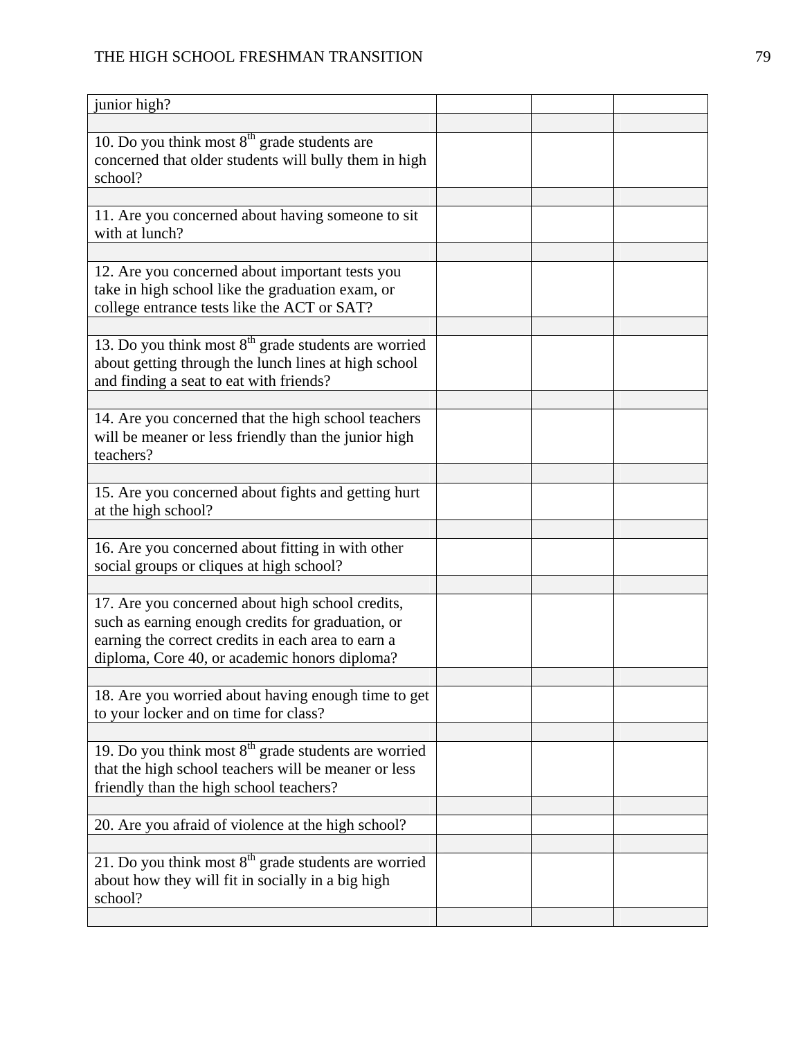| | | | |
|---|---|---|---|
| junior high? | | | |
| | | | |
| 10. Do you think most 8th grade students are concerned that older students will bully them in high school? | | | |
| | | | |
| 11. Are you concerned about having someone to sit with at lunch? | | | |
| | | | |
| 12. Are you concerned about important tests you take in high school like the graduation exam, or college entrance tests like the ACT or SAT? | | | |
| | | | |
| 13. Do you think most 8th grade students are worried about getting through the lunch lines at high school and finding a seat to eat with friends? | | | |
| | | | |
| 14. Are you concerned that the high school teachers will be meaner or less friendly than the junior high teachers? | | | |
| | | | |
| 15. Are you concerned about fights and getting hurt at the high school? | | | |
| | | | |
| 16. Are you concerned about fitting in with other social groups or cliques at high school? | | | |
| | | | |
| 17. Are you concerned about high school credits, such as earning enough credits for graduation, or earning the correct credits in each area to earn a diploma, Core 40, or academic honors diploma? | | | |
| | | | |
| 18. Are you worried about having enough time to get to your locker and on time for class? | | | |
| | | | |
| 19. Do you think most 8th grade students are worried that the high school teachers will be meaner or less friendly than the high school teachers? | | | |
| | | | |
| 20. Are you afraid of violence at the high school? | | | |
| | | | |
| 21. Do you think most 8th grade students are worried about how they will fit in socially in a big high school? | | | |
| | | | |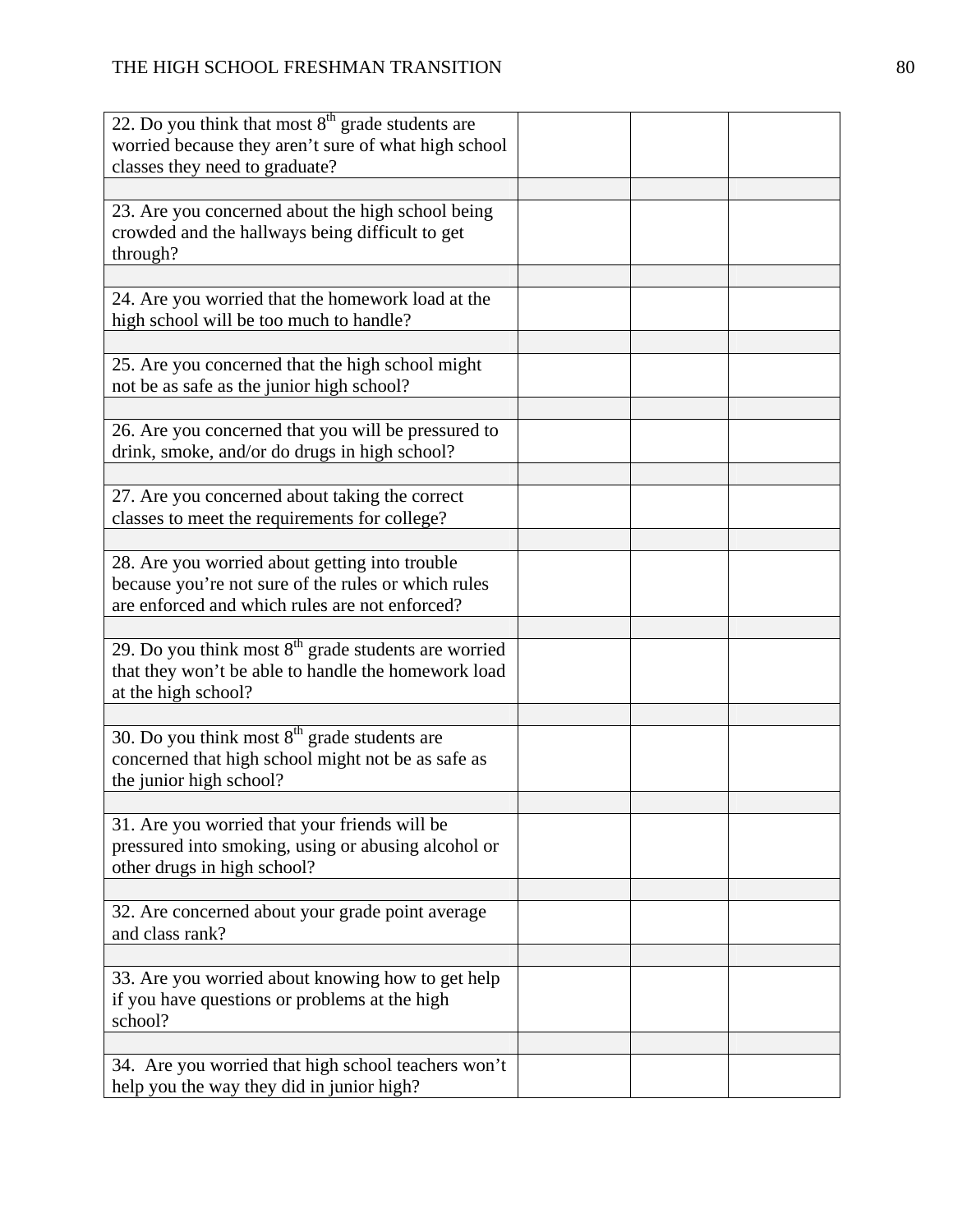| | | | |
|---|---|---|---|
| 22. Do you think that most 8th grade students are worried because they aren't sure of what high school classes they need to graduate? | | | |
| | | | |
| 23. Are you concerned about the high school being crowded and the hallways being difficult to get through? | | | |
| | | | |
| 24. Are you worried that the homework load at the high school will be too much to handle? | | | |
| | | | |
| 25. Are you concerned that the high school might not be as safe as the junior high school? | | | |
| | | | |
| 26. Are you concerned that you will be pressured to drink, smoke, and/or do drugs in high school? | | | |
| | | | |
| 27. Are you concerned about taking the correct classes to meet the requirements for college? | | | |
| | | | |
| 28. Are you worried about getting into trouble because you're not sure of the rules or which rules are enforced and which rules are not enforced? | | | |
| | | | |
| 29. Do you think most 8th grade students are worried that they won't be able to handle the homework load at the high school? | | | |
| | | | |
| 30. Do you think most 8th grade students are concerned that high school might not be as safe as the junior high school? | | | |
| | | | |
| 31. Are you worried that your friends will be pressured into smoking, using or abusing alcohol or other drugs in high school? | | | |
| | | | |
| 32. Are concerned about your grade point average and class rank? | | | |
| | | | |
| 33. Are you worried about knowing how to get help if you have questions or problems at the high school? | | | |
| | | | |
| 34. Are you worried that high school teachers won't help you the way they did in junior high? | | | |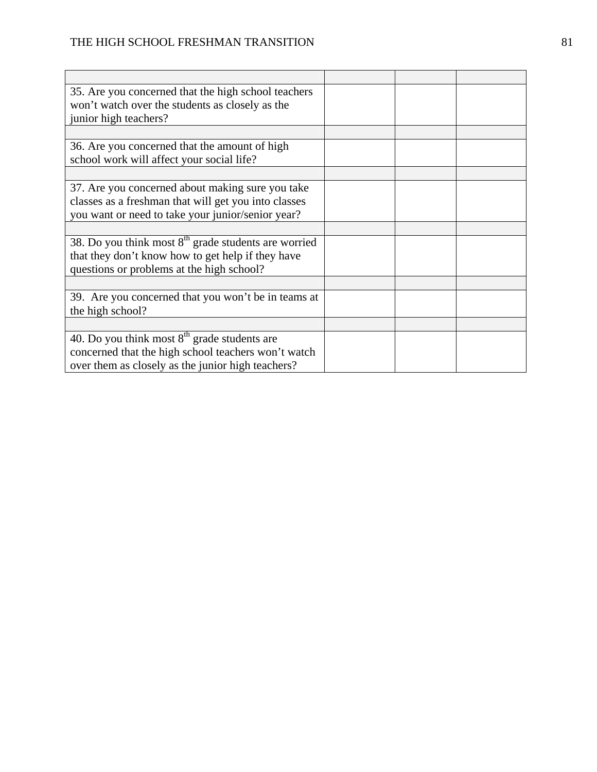| | | | |
|---|---|---|---|
| 35. Are you concerned that the high school teachers won't watch over the students as closely as the junior high teachers? | | | |
| | | | |
| 36. Are you concerned that the amount of high school work will affect your social life? | | | |
| | | | |
| 37. Are you concerned about making sure you take classes as a freshman that will get you into classes you want or need to take your junior/senior year? | | | |
| | | | |
| 38. Do you think most 8th grade students are worried that they don't know how to get help if they have questions or problems at the high school? | | | |
| | | | |
| 39. Are you concerned that you won't be in teams at the high school? | | | |
| | | | |
| 40. Do you think most 8th grade students are concerned that the high school teachers won't watch over them as closely as the junior high teachers? | | | |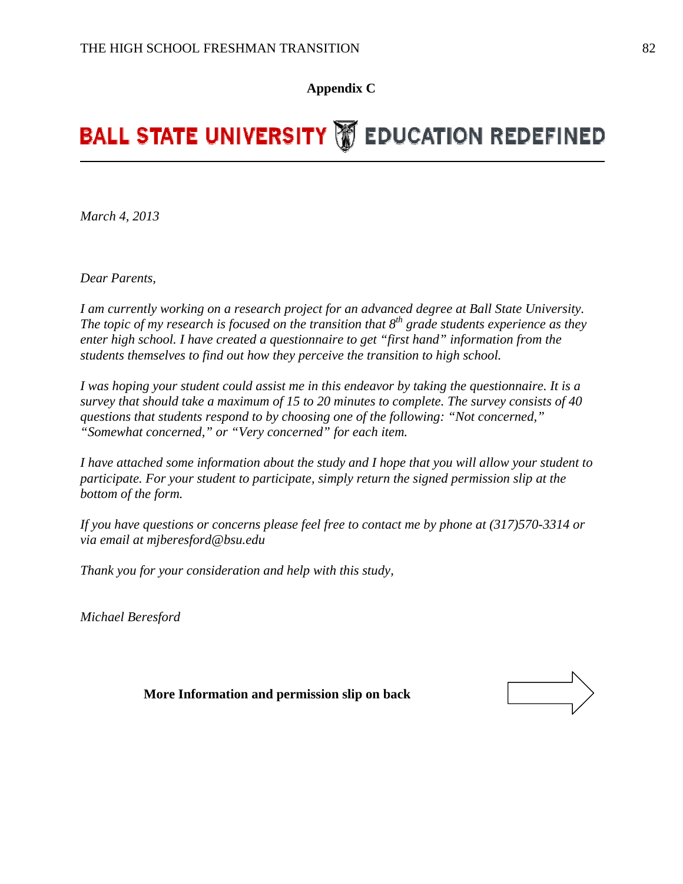## Appendix C

**BALL STATE UNIVERSITY EDUCATION REDEFINED**

*March 4, 2013*

*Dear Parents,*

*I am currently working on a research project for an advanced degree at Ball State University. The topic of my research is focused on the transition that 8th grade students experience as they enter high school. I have created a questionnaire to get "first hand" information from the students themselves to find out how they perceive the transition to high school.*

*I was hoping your student could assist me in this endeavor by taking the questionnaire. It is a survey that should take a maximum of 15 to 20 minutes to complete. The survey consists of 40 questions that students respond to by choosing one of the following: "Not concerned," "Somewhat concerned," or "Very concerned" for each item.*

*I have attached some information about the study and I hope that you will allow your student to participate. For your student to participate, simply return the signed permission slip at the bottom of the form.*

*If you have questions or concerns please feel free to contact me by phone at (317)570-3314 or via email at mjberesford@bsu.edu*

*Thank you for your consideration and help with this study,*

*Michael Beresford*

**More Information and permission slip on back**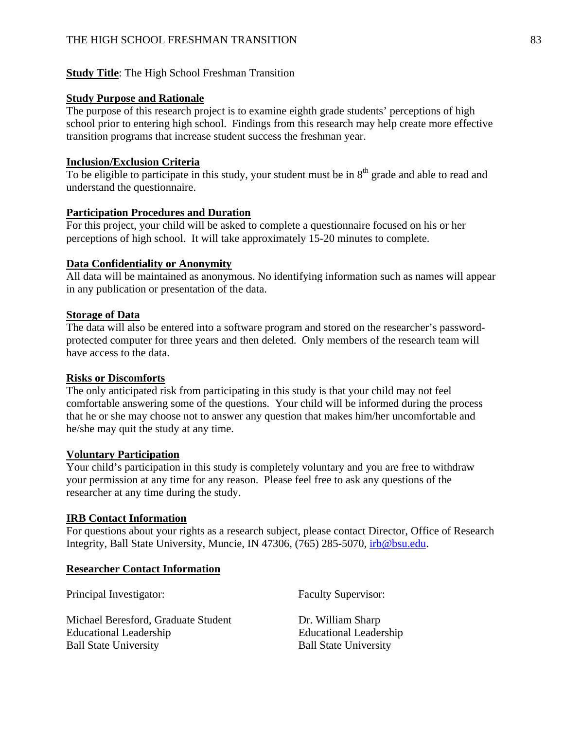**Study Title**: The High School Freshman Transition

**Study Purpose and Rationale**

The purpose of this research project is to examine eighth grade students' perceptions of high school prior to entering high school. Findings from this research may help create more effective transition programs that increase student success the freshman year.

**Inclusion/Exclusion Criteria**

To be eligible to participate in this study, your student must be in 8th grade and able to read and understand the questionnaire.

**Participation Procedures and Duration**

For this project, your child will be asked to complete a questionnaire focused on his or her perceptions of high school. It will take approximately 15-20 minutes to complete.

**Data Confidentiality or Anonymity**

All data will be maintained as anonymous. No identifying information such as names will appear in any publication or presentation of the data.

**Storage of Data**

The data will also be entered into a software program and stored on the researcher's password-protected computer for three years and then deleted. Only members of the research team will have access to the data.

**Risks or Discomforts**

The only anticipated risk from participating in this study is that your child may not feel comfortable answering some of the questions. Your child will be informed during the process that he or she may choose not to answer any question that makes him/her uncomfortable and he/she may quit the study at any time.

**Voluntary Participation**

Your child's participation in this study is completely voluntary and you are free to withdraw your permission at any time for any reason. Please feel free to ask any questions of the researcher at any time during the study.

**IRB Contact Information**

For questions about your rights as a research subject, please contact Director, Office of Research Integrity, Ball State University, Muncie, IN 47306, (765) 285-5070, irb@bsu.edu.

**Researcher Contact Information**

Principal Investigator:

Michael Beresford, Graduate Student
Educational Leadership
Ball State University

Faculty Supervisor:

Dr. William Sharp
Educational Leadership
Ball State University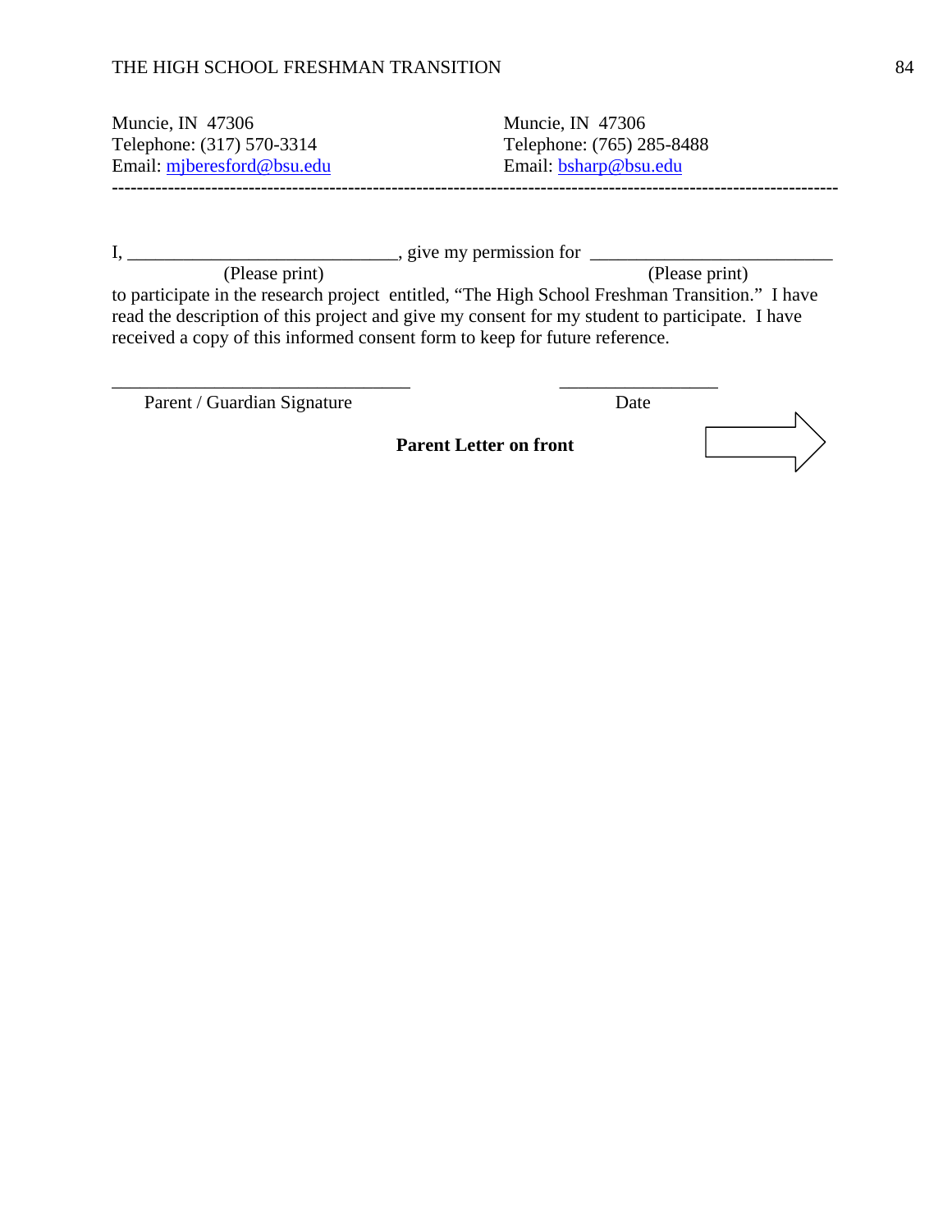| | |
|---|---|
| Muncie, IN 47306 | Muncie, IN 47306 |
| Telephone: (317) 570-3314 | Telephone: (765) 285-8488 |
| Email: mjberesford@bsu.edu | Email: bsharp@bsu.edu |

---

I, ____________________________, give my permission for _________________________
(Please print) (Please print)
to participate in the research project entitled, "The High School Freshman Transition." I have read the description of this project and give my consent for my student to participate. I have received a copy of this informed consent form to keep for future reference.

________________________________ ________________
Parent / Guardian Signature Date

**Parent Letter on front**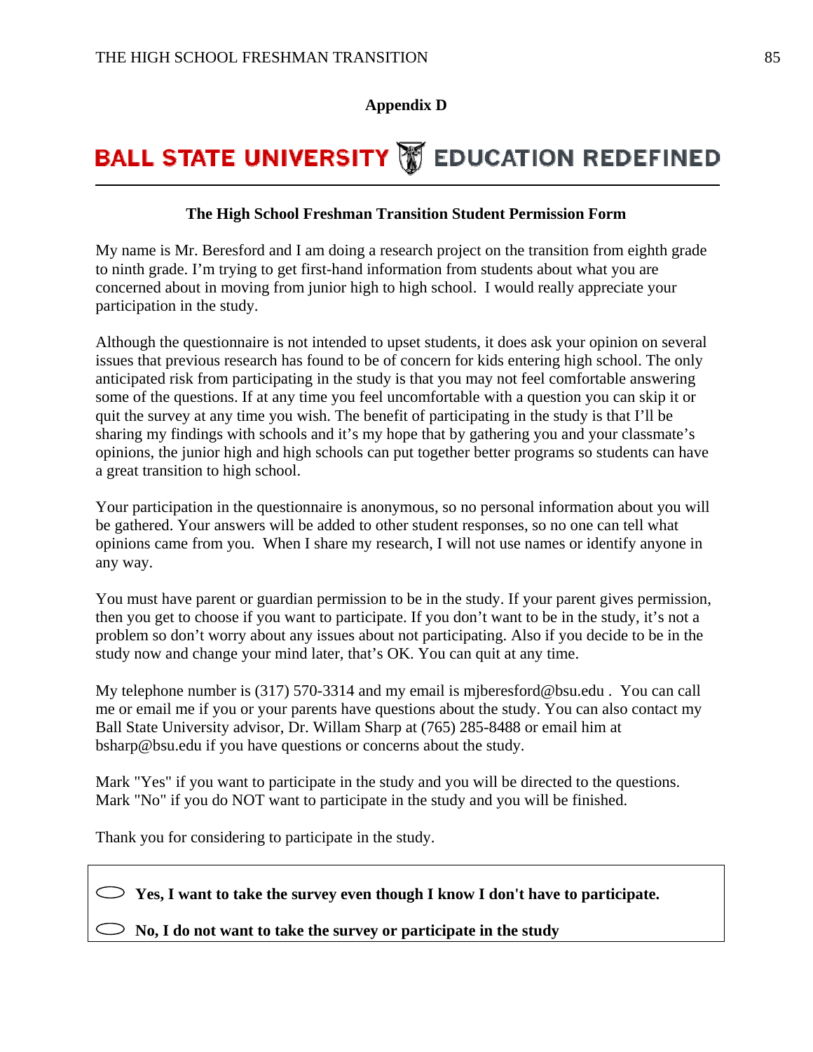## Appendix D

**BALL STATE UNIVERSITY EDUCATION REDEFINED**

---

**The High School Freshman Transition Student Permission Form**

My name is Mr. Beresford and I am doing a research project on the transition from eighth grade to ninth grade. I'm trying to get first-hand information from students about what you are concerned about in moving from junior high to high school. I would really appreciate your participation in the study.

Although the questionnaire is not intended to upset students, it does ask your opinion on several issues that previous research has found to be of concern for kids entering high school. The only anticipated risk from participating in the study is that you may not feel comfortable answering some of the questions. If at any time you feel uncomfortable with a question you can skip it or quit the survey at any time you wish. The benefit of participating in the study is that I'll be sharing my findings with schools and it's my hope that by gathering you and your classmate's opinions, the junior high and high schools can put together better programs so students can have a great transition to high school.

Your participation in the questionnaire is anonymous, so no personal information about you will be gathered. Your answers will be added to other student responses, so no one can tell what opinions came from you. When I share my research, I will not use names or identify anyone in any way.

You must have parent or guardian permission to be in the study. If your parent gives permission, then you get to choose if you want to participate. If you don't want to be in the study, it's not a problem so don't worry about any issues about not participating. Also if you decide to be in the study now and change your mind later, that's OK. You can quit at any time.

My telephone number is (317) 570-3314 and my email is mjberesford@bsu.edu . You can call me or email me if you or your parents have questions about the study. You can also contact my Ball State University advisor, Dr. Willam Sharp at (765) 285-8488 or email him at bsharp@bsu.edu if you have questions or concerns about the study.

Mark "Yes" if you want to participate in the study and you will be directed to the questions. Mark "No" if you do NOT want to participate in the study and you will be finished.

Thank you for considering to participate in the study.

○ **Yes, I want to take the survey even though I know I don't have to participate.**

○ **No, I do not want to take the survey or participate in the study**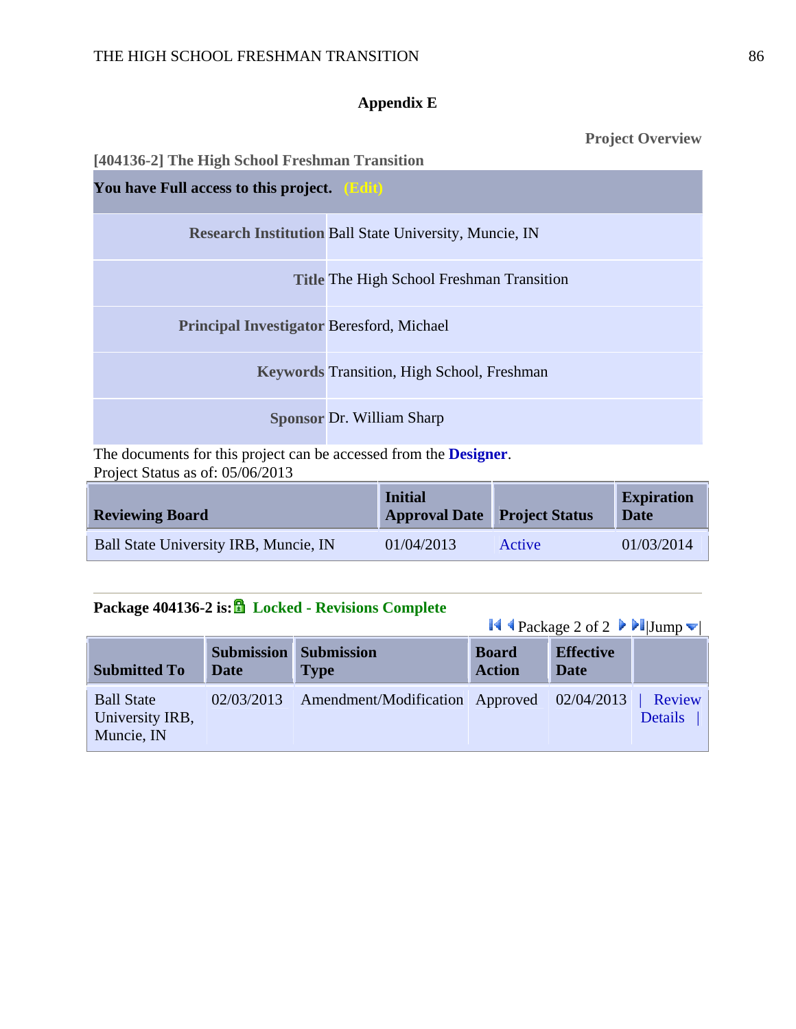## Appendix E

**Project Overview**

**[404136-2] The High School Freshman Transition**

| **You have Full access to this project.** **(Edit)** | |
|---|---|
| **Research Institution** | Ball State University, Muncie, IN |
| **Title** | The High School Freshman Transition |
| **Principal Investigator** | Beresford, Michael |
| **Keywords** | Transition, High School, Freshman |
| **Sponsor** | Dr. William Sharp |

The documents for this project can be accessed from the **Designer**.
Project Status as of: 05/06/2013

| Reviewing Board | Initial Approval Date | Project Status | Expiration Date |
|---|---|---|---|
| Ball State University IRB, Muncie, IN | 01/04/2013 | Active | 01/03/2014 |

**Package 404136-2 is:** **Locked - Revisions Complete**

Package 2 of 2 |Jump|

| Submitted To | Submission Date | Submission Type | Board Action | Effective Date | |
|---|---|---|---|---|---|
| Ball State University IRB, Muncie, IN | 02/03/2013 | Amendment/Modification | Approved | 02/04/2013 | \| Review Details \| |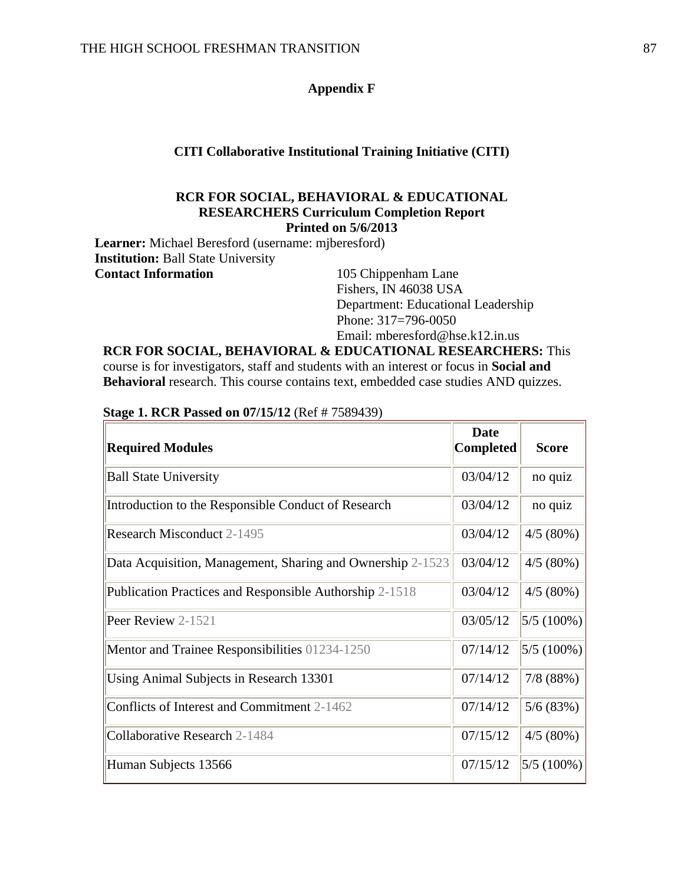# Appendix F

## CITI Collaborative Institutional Training Initiative (CITI)

### RCR FOR SOCIAL, BEHAVIORAL & EDUCATIONAL RESEARCHERS Curriculum Completion Report
### Printed on 5/6/2013

**Learner:** Michael Beresford (username: mjberesford)
**Institution:** Ball State University
**Contact Information**
105 Chippenham Lane
Fishers, IN 46038 USA
Department: Educational Leadership
Phone: 317=796-0050
Email: mberesford@hse.k12.in.us

**RCR FOR SOCIAL, BEHAVIORAL & EDUCATIONAL RESEARCHERS:** This course is for investigators, staff and students with an interest or focus in **Social and Behavioral** research. This course contains text, embedded case studies AND quizzes.

**Stage 1. RCR Passed on 07/15/12** (Ref # 7589439)

| Required Modules | Date Completed | Score |
|---|---|---|
| Ball State University | 03/04/12 | no quiz |
| Introduction to the Responsible Conduct of Research | 03/04/12 | no quiz |
| Research Misconduct 2-1495 | 03/04/12 | 4/5 (80%) |
| Data Acquisition, Management, Sharing and Ownership 2-1523 | 03/04/12 | 4/5 (80%) |
| Publication Practices and Responsible Authorship 2-1518 | 03/04/12 | 4/5 (80%) |
| Peer Review 2-1521 | 03/05/12 | 5/5 (100%) |
| Mentor and Trainee Responsibilities 01234-1250 | 07/14/12 | 5/5 (100%) |
| Using Animal Subjects in Research 13301 | 07/14/12 | 7/8 (88%) |
| Conflicts of Interest and Commitment 2-1462 | 07/14/12 | 5/6 (83%) |
| Collaborative Research 2-1484 | 07/15/12 | 4/5 (80%) |
| Human Subjects 13566 | 07/15/12 | 5/5 (100%) |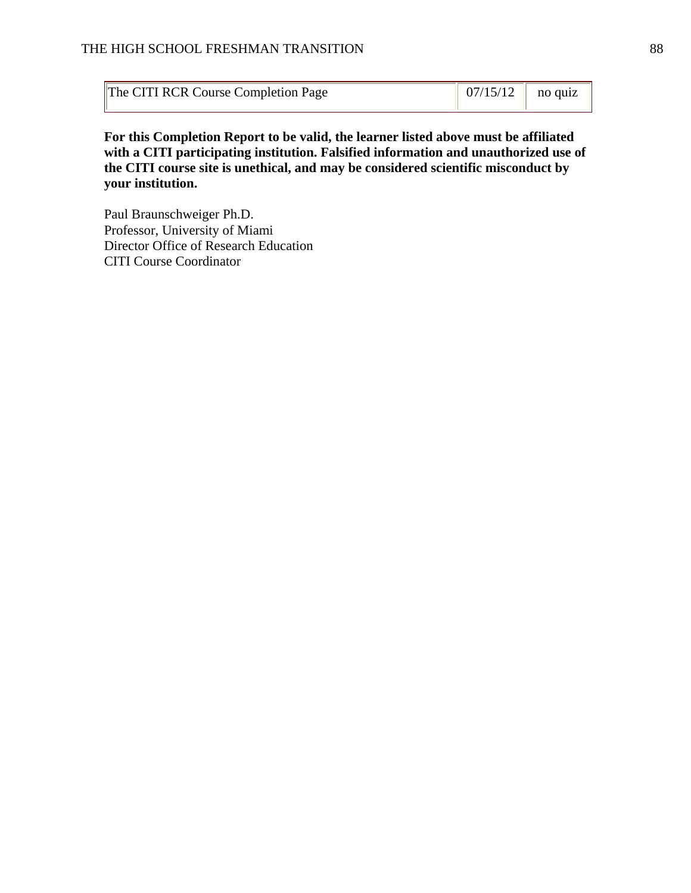| The CITI RCR Course Completion Page | 07/15/12 | no quiz |
|---|---|---|

**For this Completion Report to be valid, the learner listed above must be affiliated with a CITI participating institution. Falsified information and unauthorized use of the CITI course site is unethical, and may be considered scientific misconduct by your institution.**

Paul Braunschweiger Ph.D.
Professor, University of Miami
Director Office of Research Education
CITI Course Coordinator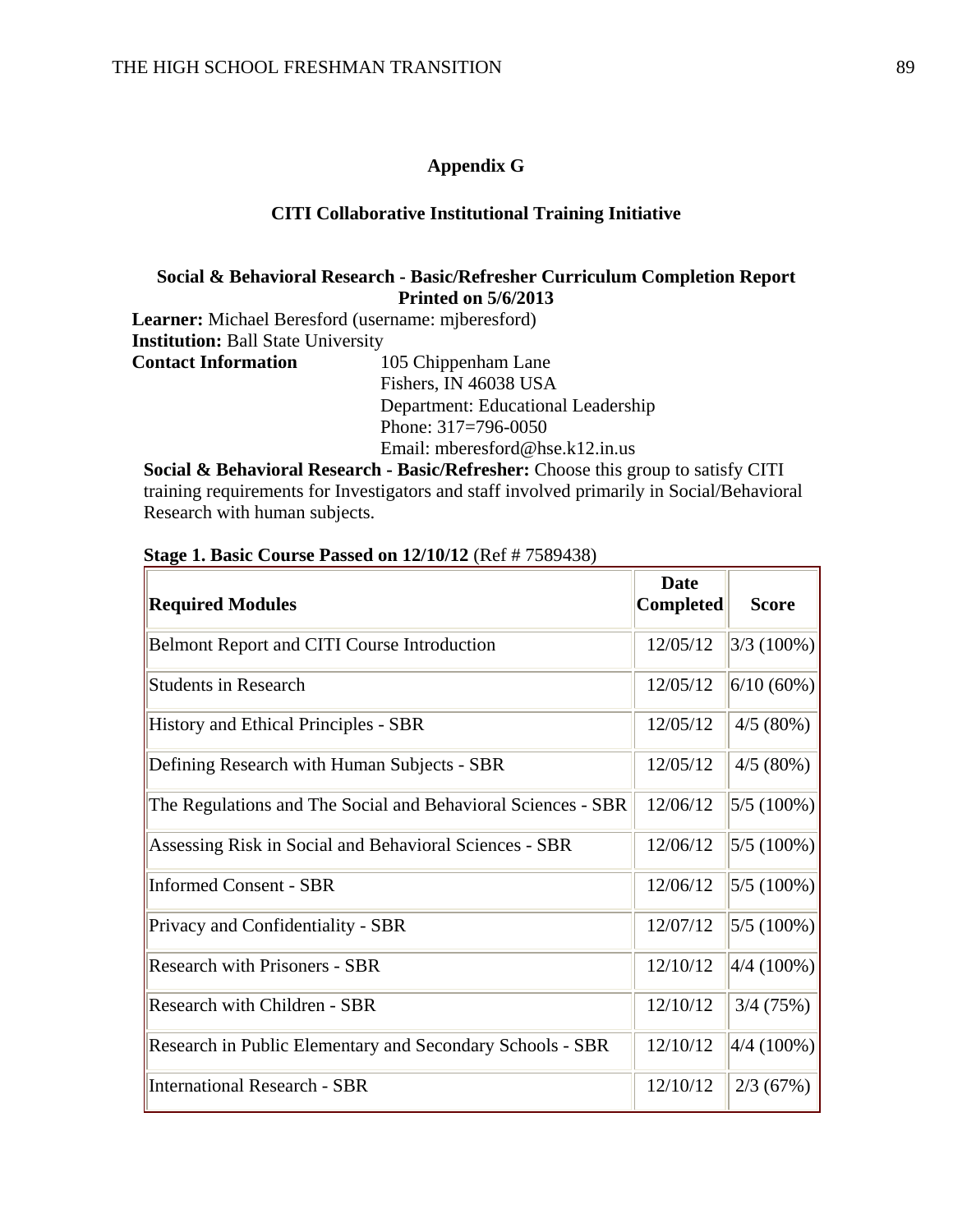## Appendix G

### CITI Collaborative Institutional Training Initiative

**Social & Behavioral Research - Basic/Refresher Curriculum Completion Report**
**Printed on 5/6/2013**

**Learner:** Michael Beresford (username: mjberesford)
**Institution:** Ball State University
**Contact Information**
105 Chippenham Lane
Fishers, IN 46038 USA
Department: Educational Leadership
Phone: 317=796-0050
Email: mberesford@hse.k12.in.us

**Social & Behavioral Research - Basic/Refresher:** Choose this group to satisfy CITI training requirements for Investigators and staff involved primarily in Social/Behavioral Research with human subjects.

**Stage 1. Basic Course Passed on 12/10/12** (Ref # 7589438)

| Required Modules | Date Completed | Score |
|---|---|---|
| Belmont Report and CITI Course Introduction | 12/05/12 | 3/3 (100%) |
| Students in Research | 12/05/12 | 6/10 (60%) |
| History and Ethical Principles - SBR | 12/05/12 | 4/5 (80%) |
| Defining Research with Human Subjects - SBR | 12/05/12 | 4/5 (80%) |
| The Regulations and The Social and Behavioral Sciences - SBR | 12/06/12 | 5/5 (100%) |
| Assessing Risk in Social and Behavioral Sciences - SBR | 12/06/12 | 5/5 (100%) |
| Informed Consent - SBR | 12/06/12 | 5/5 (100%) |
| Privacy and Confidentiality - SBR | 12/07/12 | 5/5 (100%) |
| Research with Prisoners - SBR | 12/10/12 | 4/4 (100%) |
| Research with Children - SBR | 12/10/12 | 3/4 (75%) |
| Research in Public Elementary and Secondary Schools - SBR | 12/10/12 | 4/4 (100%) |
| International Research - SBR | 12/10/12 | 2/3 (67%) |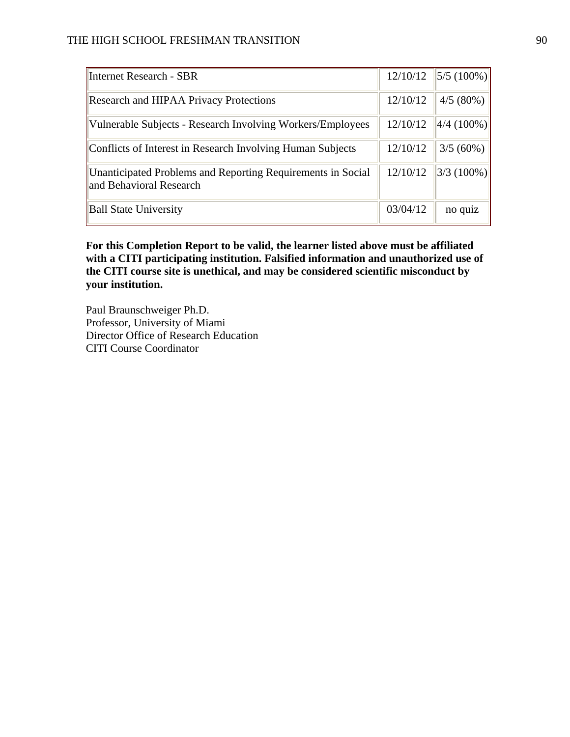| | | |
|---|---|---|
| Internet Research - SBR | 12/10/12 | 5/5 (100%) |
| Research and HIPAA Privacy Protections | 12/10/12 | 4/5 (80%) |
| Vulnerable Subjects - Research Involving Workers/Employees | 12/10/12 | 4/4 (100%) |
| Conflicts of Interest in Research Involving Human Subjects | 12/10/12 | 3/5 (60%) |
| Unanticipated Problems and Reporting Requirements in Social and Behavioral Research | 12/10/12 | 3/3 (100%) |
| Ball State University | 03/04/12 | no quiz |

**For this Completion Report to be valid, the learner listed above must be affiliated with a CITI participating institution. Falsified information and unauthorized use of the CITI course site is unethical, and may be considered scientific misconduct by your institution.**

Paul Braunschweiger Ph.D.
Professor, University of Miami
Director Office of Research Education
CITI Course Coordinator